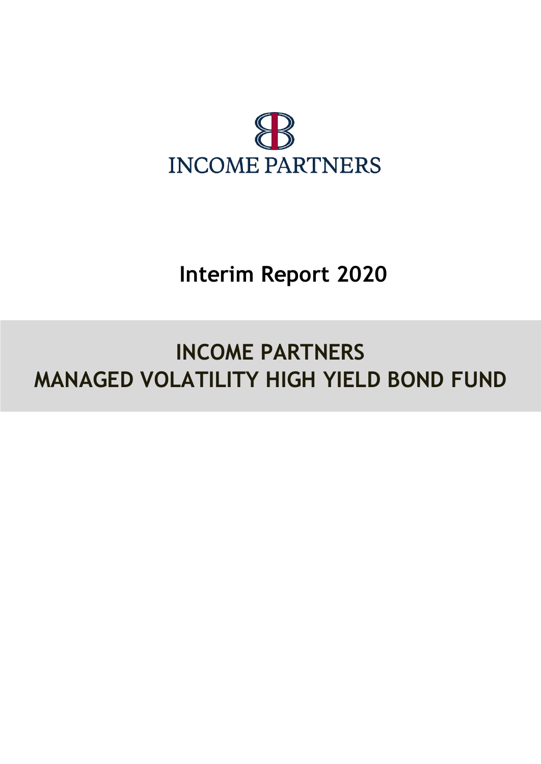INCOME PARTNERS

# Interim Report 2020

# INCOME PARTNERS MANAGED VOLATILITY HIGH YIELD BOND FUND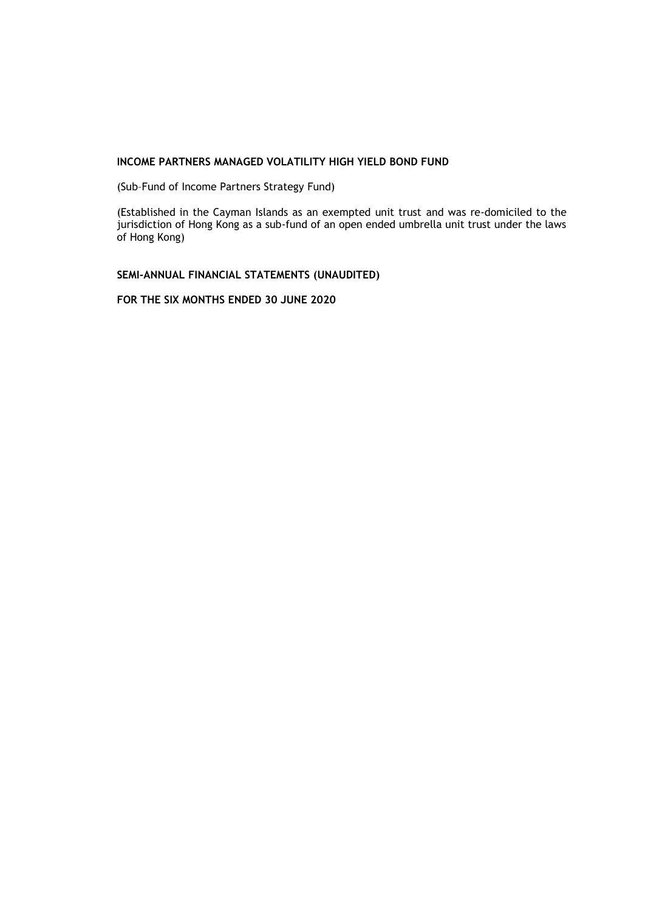**INCOME PARTNERS MANAGED VOLATILITY HIGH YIELD BOND FUND**

(Sub–Fund of Income Partners Strategy Fund)

(Established in the Cayman Islands as an exempted unit trust and was re-domiciled to the jurisdiction of Hong Kong as a sub-fund of an open ended umbrella unit trust under the laws of Hong Kong)

**SEMI-ANNUAL FINANCIAL STATEMENTS (UNAUDITED)**

**FOR THE SIX MONTHS ENDED 30 JUNE 2020**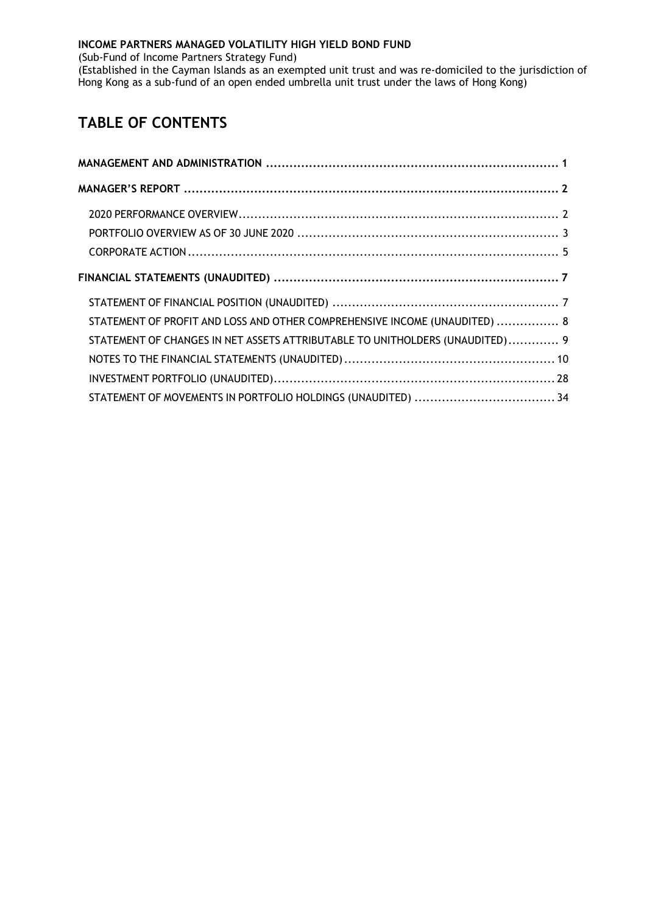**INCOME PARTNERS MANAGED VOLATILITY HIGH YIELD BOND FUND**

(Sub-Fund of Income Partners Strategy Fund)

(Established in the Cayman Islands as an exempted unit trust and was re-domiciled to the jurisdiction of Hong Kong as a sub-fund of an open ended umbrella unit trust under the laws of Hong Kong)

# TABLE OF CONTENTS

**MANAGEMENT AND ADMINISTRATION** ..... 1

**MANAGER'S REPORT** ..... 2

- 2020 PERFORMANCE OVERVIEW ..... 2
- PORTFOLIO OVERVIEW AS OF 30 JUNE 2020 ..... 3
- CORPORATE ACTION ..... 5

**FINANCIAL STATEMENTS (UNAUDITED)** ..... 7

- STATEMENT OF FINANCIAL POSITION (UNAUDITED) ..... 7
- STATEMENT OF PROFIT AND LOSS AND OTHER COMPREHENSIVE INCOME (UNAUDITED) ..... 8
- STATEMENT OF CHANGES IN NET ASSETS ATTRIBUTABLE TO UNITHOLDERS (UNAUDITED) ..... 9
- NOTES TO THE FINANCIAL STATEMENTS (UNAUDITED) ..... 10
- INVESTMENT PORTFOLIO (UNAUDITED) ..... 28
- STATEMENT OF MOVEMENTS IN PORTFOLIO HOLDINGS (UNAUDITED) ..... 34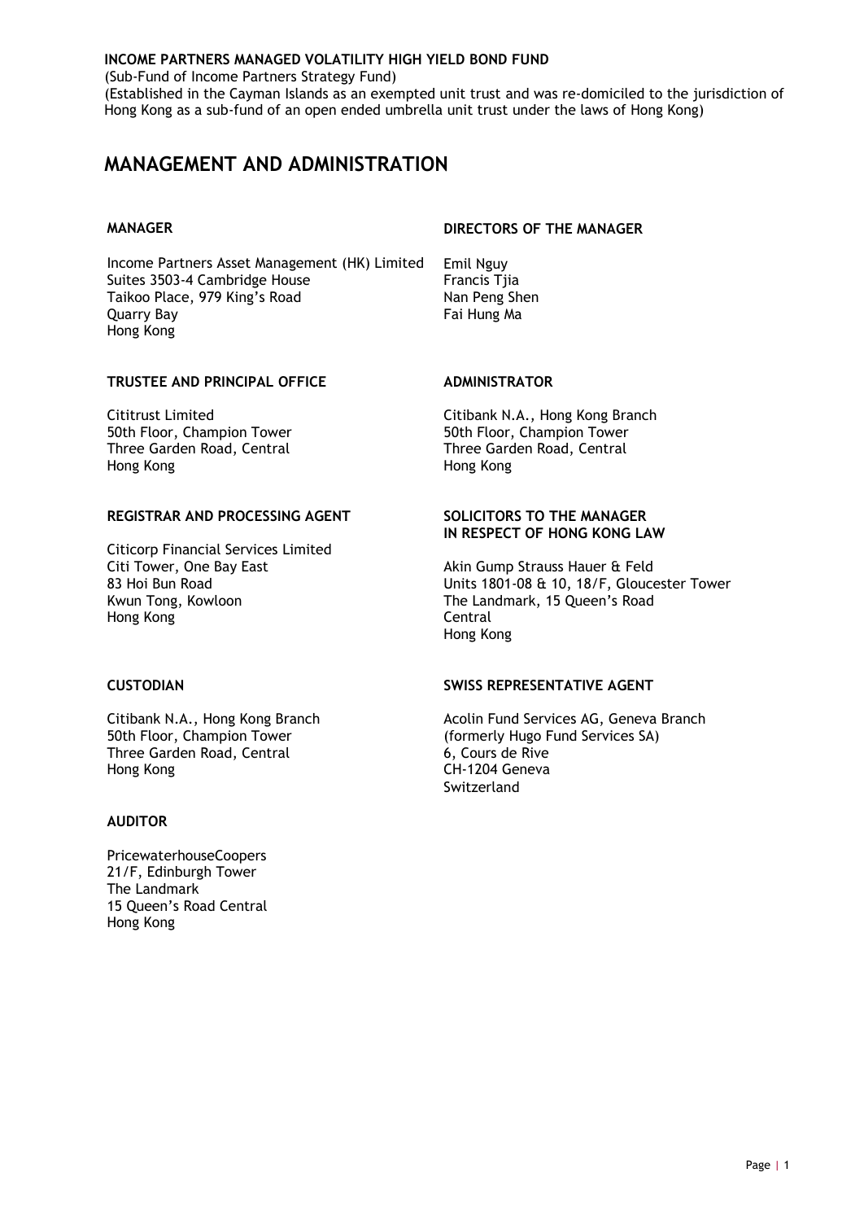**INCOME PARTNERS MANAGED VOLATILITY HIGH YIELD BOND FUND**

(Sub-Fund of Income Partners Strategy Fund)

(Established in the Cayman Islands as an exempted unit trust and was re-domiciled to the jurisdiction of Hong Kong as a sub-fund of an open ended umbrella unit trust under the laws of Hong Kong)

# MANAGEMENT AND ADMINISTRATION

**MANAGER**

Income Partners Asset Management (HK) Limited
Suites 3503-4 Cambridge House
Taikoo Place, 979 King's Road
Quarry Bay
Hong Kong

**DIRECTORS OF THE MANAGER**

Emil Nguy
Francis Tjia
Nan Peng Shen
Fai Hung Ma

**TRUSTEE AND PRINCIPAL OFFICE**

Cititrust Limited
50th Floor, Champion Tower
Three Garden Road, Central
Hong Kong

**ADMINISTRATOR**

Citibank N.A., Hong Kong Branch
50th Floor, Champion Tower
Three Garden Road, Central
Hong Kong

**REGISTRAR AND PROCESSING AGENT**

Citicorp Financial Services Limited
Citi Tower, One Bay East
83 Hoi Bun Road
Kwun Tong, Kowloon
Hong Kong

**SOLICITORS TO THE MANAGER IN RESPECT OF HONG KONG LAW**

Akin Gump Strauss Hauer & Feld
Units 1801-08 & 10, 18/F, Gloucester Tower
The Landmark, 15 Queen's Road
Central
Hong Kong

**CUSTODIAN**

Citibank N.A., Hong Kong Branch
50th Floor, Champion Tower
Three Garden Road, Central
Hong Kong

**SWISS REPRESENTATIVE AGENT**

Acolin Fund Services AG, Geneva Branch
(formerly Hugo Fund Services SA)
6, Cours de Rive
CH-1204 Geneva
Switzerland

**AUDITOR**

PricewaterhouseCoopers
21/F, Edinburgh Tower
The Landmark
15 Queen's Road Central
Hong Kong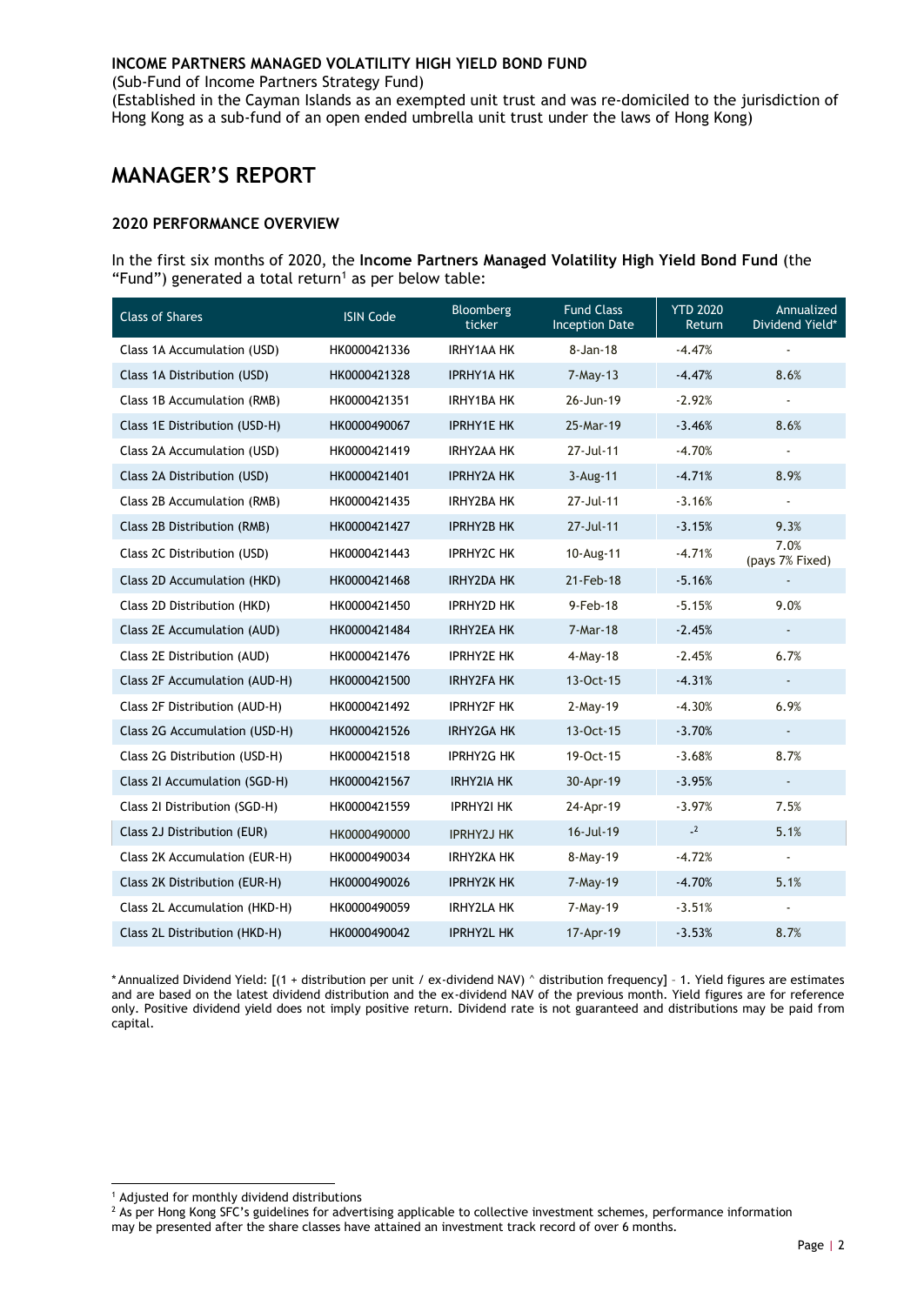**INCOME PARTNERS MANAGED VOLATILITY HIGH YIELD BOND FUND**

(Sub-Fund of Income Partners Strategy Fund)

(Established in the Cayman Islands as an exempted unit trust and was re-domiciled to the jurisdiction of Hong Kong as a sub-fund of an open ended umbrella unit trust under the laws of Hong Kong)

# MANAGER'S REPORT

### 2020 PERFORMANCE OVERVIEW

In the first six months of 2020, the **Income Partners Managed Volatility High Yield Bond Fund** (the "Fund") generated a total return[1] as per below table:

| Class of Shares | ISIN Code | Bloomberg ticker | Fund Class Inception Date | YTD 2020 Return | Annualized Dividend Yield* |
|---|---|---|---|---|---|
| Class 1A Accumulation (USD) | HK0000421336 | IRHY1AA HK | 8-Jan-18 | -4.47% | - |
| Class 1A Distribution (USD) | HK0000421328 | IPRHY1A HK | 7-May-13 | -4.47% | 8.6% |
| Class 1B Accumulation (RMB) | HK0000421351 | IRHY1BA HK | 26-Jun-19 | -2.92% | - |
| Class 1E Distribution (USD-H) | HK0000490067 | IPRHY1E HK | 25-Mar-19 | -3.46% | 8.6% |
| Class 2A Accumulation (USD) | HK0000421419 | IRHY2AA HK | 27-Jul-11 | -4.70% | - |
| Class 2A Distribution (USD) | HK0000421401 | IPRHY2A HK | 3-Aug-11 | -4.71% | 8.9% |
| Class 2B Accumulation (RMB) | HK0000421435 | IRHY2BA HK | 27-Jul-11 | -3.16% | - |
| Class 2B Distribution (RMB) | HK0000421427 | IPRHY2B HK | 27-Jul-11 | -3.15% | 9.3% |
| Class 2C Distribution (USD) | HK0000421443 | IPRHY2C HK | 10-Aug-11 | -4.71% | 7.0% (pays 7% Fixed) |
| Class 2D Accumulation (HKD) | HK0000421468 | IRHY2DA HK | 21-Feb-18 | -5.16% | - |
| Class 2D Distribution (HKD) | HK0000421450 | IPRHY2D HK | 9-Feb-18 | -5.15% | 9.0% |
| Class 2E Accumulation (AUD) | HK0000421484 | IRHY2EA HK | 7-Mar-18 | -2.45% | - |
| Class 2E Distribution (AUD) | HK0000421476 | IPRHY2E HK | 4-May-18 | -2.45% | 6.7% |
| Class 2F Accumulation (AUD-H) | HK0000421500 | IRHY2FA HK | 13-Oct-15 | -4.31% | - |
| Class 2F Distribution (AUD-H) | HK0000421492 | IPRHY2F HK | 2-May-19 | -4.30% | 6.9% |
| Class 2G Accumulation (USD-H) | HK0000421526 | IRHY2GA HK | 13-Oct-15 | -3.70% | - |
| Class 2G Distribution (USD-H) | HK0000421518 | IPRHY2G HK | 19-Oct-15 | -3.68% | 8.7% |
| Class 2I Accumulation (SGD-H) | HK0000421567 | IRHY2IA HK | 30-Apr-19 | -3.95% | - |
| Class 2I Distribution (SGD-H) | HK0000421559 | IPRHY2I HK | 24-Apr-19 | -3.97% | 7.5% |
| Class 2J Distribution (EUR) | HK0000490000 | IPRHY2J HK | 16-Jul-19 | -[2] | 5.1% |
| Class 2K Accumulation (EUR-H) | HK0000490034 | IRHY2KA HK | 8-May-19 | -4.72% | - |
| Class 2K Distribution (EUR-H) | HK0000490026 | IPRHY2K HK | 7-May-19 | -4.70% | 5.1% |
| Class 2L Accumulation (HKD-H) | HK0000490059 | IRHY2LA HK | 7-May-19 | -3.51% | - |
| Class 2L Distribution (HKD-H) | HK0000490042 | IPRHY2L HK | 17-Apr-19 | -3.53% | 8.7% |

* Annualized Dividend Yield: [(1 + distribution per unit / ex-dividend NAV) ^ distribution frequency] – 1. Yield figures are estimates and are based on the latest dividend distribution and the ex-dividend NAV of the previous month. Yield figures are for reference only. Positive dividend yield does not imply positive return. Dividend rate is not guaranteed and distributions may be paid from capital.

[1] Adjusted for monthly dividend distributions

[2] As per Hong Kong SFC's guidelines for advertising applicable to collective investment schemes, performance information may be presented after the share classes have attained an investment track record of over 6 months.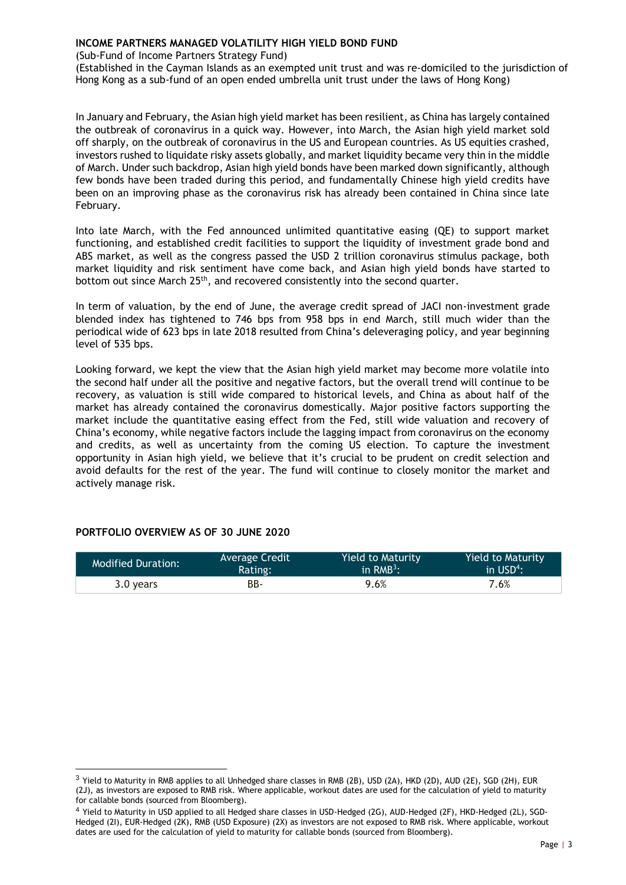**INCOME PARTNERS MANAGED VOLATILITY HIGH YIELD BOND FUND**

(Sub-Fund of Income Partners Strategy Fund)

(Established in the Cayman Islands as an exempted unit trust and was re-domiciled to the jurisdiction of Hong Kong as a sub-fund of an open ended umbrella unit trust under the laws of Hong Kong)

In January and February, the Asian high yield market has been resilient, as China has largely contained the outbreak of coronavirus in a quick way. However, into March, the Asian high yield market sold off sharply, on the outbreak of coronavirus in the US and European countries. As US equities crashed, investors rushed to liquidate risky assets globally, and market liquidity became very thin in the middle of March. Under such backdrop, Asian high yield bonds have been marked down significantly, although few bonds have been traded during this period, and fundamentally Chinese high yield credits have been on an improving phase as the coronavirus risk has already been contained in China since late February.

Into late March, with the Fed announced unlimited quantitative easing (QE) to support market functioning, and established credit facilities to support the liquidity of investment grade bond and ABS market, as well as the congress passed the USD 2 trillion coronavirus stimulus package, both market liquidity and risk sentiment have come back, and Asian high yield bonds have started to bottom out since March 25th, and recovered consistently into the second quarter.

In term of valuation, by the end of June, the average credit spread of JACI non-investment grade blended index has tightened to 746 bps from 958 bps in end March, still much wider than the periodical wide of 623 bps in late 2018 resulted from China's deleveraging policy, and year beginning level of 535 bps.

Looking forward, we kept the view that the Asian high yield market may become more volatile into the second half under all the positive and negative factors, but the overall trend will continue to be recovery, as valuation is still wide compared to historical levels, and China as about half of the market has already contained the coronavirus domestically. Major positive factors supporting the market include the quantitative easing effect from the Fed, still wide valuation and recovery of China's economy, while negative factors include the lagging impact from coronavirus on the economy and credits, as well as uncertainty from the coming US election. To capture the investment opportunity in Asian high yield, we believe that it's crucial to be prudent on credit selection and avoid defaults for the rest of the year. The fund will continue to closely monitor the market and actively manage risk.

**PORTFOLIO OVERVIEW AS OF 30 JUNE 2020**

| Modified Duration: | Average Credit Rating: | Yield to Maturity in RMB[3]: | Yield to Maturity in USD[4]: |
|---|---|---|---|
| 3.0 years | BB- | 9.6% | 7.6% |

[3] Yield to Maturity in RMB applies to all Unhedged share classes in RMB (2B), USD (2A), HKD (2D), AUD (2E), SGD (2H), EUR (2J), as investors are exposed to RMB risk. Where applicable, workout dates are used for the calculation of yield to maturity for callable bonds (sourced from Bloomberg).

[4] Yield to Maturity in USD applied to all Hedged share classes in USD-Hedged (2G), AUD-Hedged (2F), HKD-Hedged (2L), SGD-Hedged (2I), EUR-Hedged (2K), RMB (USD Exposure) (2X) as investors are not exposed to RMB risk. Where applicable, workout dates are used for the calculation of yield to maturity for callable bonds (sourced from Bloomberg).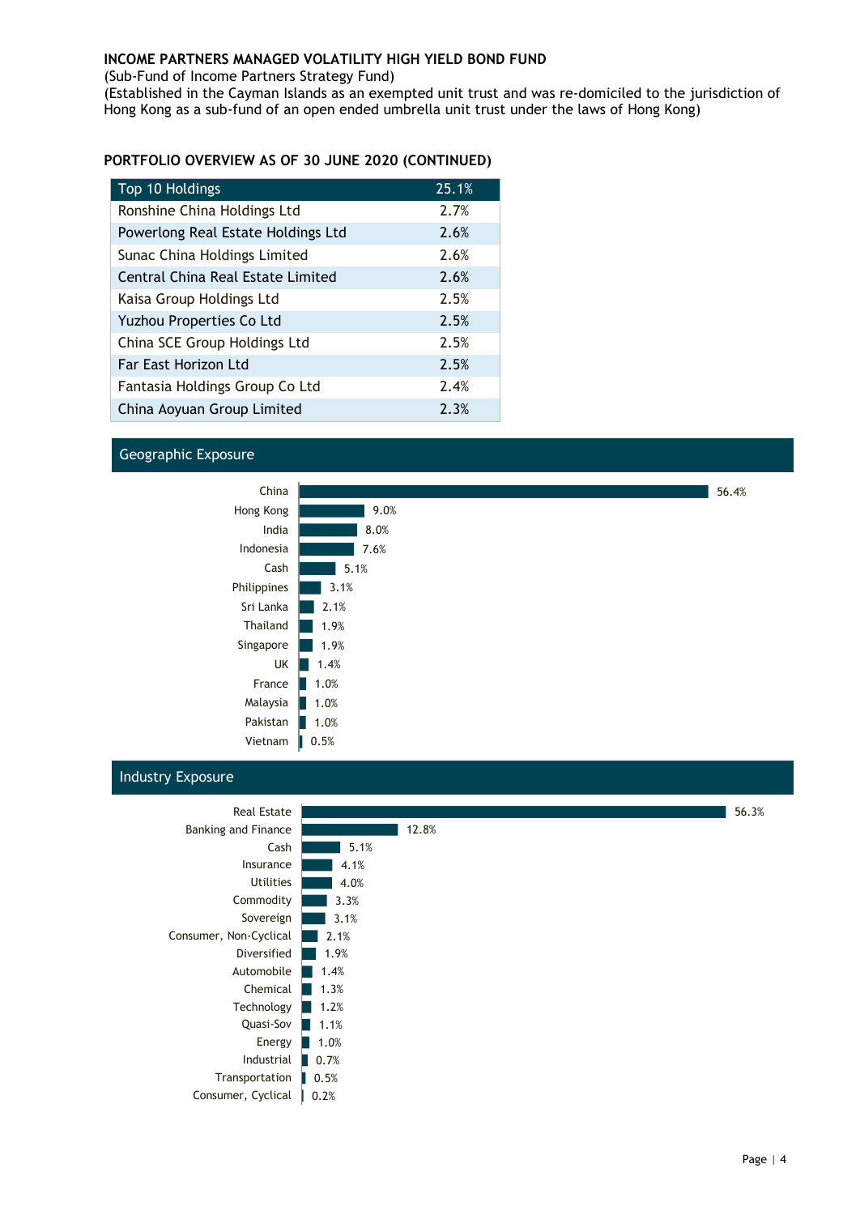**INCOME PARTNERS MANAGED VOLATILITY HIGH YIELD BOND FUND**
(Sub-Fund of Income Partners Strategy Fund)
(Established in the Cayman Islands as an exempted unit trust and was re-domiciled to the jurisdiction of Hong Kong as a sub-fund of an open ended umbrella unit trust under the laws of Hong Kong)

## PORTFOLIO OVERVIEW AS OF 30 JUNE 2020 (CONTINUED)

| Top 10 Holdings | 25.1% |
|---|---|
| Ronshine China Holdings Ltd | 2.7% |
| Powerlong Real Estate Holdings Ltd | 2.6% |
| Sunac China Holdings Limited | 2.6% |
| Central China Real Estate Limited | 2.6% |
| Kaisa Group Holdings Ltd | 2.5% |
| Yuzhou Properties Co Ltd | 2.5% |
| China SCE Group Holdings Ltd | 2.5% |
| Far East Horizon Ltd | 2.5% |
| Fantasia Holdings Group Co Ltd | 2.4% |
| China Aoyuan Group Limited | 2.3% |

### Geographic Exposure

| Country | % |
|---|---|
| China | 56.4% |
| Hong Kong | 9.0% |
| India | 8.0% |
| Indonesia | 7.6% |
| Cash | 5.1% |
| Philippines | 3.1% |
| Sri Lanka | 2.1% |
| Thailand | 1.9% |
| Singapore | 1.9% |
| UK | 1.4% |
| France | 1.0% |
| Malaysia | 1.0% |
| Pakistan | 1.0% |
| Vietnam | 0.5% |

### Industry Exposure

| Industry | % |
|---|---|
| Real Estate | 56.3% |
| Banking and Finance | 12.8% |
| Cash | 5.1% |
| Insurance | 4.1% |
| Utilities | 4.0% |
| Commodity | 3.3% |
| Sovereign | 3.1% |
| Consumer, Non-Cyclical | 2.1% |
| Diversified | 1.9% |
| Automobile | 1.4% |
| Chemical | 1.3% |
| Technology | 1.2% |
| Quasi-Sov | 1.1% |
| Energy | 1.0% |
| Industrial | 0.7% |
| Transportation | 0.5% |
| Consumer, Cyclical | 0.2% |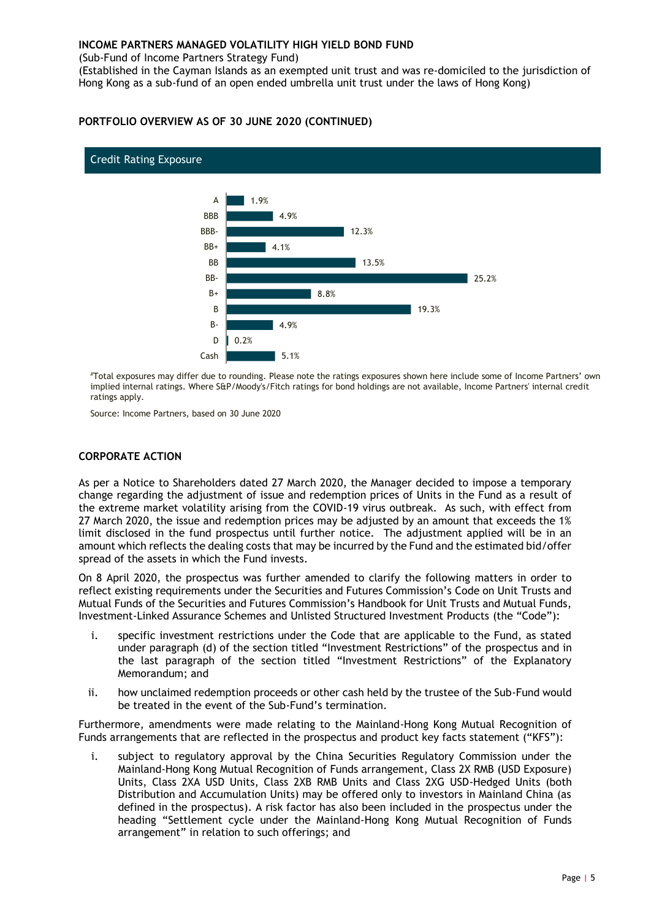**INCOME PARTNERS MANAGED VOLATILITY HIGH YIELD BOND FUND**

(Sub-Fund of Income Partners Strategy Fund)

(Established in the Cayman Islands as an exempted unit trust and was re-domiciled to the jurisdiction of Hong Kong as a sub-fund of an open ended umbrella unit trust under the laws of Hong Kong)

## PORTFOLIO OVERVIEW AS OF 30 JUNE 2020 (CONTINUED)

### Credit Rating Exposure

| Rating | Exposure |
|---|---|
| A | 1.9% |
| BBB | 4.9% |
| BBB- | 12.3% |
| BB+ | 4.1% |
| BB | 13.5% |
| BB- | 25.2% |
| B+ | 8.8% |
| B | 19.3% |
| B- | 4.9% |
| D | 0.2% |
| Cash | 5.1% |

#Total exposures may differ due to rounding. Please note the ratings exposures shown here include some of Income Partners' own implied internal ratings. Where S&P/Moody's/Fitch ratings for bond holdings are not available, Income Partners' internal credit ratings apply.

Source: Income Partners, based on 30 June 2020

## CORPORATE ACTION

As per a Notice to Shareholders dated 27 March 2020, the Manager decided to impose a temporary change regarding the adjustment of issue and redemption prices of Units in the Fund as a result of the extreme market volatility arising from the COVID-19 virus outbreak. As such, with effect from 27 March 2020, the issue and redemption prices may be adjusted by an amount that exceeds the 1% limit disclosed in the fund prospectus until further notice. The adjustment applied will be in an amount which reflects the dealing costs that may be incurred by the Fund and the estimated bid/offer spread of the assets in which the Fund invests.

On 8 April 2020, the prospectus was further amended to clarify the following matters in order to reflect existing requirements under the Securities and Futures Commission's Code on Unit Trusts and Mutual Funds of the Securities and Futures Commission's Handbook for Unit Trusts and Mutual Funds, Investment-Linked Assurance Schemes and Unlisted Structured Investment Products (the "Code"):

i. specific investment restrictions under the Code that are applicable to the Fund, as stated under paragraph (d) of the section titled "Investment Restrictions" of the prospectus and in the last paragraph of the section titled "Investment Restrictions" of the Explanatory Memorandum; and

ii. how unclaimed redemption proceeds or other cash held by the trustee of the Sub-Fund would be treated in the event of the Sub-Fund's termination.

Furthermore, amendments were made relating to the Mainland-Hong Kong Mutual Recognition of Funds arrangements that are reflected in the prospectus and product key facts statement ("KFS"):

i. subject to regulatory approval by the China Securities Regulatory Commission under the Mainland-Hong Kong Mutual Recognition of Funds arrangement, Class 2X RMB (USD Exposure) Units, Class 2XA USD Units, Class 2XB RMB Units and Class 2XG USD-Hedged Units (both Distribution and Accumulation Units) may be offered only to investors in Mainland China (as defined in the prospectus). A risk factor has also been included in the prospectus under the heading "Settlement cycle under the Mainland-Hong Kong Mutual Recognition of Funds arrangement" in relation to such offerings; and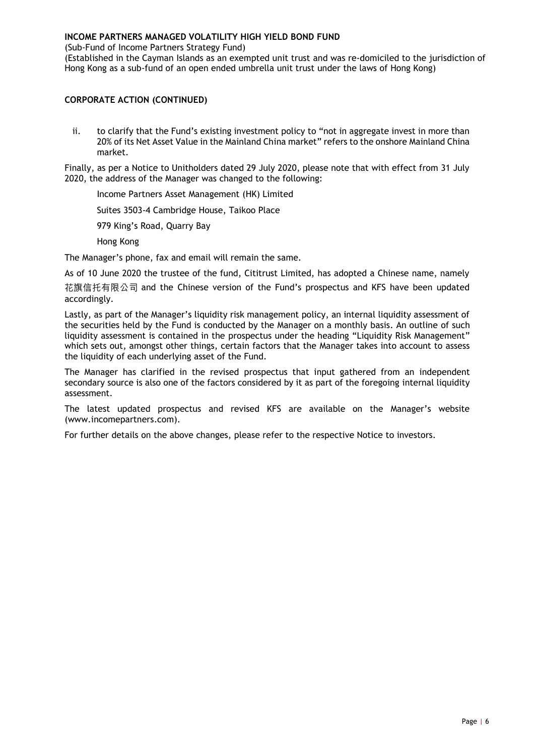**INCOME PARTNERS MANAGED VOLATILITY HIGH YIELD BOND FUND**

(Sub-Fund of Income Partners Strategy Fund)

(Established in the Cayman Islands as an exempted unit trust and was re-domiciled to the jurisdiction of Hong Kong as a sub-fund of an open ended umbrella unit trust under the laws of Hong Kong)

## CORPORATE ACTION (CONTINUED)

ii. to clarify that the Fund's existing investment policy to "not in aggregate invest in more than 20% of its Net Asset Value in the Mainland China market" refers to the onshore Mainland China market.

Finally, as per a Notice to Unitholders dated 29 July 2020, please note that with effect from 31 July 2020, the address of the Manager was changed to the following:

Income Partners Asset Management (HK) Limited

Suites 3503-4 Cambridge House, Taikoo Place

979 King's Road, Quarry Bay

Hong Kong

The Manager's phone, fax and email will remain the same.

As of 10 June 2020 the trustee of the fund, Cititrust Limited, has adopted a Chinese name, namely 花旗信托有限公司 and the Chinese version of the Fund's prospectus and KFS have been updated accordingly.

Lastly, as part of the Manager's liquidity risk management policy, an internal liquidity assessment of the securities held by the Fund is conducted by the Manager on a monthly basis. An outline of such liquidity assessment is contained in the prospectus under the heading "Liquidity Risk Management" which sets out, amongst other things, certain factors that the Manager takes into account to assess the liquidity of each underlying asset of the Fund.

The Manager has clarified in the revised prospectus that input gathered from an independent secondary source is also one of the factors considered by it as part of the foregoing internal liquidity assessment.

The latest updated prospectus and revised KFS are available on the Manager's website (www.incomepartners.com).

For further details on the above changes, please refer to the respective Notice to investors.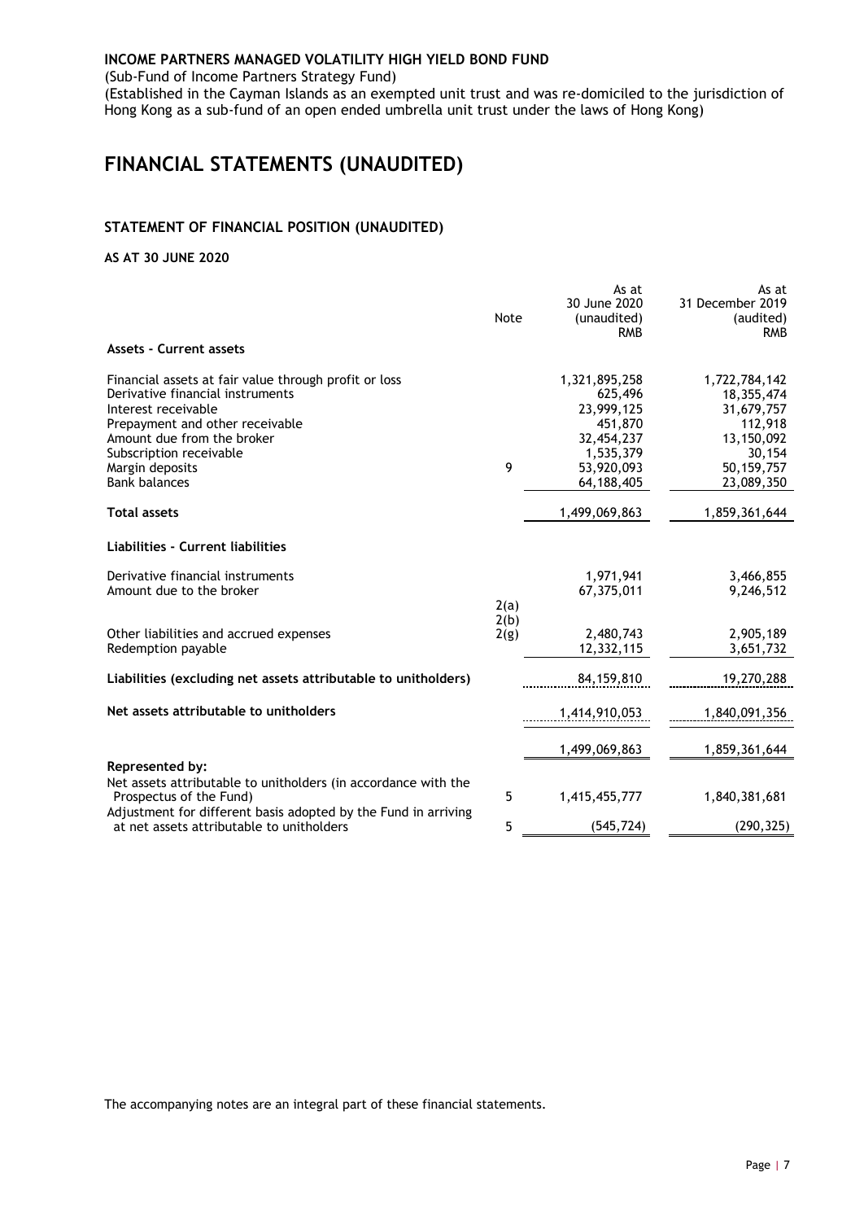**INCOME PARTNERS MANAGED VOLATILITY HIGH YIELD BOND FUND**

(Sub-Fund of Income Partners Strategy Fund)

(Established in the Cayman Islands as an exempted unit trust and was re-domiciled to the jurisdiction of Hong Kong as a sub-fund of an open ended umbrella unit trust under the laws of Hong Kong)

# FINANCIAL STATEMENTS (UNAUDITED)

## STATEMENT OF FINANCIAL POSITION (UNAUDITED)

**AS AT 30 JUNE 2020**

| | Note | As at 30 June 2020 (unaudited) RMB | As at 31 December 2019 (audited) RMB |
|---|---|---|---|
| **Assets - Current assets** | | | |
| Financial assets at fair value through profit or loss | | 1,321,895,258 | 1,722,784,142 |
| Derivative financial instruments | | 625,496 | 18,355,474 |
| Interest receivable | | 23,999,125 | 31,679,757 |
| Prepayment and other receivable | | 451,870 | 112,918 |
| Amount due from the broker | | 32,454,237 | 13,150,092 |
| Subscription receivable | | 1,535,379 | 30,154 |
| Margin deposits | 9 | 53,920,093 | 50,159,757 |
| Bank balances | | 64,188,405 | 23,089,350 |
| **Total assets** | | 1,499,069,863 | 1,859,361,644 |
| **Liabilities - Current liabilities** | | | |
| Derivative financial instruments | | 1,971,941 | 3,466,855 |
| Amount due to the broker | | 67,375,011 | 9,246,512 |
| | 2(a) 2(b) | | |
| Other liabilities and accrued expenses | 2(g) | 2,480,743 | 2,905,189 |
| Redemption payable | | 12,332,115 | 3,651,732 |
| **Liabilities (excluding net assets attributable to unitholders)** | | 84,159,810 | 19,270,288 |
| **Net assets attributable to unitholders** | | 1,414,910,053 | 1,840,091,356 |
| | | 1,499,069,863 | 1,859,361,644 |
| **Represented by:** | | | |
| Net assets attributable to unitholders (in accordance with the Prospectus of the Fund) | 5 | 1,415,455,777 | 1,840,381,681 |
| Adjustment for different basis adopted by the Fund in arriving at net assets attributable to unitholders | 5 | (545,724) | (290,325) |

The accompanying notes are an integral part of these financial statements.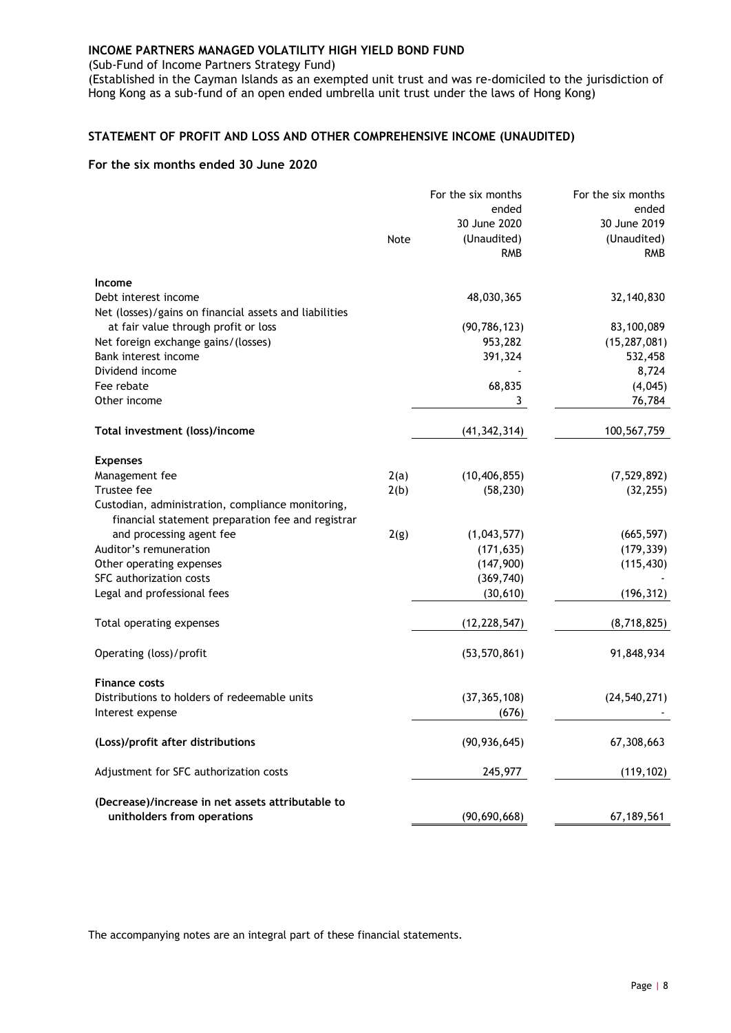**INCOME PARTNERS MANAGED VOLATILITY HIGH YIELD BOND FUND**

(Sub-Fund of Income Partners Strategy Fund)

(Established in the Cayman Islands as an exempted unit trust and was re-domiciled to the jurisdiction of Hong Kong as a sub-fund of an open ended umbrella unit trust under the laws of Hong Kong)

## STATEMENT OF PROFIT AND LOSS AND OTHER COMPREHENSIVE INCOME (UNAUDITED)

### For the six months ended 30 June 2020

| | Note | For the six months ended 30 June 2020 (Unaudited) RMB | For the six months ended 30 June 2019 (Unaudited) RMB |
|---|---|---|---|
| **Income** | | | |
| Debt interest income | | 48,030,365 | 32,140,830 |
| Net (losses)/gains on financial assets and liabilities at fair value through profit or loss | | (90,786,123) | 83,100,089 |
| Net foreign exchange gains/(losses) | | 953,282 | (15,287,081) |
| Bank interest income | | 391,324 | 532,458 |
| Dividend income | | - | 8,724 |
| Fee rebate | | 68,835 | (4,045) |
| Other income | | 3 | 76,784 |
| **Total investment (loss)/income** | | (41,342,314) | 100,567,759 |
| **Expenses** | | | |
| Management fee | 2(a) | (10,406,855) | (7,529,892) |
| Trustee fee | 2(b) | (58,230) | (32,255) |
| Custodian, administration, compliance monitoring, financial statement preparation fee and registrar and processing agent fee | 2(g) | (1,043,577) | (665,597) |
| Auditor's remuneration | | (171,635) | (179,339) |
| Other operating expenses | | (147,900) | (115,430) |
| SFC authorization costs | | (369,740) | - |
| Legal and professional fees | | (30,610) | (196,312) |
| Total operating expenses | | (12,228,547) | (8,718,825) |
| Operating (loss)/profit | | (53,570,861) | 91,848,934 |
| **Finance costs** | | | |
| Distributions to holders of redeemable units | | (37,365,108) | (24,540,271) |
| Interest expense | | (676) | - |
| **(Loss)/profit after distributions** | | (90,936,645) | 67,308,663 |
| Adjustment for SFC authorization costs | | 245,977 | (119,102) |
| **(Decrease)/increase in net assets attributable to unitholders from operations** | | (90,690,668) | 67,189,561 |

The accompanying notes are an integral part of these financial statements.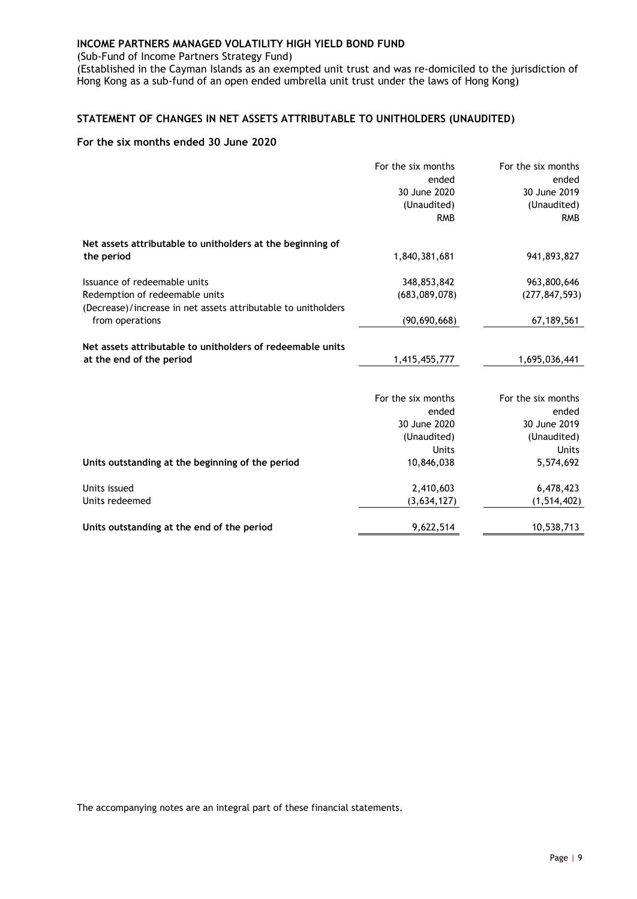**INCOME PARTNERS MANAGED VOLATILITY HIGH YIELD BOND FUND**

(Sub-Fund of Income Partners Strategy Fund)

(Established in the Cayman Islands as an exempted unit trust and was re-domiciled to the jurisdiction of Hong Kong as a sub-fund of an open ended umbrella unit trust under the laws of Hong Kong)

## STATEMENT OF CHANGES IN NET ASSETS ATTRIBUTABLE TO UNITHOLDERS (UNAUDITED)

### For the six months ended 30 June 2020

| | For the six months ended 30 June 2020 (Unaudited) RMB | For the six months ended 30 June 2019 (Unaudited) RMB |
|---|---|---|
| **Net assets attributable to unitholders at the beginning of the period** | 1,840,381,681 | 941,893,827 |
| Issuance of redeemable units | 348,853,842 | 963,800,646 |
| Redemption of redeemable units | (683,089,078) | (277,847,593) |
| (Decrease)/increase in net assets attributable to unitholders from operations | (90,690,668) | 67,189,561 |
| **Net assets attributable to unitholders of redeemable units at the end of the period** | 1,415,455,777 | 1,695,036,441 |

| | For the six months ended 30 June 2020 (Unaudited) Units | For the six months ended 30 June 2019 (Unaudited) Units |
|---|---|---|
| **Units outstanding at the beginning of the period** | 10,846,038 | 5,574,692 |
| Units issued | 2,410,603 | 6,478,423 |
| Units redeemed | (3,634,127) | (1,514,402) |
| **Units outstanding at the end of the period** | 9,622,514 | 10,538,713 |

The accompanying notes are an integral part of these financial statements.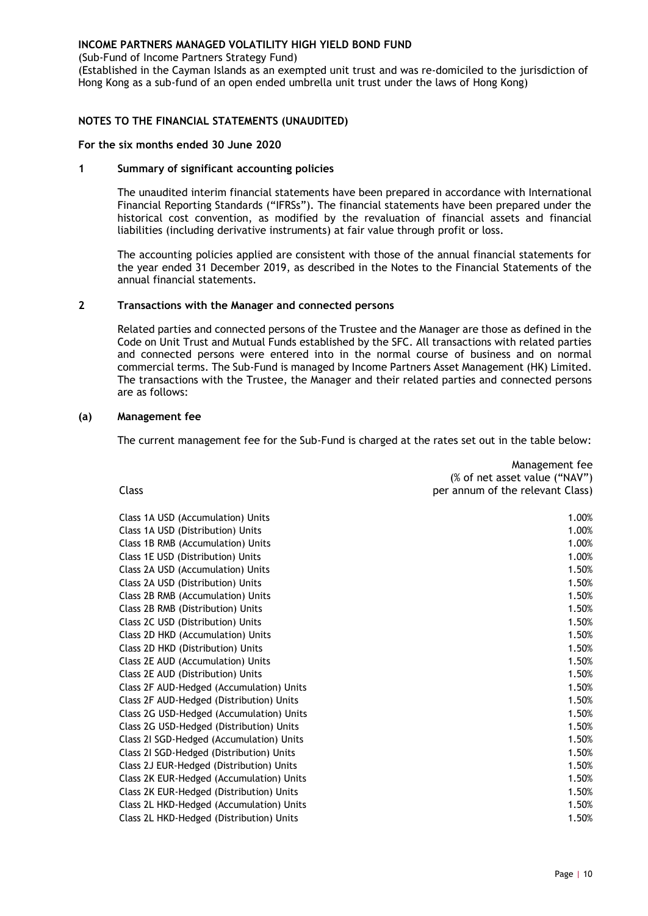**INCOME PARTNERS MANAGED VOLATILITY HIGH YIELD BOND FUND**

(Sub-Fund of Income Partners Strategy Fund)

(Established in the Cayman Islands as an exempted unit trust and was re-domiciled to the jurisdiction of Hong Kong as a sub-fund of an open ended umbrella unit trust under the laws of Hong Kong)

## NOTES TO THE FINANCIAL STATEMENTS (UNAUDITED)

**For the six months ended 30 June 2020**

### 1 Summary of significant accounting policies

The unaudited interim financial statements have been prepared in accordance with International Financial Reporting Standards ("IFRSs"). The financial statements have been prepared under the historical cost convention, as modified by the revaluation of financial assets and financial liabilities (including derivative instruments) at fair value through profit or loss.

The accounting policies applied are consistent with those of the annual financial statements for the year ended 31 December 2019, as described in the Notes to the Financial Statements of the annual financial statements.

### 2 Transactions with the Manager and connected persons

Related parties and connected persons of the Trustee and the Manager are those as defined in the Code on Unit Trust and Mutual Funds established by the SFC. All transactions with related parties and connected persons were entered into in the normal course of business and on normal commercial terms. The Sub-Fund is managed by Income Partners Asset Management (HK) Limited. The transactions with the Trustee, the Manager and their related parties and connected persons are as follows:

#### (a) Management fee

The current management fee for the Sub-Fund is charged at the rates set out in the table below:

| Class | Management fee (% of net asset value ("NAV") per annum of the relevant Class) |
|---|---|
| Class 1A USD (Accumulation) Units | 1.00% |
| Class 1A USD (Distribution) Units | 1.00% |
| Class 1B RMB (Accumulation) Units | 1.00% |
| Class 1E USD (Distribution) Units | 1.00% |
| Class 2A USD (Accumulation) Units | 1.50% |
| Class 2A USD (Distribution) Units | 1.50% |
| Class 2B RMB (Accumulation) Units | 1.50% |
| Class 2B RMB (Distribution) Units | 1.50% |
| Class 2C USD (Distribution) Units | 1.50% |
| Class 2D HKD (Accumulation) Units | 1.50% |
| Class 2D HKD (Distribution) Units | 1.50% |
| Class 2E AUD (Accumulation) Units | 1.50% |
| Class 2E AUD (Distribution) Units | 1.50% |
| Class 2F AUD-Hedged (Accumulation) Units | 1.50% |
| Class 2F AUD-Hedged (Distribution) Units | 1.50% |
| Class 2G USD-Hedged (Accumulation) Units | 1.50% |
| Class 2G USD-Hedged (Distribution) Units | 1.50% |
| Class 2I SGD-Hedged (Accumulation) Units | 1.50% |
| Class 2I SGD-Hedged (Distribution) Units | 1.50% |
| Class 2J EUR-Hedged (Distribution) Units | 1.50% |
| Class 2K EUR-Hedged (Accumulation) Units | 1.50% |
| Class 2K EUR-Hedged (Distribution) Units | 1.50% |
| Class 2L HKD-Hedged (Accumulation) Units | 1.50% |
| Class 2L HKD-Hedged (Distribution) Units | 1.50% |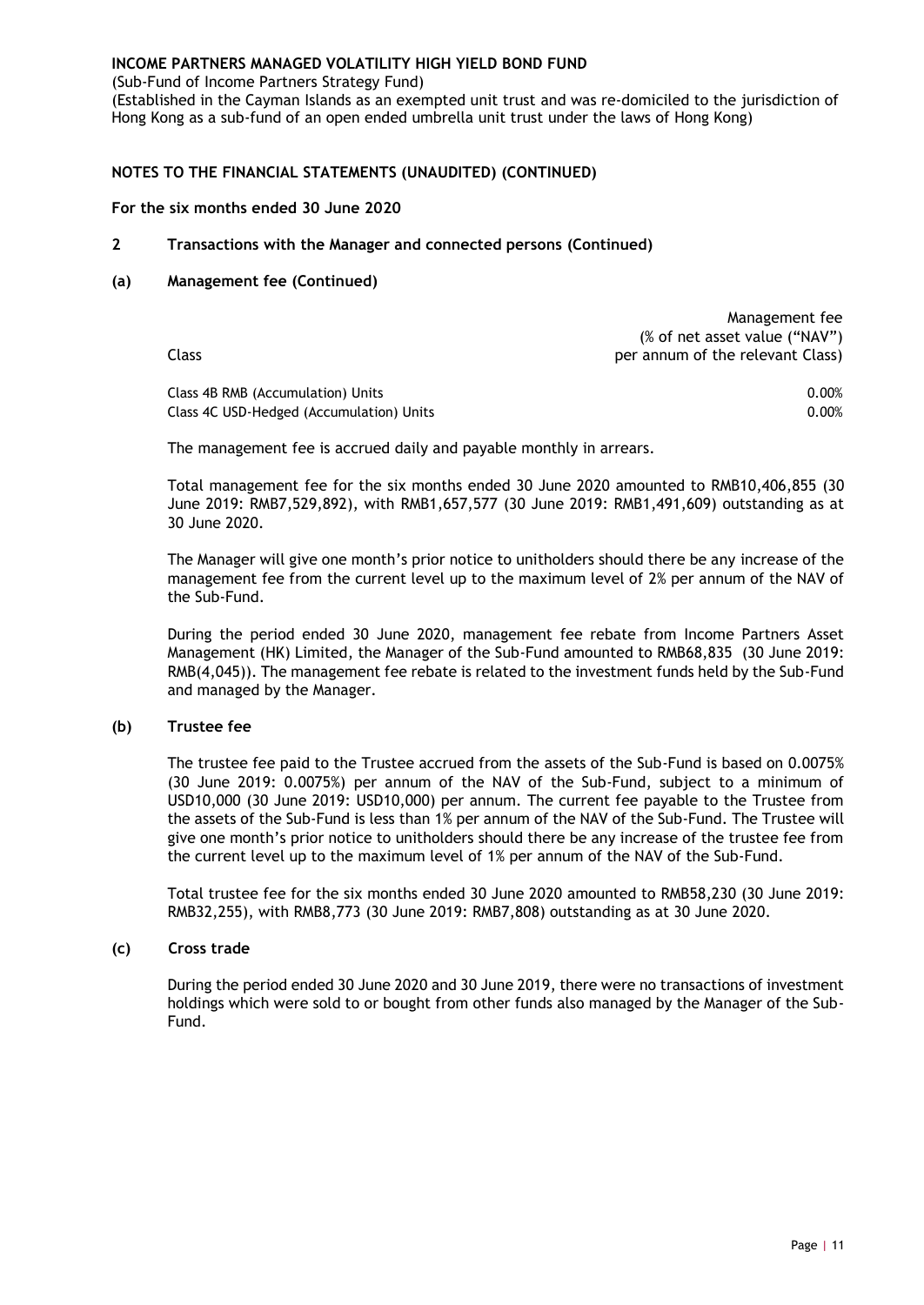**INCOME PARTNERS MANAGED VOLATILITY HIGH YIELD BOND FUND**

(Sub-Fund of Income Partners Strategy Fund)

(Established in the Cayman Islands as an exempted unit trust and was re-domiciled to the jurisdiction of Hong Kong as a sub-fund of an open ended umbrella unit trust under the laws of Hong Kong)

**NOTES TO THE FINANCIAL STATEMENTS (UNAUDITED) (CONTINUED)**

**For the six months ended 30 June 2020**

**2 Transactions with the Manager and connected persons (Continued)**

**(a) Management fee (Continued)**

| Class | Management fee (% of net asset value ("NAV") per annum of the relevant Class) |
|---|---|
| Class 4B RMB (Accumulation) Units | 0.00% |
| Class 4C USD-Hedged (Accumulation) Units | 0.00% |

The management fee is accrued daily and payable monthly in arrears.

Total management fee for the six months ended 30 June 2020 amounted to RMB10,406,855 (30 June 2019: RMB7,529,892), with RMB1,657,577 (30 June 2019: RMB1,491,609) outstanding as at 30 June 2020.

The Manager will give one month's prior notice to unitholders should there be any increase of the management fee from the current level up to the maximum level of 2% per annum of the NAV of the Sub-Fund.

During the period ended 30 June 2020, management fee rebate from Income Partners Asset Management (HK) Limited, the Manager of the Sub-Fund amounted to RMB68,835 (30 June 2019: RMB(4,045)). The management fee rebate is related to the investment funds held by the Sub-Fund and managed by the Manager.

**(b) Trustee fee**

The trustee fee paid to the Trustee accrued from the assets of the Sub-Fund is based on 0.0075% (30 June 2019: 0.0075%) per annum of the NAV of the Sub-Fund, subject to a minimum of USD10,000 (30 June 2019: USD10,000) per annum. The current fee payable to the Trustee from the assets of the Sub-Fund is less than 1% per annum of the NAV of the Sub-Fund. The Trustee will give one month's prior notice to unitholders should there be any increase of the trustee fee from the current level up to the maximum level of 1% per annum of the NAV of the Sub-Fund.

Total trustee fee for the six months ended 30 June 2020 amounted to RMB58,230 (30 June 2019: RMB32,255), with RMB8,773 (30 June 2019: RMB7,808) outstanding as at 30 June 2020.

**(c) Cross trade**

During the period ended 30 June 2020 and 30 June 2019, there were no transactions of investment holdings which were sold to or bought from other funds also managed by the Manager of the Sub-Fund.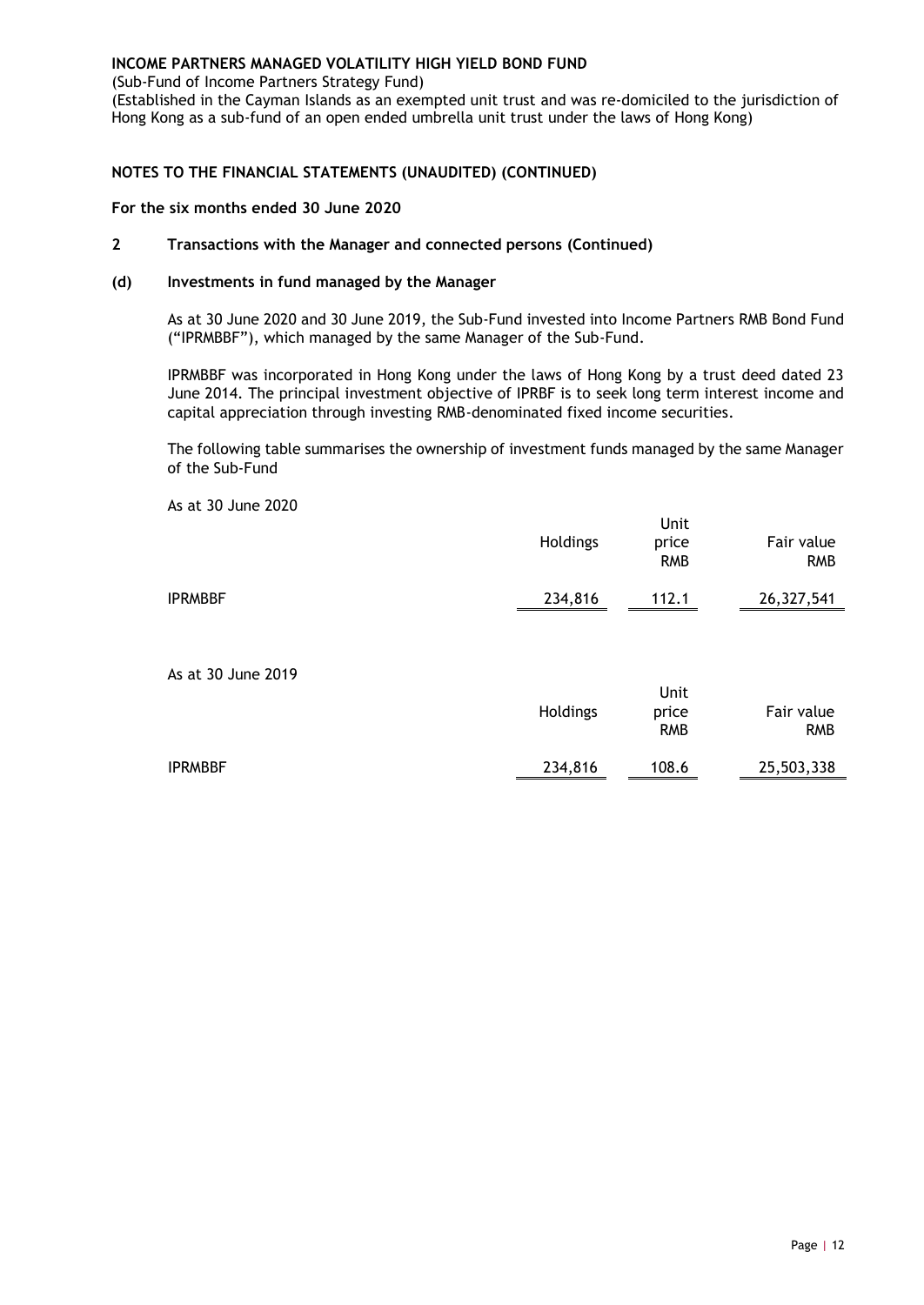**INCOME PARTNERS MANAGED VOLATILITY HIGH YIELD BOND FUND**

(Sub-Fund of Income Partners Strategy Fund)

(Established in the Cayman Islands as an exempted unit trust and was re-domiciled to the jurisdiction of Hong Kong as a sub-fund of an open ended umbrella unit trust under the laws of Hong Kong)

**NOTES TO THE FINANCIAL STATEMENTS (UNAUDITED) (CONTINUED)**

**For the six months ended 30 June 2020**

## 2 Transactions with the Manager and connected persons (Continued)

### (d) Investments in fund managed by the Manager

As at 30 June 2020 and 30 June 2019, the Sub-Fund invested into Income Partners RMB Bond Fund ("IPRMBBF"), which managed by the same Manager of the Sub-Fund.

IPRMBBF was incorporated in Hong Kong under the laws of Hong Kong by a trust deed dated 23 June 2014. The principal investment objective of IPRBF is to seek long term interest income and capital appreciation through investing RMB-denominated fixed income securities.

The following table summarises the ownership of investment funds managed by the same Manager of the Sub-Fund

As at 30 June 2020

| | Holdings | Unit price RMB | Fair value RMB |
|---|---|---|---|
| IPRMBBF | 234,816 | 112.1 | 26,327,541 |

As at 30 June 2019

| | Holdings | Unit price RMB | Fair value RMB |
|---|---|---|---|
| IPRMBBF | 234,816 | 108.6 | 25,503,338 |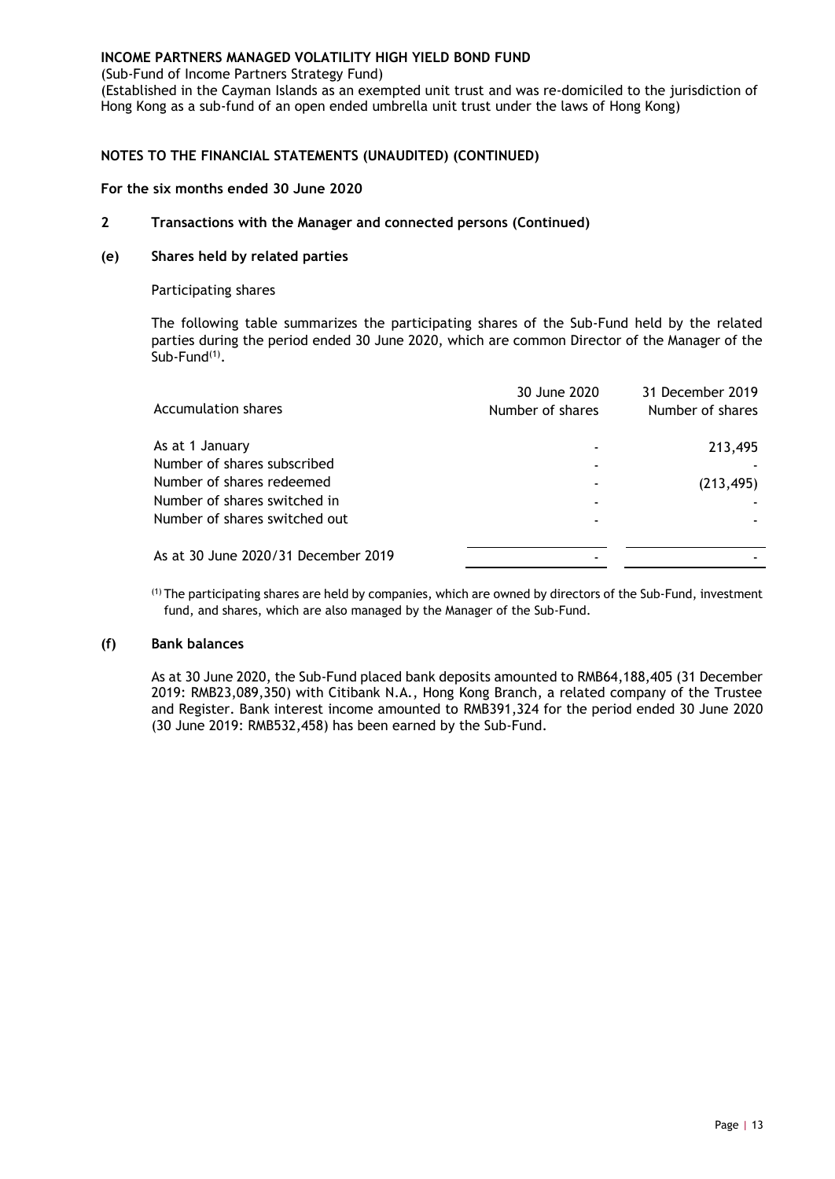**INCOME PARTNERS MANAGED VOLATILITY HIGH YIELD BOND FUND**

(Sub-Fund of Income Partners Strategy Fund)

(Established in the Cayman Islands as an exempted unit trust and was re-domiciled to the jurisdiction of Hong Kong as a sub-fund of an open ended umbrella unit trust under the laws of Hong Kong)

**NOTES TO THE FINANCIAL STATEMENTS (UNAUDITED) (CONTINUED)**

**For the six months ended 30 June 2020**

**2 Transactions with the Manager and connected persons (Continued)**

**(e) Shares held by related parties**

Participating shares

The following table summarizes the participating shares of the Sub-Fund held by the related parties during the period ended 30 June 2020, which are common Director of the Manager of the Sub-Fund[(1)].

| Accumulation shares | 30 June 2020 Number of shares | 31 December 2019 Number of shares |
|---|---|---|
| As at 1 January | - | 213,495 |
| Number of shares subscribed | - | - |
| Number of shares redeemed | - | (213,495) |
| Number of shares switched in | - | - |
| Number of shares switched out | - | - |
| As at 30 June 2020/31 December 2019 | - | - |

[(1)] The participating shares are held by companies, which are owned by directors of the Sub-Fund, investment fund, and shares, which are also managed by the Manager of the Sub-Fund.

**(f) Bank balances**

As at 30 June 2020, the Sub-Fund placed bank deposits amounted to RMB64,188,405 (31 December 2019: RMB23,089,350) with Citibank N.A., Hong Kong Branch, a related company of the Trustee and Register. Bank interest income amounted to RMB391,324 for the period ended 30 June 2020 (30 June 2019: RMB532,458) has been earned by the Sub-Fund.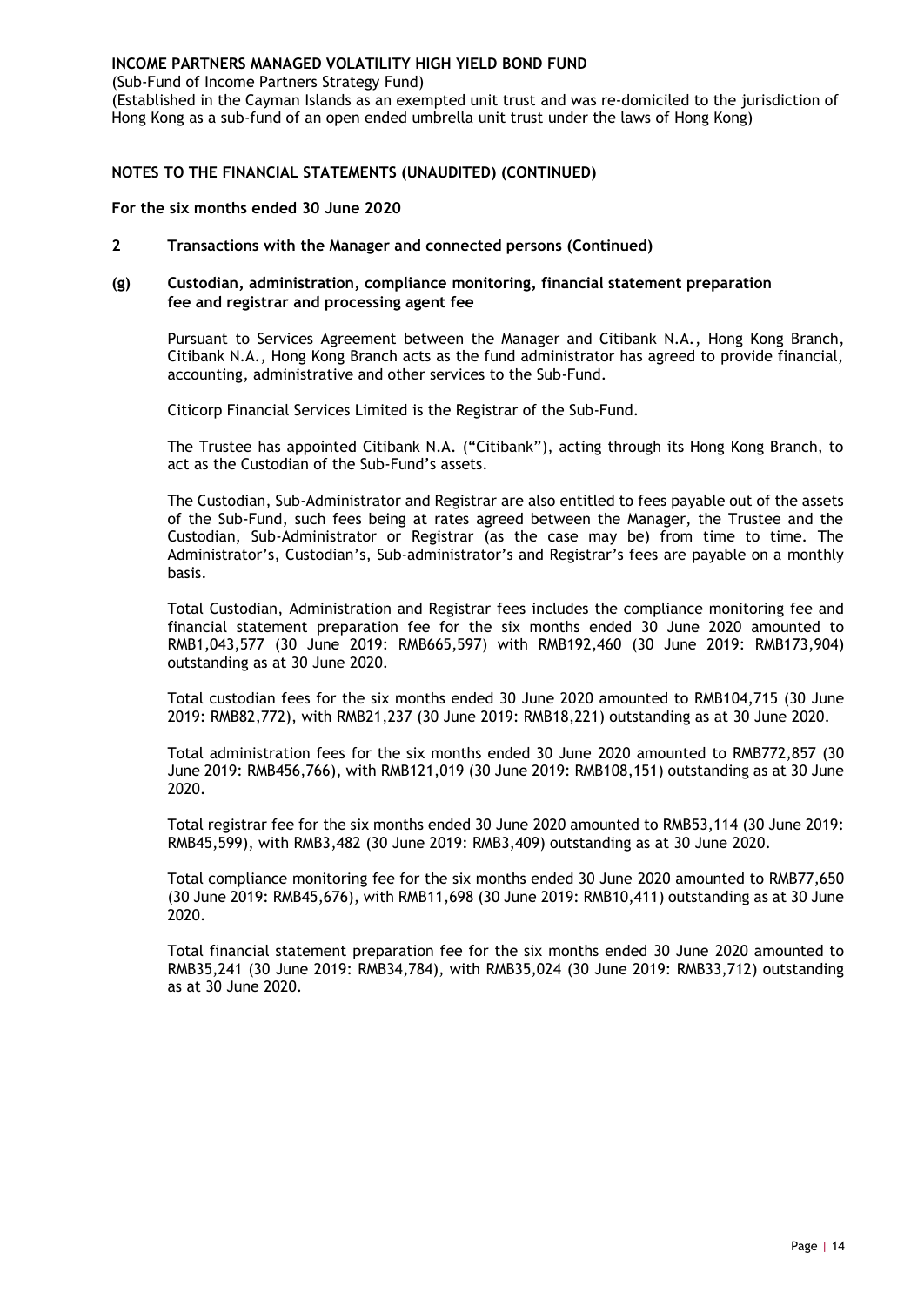**NOTES TO THE FINANCIAL STATEMENTS (UNAUDITED) (CONTINUED)**

**For the six months ended 30 June 2020**

**2 Transactions with the Manager and connected persons (Continued)**

**(g) Custodian, administration, compliance monitoring, financial statement preparation fee and registrar and processing agent fee**

Pursuant to Services Agreement between the Manager and Citibank N.A., Hong Kong Branch, Citibank N.A., Hong Kong Branch acts as the fund administrator has agreed to provide financial, accounting, administrative and other services to the Sub-Fund.

Citicorp Financial Services Limited is the Registrar of the Sub-Fund.

The Trustee has appointed Citibank N.A. ("Citibank"), acting through its Hong Kong Branch, to act as the Custodian of the Sub-Fund's assets.

The Custodian, Sub-Administrator and Registrar are also entitled to fees payable out of the assets of the Sub-Fund, such fees being at rates agreed between the Manager, the Trustee and the Custodian, Sub-Administrator or Registrar (as the case may be) from time to time. The Administrator's, Custodian's, Sub-administrator's and Registrar's fees are payable on a monthly basis.

Total Custodian, Administration and Registrar fees includes the compliance monitoring fee and financial statement preparation fee for the six months ended 30 June 2020 amounted to RMB1,043,577 (30 June 2019: RMB665,597) with RMB192,460 (30 June 2019: RMB173,904) outstanding as at 30 June 2020.

Total custodian fees for the six months ended 30 June 2020 amounted to RMB104,715 (30 June 2019: RMB82,772), with RMB21,237 (30 June 2019: RMB18,221) outstanding as at 30 June 2020.

Total administration fees for the six months ended 30 June 2020 amounted to RMB772,857 (30 June 2019: RMB456,766), with RMB121,019 (30 June 2019: RMB108,151) outstanding as at 30 June 2020.

Total registrar fee for the six months ended 30 June 2020 amounted to RMB53,114 (30 June 2019: RMB45,599), with RMB3,482 (30 June 2019: RMB3,409) outstanding as at 30 June 2020.

Total compliance monitoring fee for the six months ended 30 June 2020 amounted to RMB77,650 (30 June 2019: RMB45,676), with RMB11,698 (30 June 2019: RMB10,411) outstanding as at 30 June 2020.

Total financial statement preparation fee for the six months ended 30 June 2020 amounted to RMB35,241 (30 June 2019: RMB34,784), with RMB35,024 (30 June 2019: RMB33,712) outstanding as at 30 June 2020.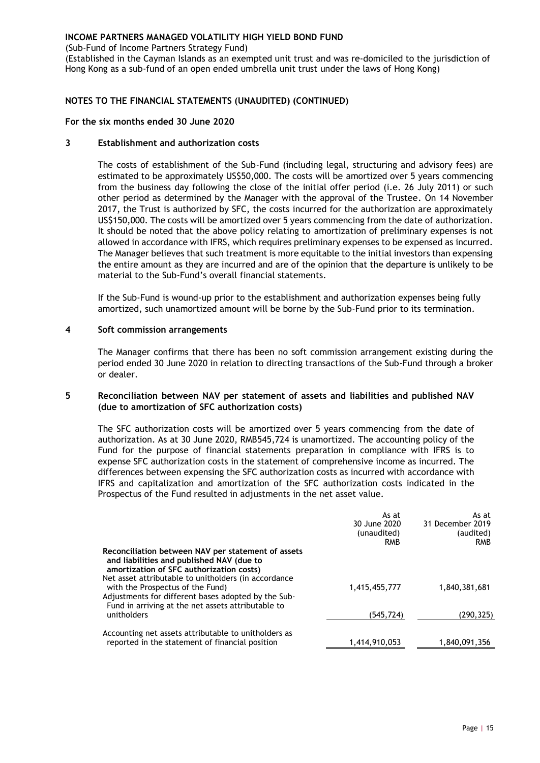**INCOME PARTNERS MANAGED VOLATILITY HIGH YIELD BOND FUND**

(Sub-Fund of Income Partners Strategy Fund)

(Established in the Cayman Islands as an exempted unit trust and was re-domiciled to the jurisdiction of Hong Kong as a sub-fund of an open ended umbrella unit trust under the laws of Hong Kong)

**NOTES TO THE FINANCIAL STATEMENTS (UNAUDITED) (CONTINUED)**

**For the six months ended 30 June 2020**

## 3 Establishment and authorization costs

The costs of establishment of the Sub-Fund (including legal, structuring and advisory fees) are estimated to be approximately US$50,000. The costs will be amortized over 5 years commencing from the business day following the close of the initial offer period (i.e. 26 July 2011) or such other period as determined by the Manager with the approval of the Trustee. On 14 November 2017, the Trust is authorized by SFC, the costs incurred for the authorization are approximately US$150,000. The costs will be amortized over 5 years commencing from the date of authorization. It should be noted that the above policy relating to amortization of preliminary expenses is not allowed in accordance with IFRS, which requires preliminary expenses to be expensed as incurred. The Manager believes that such treatment is more equitable to the initial investors than expensing the entire amount as they are incurred and are of the opinion that the departure is unlikely to be material to the Sub-Fund's overall financial statements.

If the Sub-Fund is wound-up prior to the establishment and authorization expenses being fully amortized, such unamortized amount will be borne by the Sub-Fund prior to its termination.

## 4 Soft commission arrangements

The Manager confirms that there has been no soft commission arrangement existing during the period ended 30 June 2020 in relation to directing transactions of the Sub-Fund through a broker or dealer.

## 5 Reconciliation between NAV per statement of assets and liabilities and published NAV (due to amortization of SFC authorization costs)

The SFC authorization costs will be amortized over 5 years commencing from the date of authorization. As at 30 June 2020, RMB545,724 is unamortized. The accounting policy of the Fund for the purpose of financial statements preparation in compliance with IFRS is to expense SFC authorization costs in the statement of comprehensive income as incurred. The differences between expensing the SFC authorization costs as incurred with accordance with IFRS and capitalization and amortization of the SFC authorization costs indicated in the Prospectus of the Fund resulted in adjustments in the net asset value.

| | As at 30 June 2020 (unaudited) RMB | As at 31 December 2019 (audited) RMB |
|---|---|---|
| **Reconciliation between NAV per statement of assets and liabilities and published NAV (due to amortization of SFC authorization costs)** | | |
| Net asset attributable to unitholders (in accordance with the Prospectus of the Fund) | 1,415,455,777 | 1,840,381,681 |
| Adjustments for different bases adopted by the Sub-Fund in arriving at the net assets attributable to unitholders | (545,724) | (290,325) |
| Accounting net assets attributable to unitholders as reported in the statement of financial position | 1,414,910,053 | 1,840,091,356 |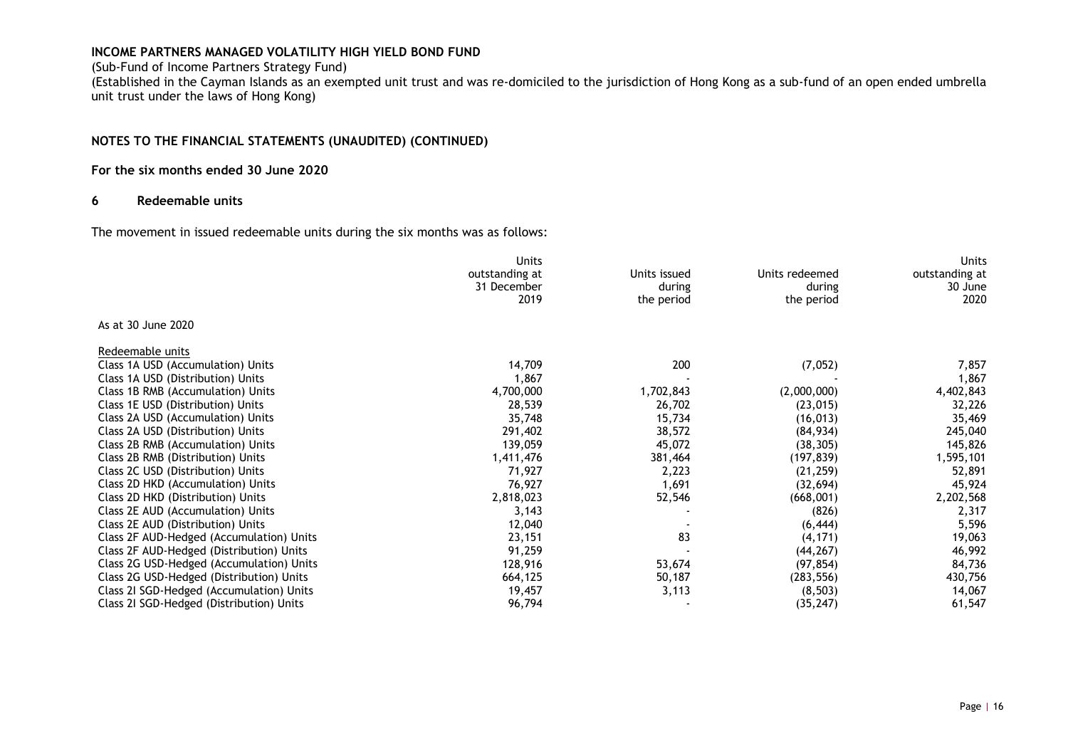**INCOME PARTNERS MANAGED VOLATILITY HIGH YIELD BOND FUND**

(Sub-Fund of Income Partners Strategy Fund)

(Established in the Cayman Islands as an exempted unit trust and was re-domiciled to the jurisdiction of Hong Kong as a sub-fund of an open ended umbrella unit trust under the laws of Hong Kong)

**NOTES TO THE FINANCIAL STATEMENTS (UNAUDITED) (CONTINUED)**

**For the six months ended 30 June 2020**

## 6 Redeemable units

The movement in issued redeemable units during the six months was as follows:

| | Units outstanding at 31 December 2019 | Units issued during the period | Units redeemed during the period | Units outstanding at 30 June 2020 |
|---|---|---|---|---|
| As at 30 June 2020 | | | | |
| Redeemable units | | | | |
| Class 1A USD (Accumulation) Units | 14,709 | 200 | (7,052) | 7,857 |
| Class 1A USD (Distribution) Units | 1,867 | - | - | 1,867 |
| Class 1B RMB (Accumulation) Units | 4,700,000 | 1,702,843 | (2,000,000) | 4,402,843 |
| Class 1E USD (Distribution) Units | 28,539 | 26,702 | (23,015) | 32,226 |
| Class 2A USD (Accumulation) Units | 35,748 | 15,734 | (16,013) | 35,469 |
| Class 2A USD (Distribution) Units | 291,402 | 38,572 | (84,934) | 245,040 |
| Class 2B RMB (Accumulation) Units | 139,059 | 45,072 | (38,305) | 145,826 |
| Class 2B RMB (Distribution) Units | 1,411,476 | 381,464 | (197,839) | 1,595,101 |
| Class 2C USD (Distribution) Units | 71,927 | 2,223 | (21,259) | 52,891 |
| Class 2D HKD (Accumulation) Units | 76,927 | 1,691 | (32,694) | 45,924 |
| Class 2D HKD (Distribution) Units | 2,818,023 | 52,546 | (668,001) | 2,202,568 |
| Class 2E AUD (Accumulation) Units | 3,143 | - | (826) | 2,317 |
| Class 2E AUD (Distribution) Units | 12,040 | - | (6,444) | 5,596 |
| Class 2F AUD-Hedged (Accumulation) Units | 23,151 | 83 | (4,171) | 19,063 |
| Class 2F AUD-Hedged (Distribution) Units | 91,259 | - | (44,267) | 46,992 |
| Class 2G USD-Hedged (Accumulation) Units | 128,916 | 53,674 | (97,854) | 84,736 |
| Class 2G USD-Hedged (Distribution) Units | 664,125 | 50,187 | (283,556) | 430,756 |
| Class 2I SGD-Hedged (Accumulation) Units | 19,457 | 3,113 | (8,503) | 14,067 |
| Class 2I SGD-Hedged (Distribution) Units | 96,794 | - | (35,247) | 61,547 |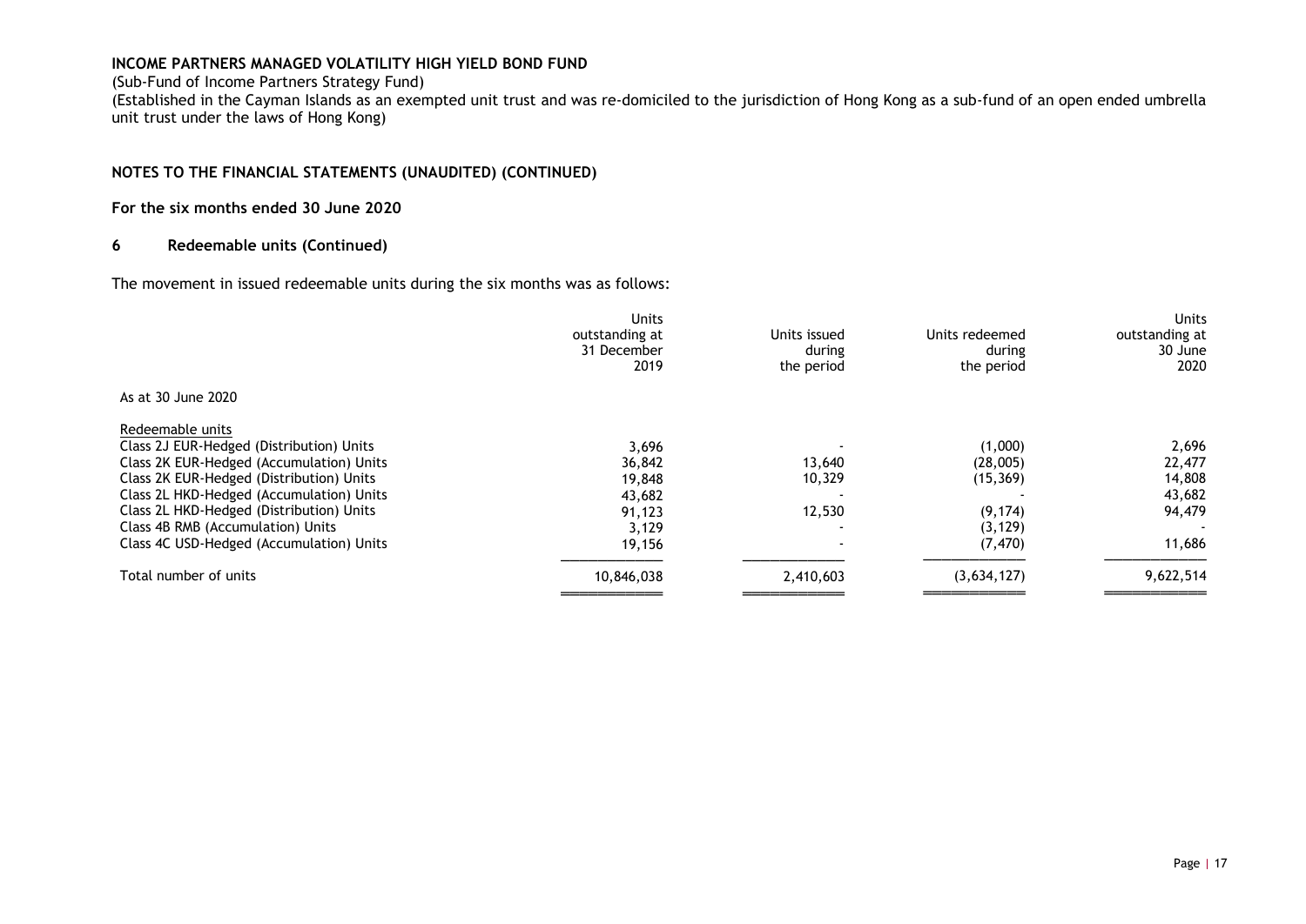**INCOME PARTNERS MANAGED VOLATILITY HIGH YIELD BOND FUND**

(Sub-Fund of Income Partners Strategy Fund)

(Established in the Cayman Islands as an exempted unit trust and was re-domiciled to the jurisdiction of Hong Kong as a sub-fund of an open ended umbrella unit trust under the laws of Hong Kong)

**NOTES TO THE FINANCIAL STATEMENTS (UNAUDITED) (CONTINUED)**

**For the six months ended 30 June 2020**

## 6 Redeemable units (Continued)

The movement in issued redeemable units during the six months was as follows:

| | Units outstanding at 31 December 2019 | Units issued during the period | Units redeemed during the period | Units outstanding at 30 June 2020 |
|---|---|---|---|---|
| As at 30 June 2020 | | | | |
| Redeemable units | | | | |
| Class 2J EUR-Hedged (Distribution) Units | 3,696 | - | (1,000) | 2,696 |
| Class 2K EUR-Hedged (Accumulation) Units | 36,842 | 13,640 | (28,005) | 22,477 |
| Class 2K EUR-Hedged (Distribution) Units | 19,848 | 10,329 | (15,369) | 14,808 |
| Class 2L HKD-Hedged (Accumulation) Units | 43,682 | - | - | 43,682 |
| Class 2L HKD-Hedged (Distribution) Units | 91,123 | 12,530 | (9,174) | 94,479 |
| Class 4B RMB (Accumulation) Units | 3,129 | - | (3,129) | - |
| Class 4C USD-Hedged (Accumulation) Units | 19,156 | - | (7,470) | 11,686 |
| Total number of units | 10,846,038 | 2,410,603 | (3,634,127) | 9,622,514 |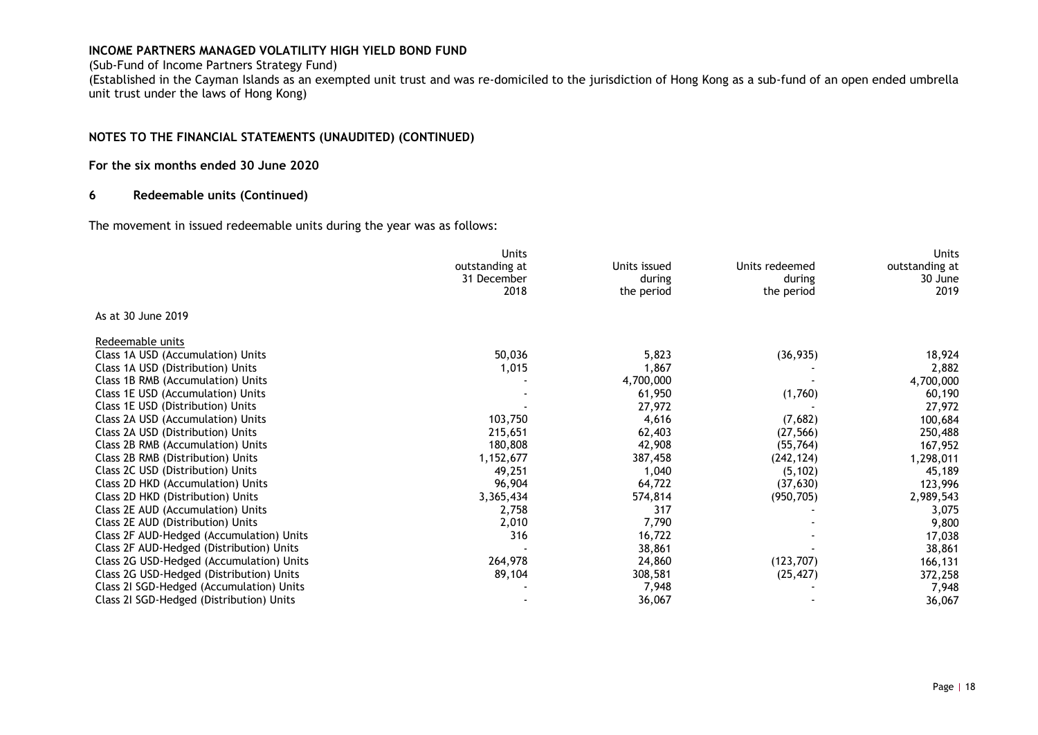**INCOME PARTNERS MANAGED VOLATILITY HIGH YIELD BOND FUND**

(Sub-Fund of Income Partners Strategy Fund)

(Established in the Cayman Islands as an exempted unit trust and was re-domiciled to the jurisdiction of Hong Kong as a sub-fund of an open ended umbrella unit trust under the laws of Hong Kong)

## NOTES TO THE FINANCIAL STATEMENTS (UNAUDITED) (CONTINUED)

### For the six months ended 30 June 2020

### 6 Redeemable units (Continued)

The movement in issued redeemable units during the year was as follows:

| | Units outstanding at 31 December 2018 | Units issued during the period | Units redeemed during the period | Units outstanding at 30 June 2019 |
|---|---|---|---|---|
| As at 30 June 2019 | | | | |
| Redeemable units | | | | |
| Class 1A USD (Accumulation) Units | 50,036 | 5,823 | (36,935) | 18,924 |
| Class 1A USD (Distribution) Units | 1,015 | 1,867 | - | 2,882 |
| Class 1B RMB (Accumulation) Units | - | 4,700,000 | - | 4,700,000 |
| Class 1E USD (Accumulation) Units | - | 61,950 | (1,760) | 60,190 |
| Class 1E USD (Distribution) Units | - | 27,972 | - | 27,972 |
| Class 2A USD (Accumulation) Units | 103,750 | 4,616 | (7,682) | 100,684 |
| Class 2A USD (Distribution) Units | 215,651 | 62,403 | (27,566) | 250,488 |
| Class 2B RMB (Accumulation) Units | 180,808 | 42,908 | (55,764) | 167,952 |
| Class 2B RMB (Distribution) Units | 1,152,677 | 387,458 | (242,124) | 1,298,011 |
| Class 2C USD (Distribution) Units | 49,251 | 1,040 | (5,102) | 45,189 |
| Class 2D HKD (Accumulation) Units | 96,904 | 64,722 | (37,630) | 123,996 |
| Class 2D HKD (Distribution) Units | 3,365,434 | 574,814 | (950,705) | 2,989,543 |
| Class 2E AUD (Accumulation) Units | 2,758 | 317 | - | 3,075 |
| Class 2E AUD (Distribution) Units | 2,010 | 7,790 | - | 9,800 |
| Class 2F AUD-Hedged (Accumulation) Units | 316 | 16,722 | - | 17,038 |
| Class 2F AUD-Hedged (Distribution) Units | - | 38,861 | - | 38,861 |
| Class 2G USD-Hedged (Accumulation) Units | 264,978 | 24,860 | (123,707) | 166,131 |
| Class 2G USD-Hedged (Distribution) Units | 89,104 | 308,581 | (25,427) | 372,258 |
| Class 2I SGD-Hedged (Accumulation) Units | - | 7,948 | - | 7,948 |
| Class 2I SGD-Hedged (Distribution) Units | - | 36,067 | - | 36,067 |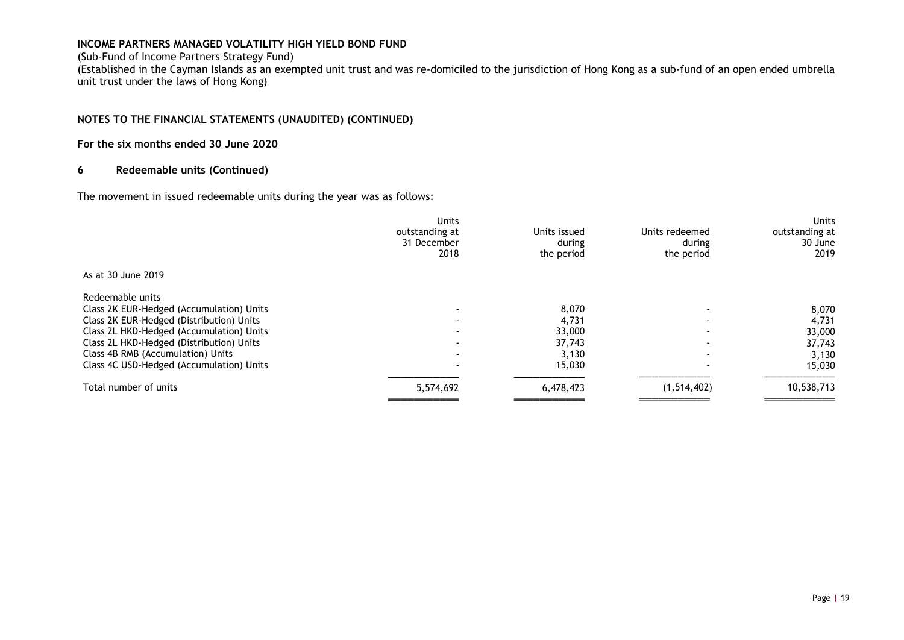**INCOME PARTNERS MANAGED VOLATILITY HIGH YIELD BOND FUND**

(Sub-Fund of Income Partners Strategy Fund)

(Established in the Cayman Islands as an exempted unit trust and was re-domiciled to the jurisdiction of Hong Kong as a sub-fund of an open ended umbrella unit trust under the laws of Hong Kong)

**NOTES TO THE FINANCIAL STATEMENTS (UNAUDITED) (CONTINUED)**

**For the six months ended 30 June 2020**

## 6 Redeemable units (Continued)

The movement in issued redeemable units during the year was as follows:

| | Units outstanding at 31 December 2018 | Units issued during the period | Units redeemed during the period | Units outstanding at 30 June 2019 |
|---|---|---|---|---|
| As at 30 June 2019 | | | | |
| Redeemable units | | | | |
| Class 2K EUR-Hedged (Accumulation) Units | - | 8,070 | - | 8,070 |
| Class 2K EUR-Hedged (Distribution) Units | - | 4,731 | - | 4,731 |
| Class 2L HKD-Hedged (Accumulation) Units | - | 33,000 | - | 33,000 |
| Class 2L HKD-Hedged (Distribution) Units | - | 37,743 | - | 37,743 |
| Class 4B RMB (Accumulation) Units | - | 3,130 | - | 3,130 |
| Class 4C USD-Hedged (Accumulation) Units | - | 15,030 | - | 15,030 |
| Total number of units | 5,574,692 | 6,478,423 | (1,514,402) | 10,538,713 |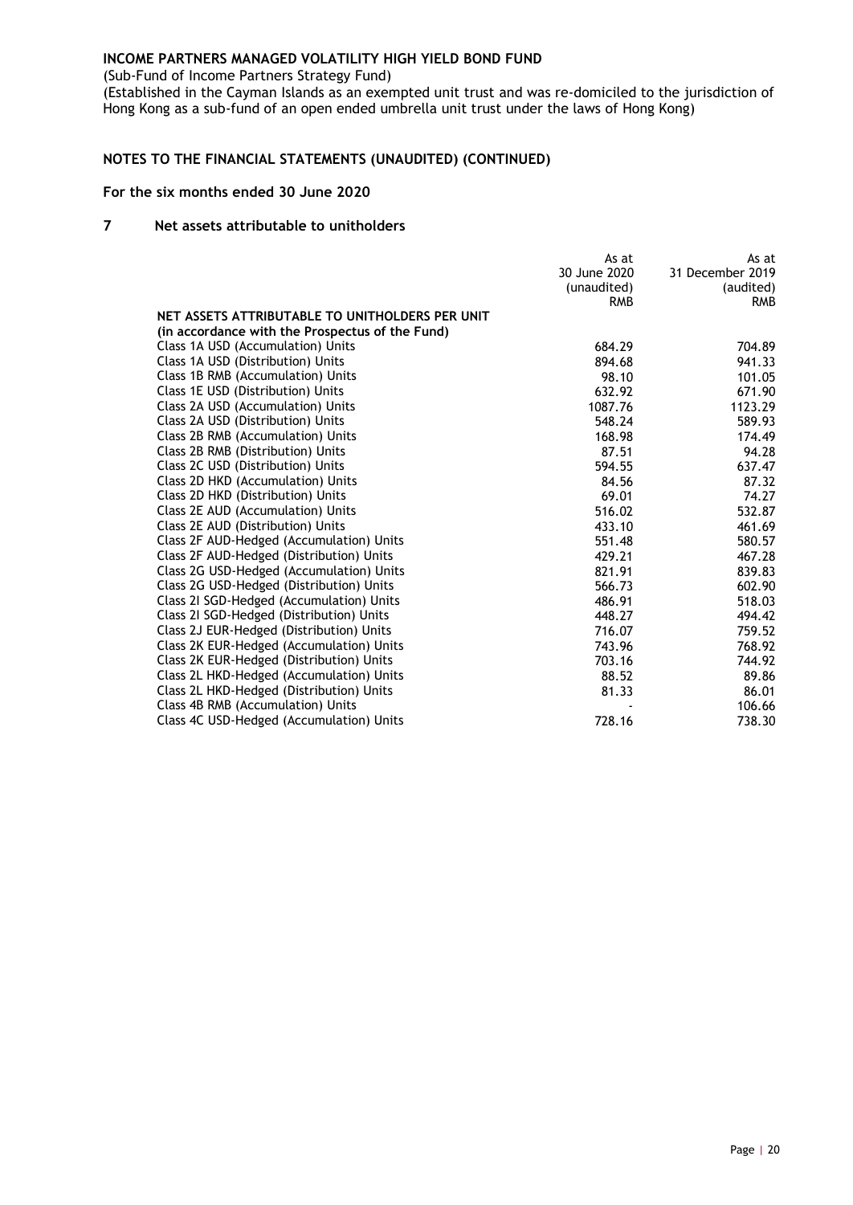**INCOME PARTNERS MANAGED VOLATILITY HIGH YIELD BOND FUND**

(Sub-Fund of Income Partners Strategy Fund)

(Established in the Cayman Islands as an exempted unit trust and was re-domiciled to the jurisdiction of Hong Kong as a sub-fund of an open ended umbrella unit trust under the laws of Hong Kong)

**NOTES TO THE FINANCIAL STATEMENTS (UNAUDITED) (CONTINUED)**

**For the six months ended 30 June 2020**

## 7 Net assets attributable to unitholders

| | As at 30 June 2020 (unaudited) RMB | As at 31 December 2019 (audited) RMB |
|---|---|---|
| **NET ASSETS ATTRIBUTABLE TO UNITHOLDERS PER UNIT (in accordance with the Prospectus of the Fund)** | | |
| Class 1A USD (Accumulation) Units | 684.29 | 704.89 |
| Class 1A USD (Distribution) Units | 894.68 | 941.33 |
| Class 1B RMB (Accumulation) Units | 98.10 | 101.05 |
| Class 1E USD (Distribution) Units | 632.92 | 671.90 |
| Class 2A USD (Accumulation) Units | 1087.76 | 1123.29 |
| Class 2A USD (Distribution) Units | 548.24 | 589.93 |
| Class 2B RMB (Accumulation) Units | 168.98 | 174.49 |
| Class 2B RMB (Distribution) Units | 87.51 | 94.28 |
| Class 2C USD (Distribution) Units | 594.55 | 637.47 |
| Class 2D HKD (Accumulation) Units | 84.56 | 87.32 |
| Class 2D HKD (Distribution) Units | 69.01 | 74.27 |
| Class 2E AUD (Accumulation) Units | 516.02 | 532.87 |
| Class 2E AUD (Distribution) Units | 433.10 | 461.69 |
| Class 2F AUD-Hedged (Accumulation) Units | 551.48 | 580.57 |
| Class 2F AUD-Hedged (Distribution) Units | 429.21 | 467.28 |
| Class 2G USD-Hedged (Accumulation) Units | 821.91 | 839.83 |
| Class 2G USD-Hedged (Distribution) Units | 566.73 | 602.90 |
| Class 2I SGD-Hedged (Accumulation) Units | 486.91 | 518.03 |
| Class 2I SGD-Hedged (Distribution) Units | 448.27 | 494.42 |
| Class 2J EUR-Hedged (Distribution) Units | 716.07 | 759.52 |
| Class 2K EUR-Hedged (Accumulation) Units | 743.96 | 768.92 |
| Class 2K EUR-Hedged (Distribution) Units | 703.16 | 744.92 |
| Class 2L HKD-Hedged (Accumulation) Units | 88.52 | 89.86 |
| Class 2L HKD-Hedged (Distribution) Units | 81.33 | 86.01 |
| Class 4B RMB (Accumulation) Units | - | 106.66 |
| Class 4C USD-Hedged (Accumulation) Units | 728.16 | 738.30 |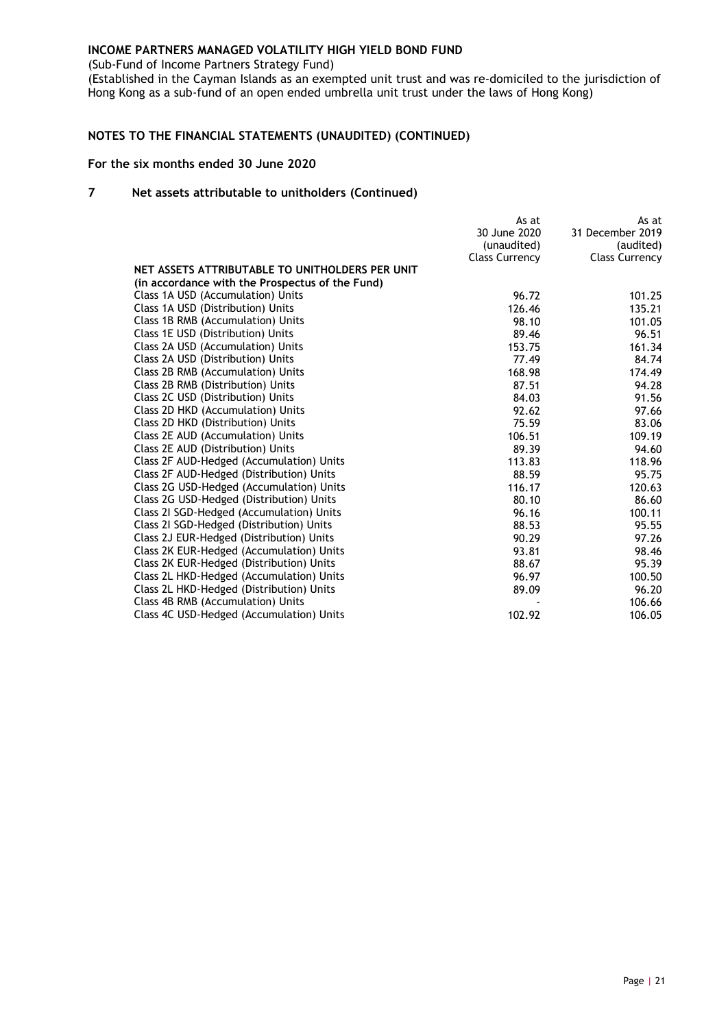**INCOME PARTNERS MANAGED VOLATILITY HIGH YIELD BOND FUND**

(Sub-Fund of Income Partners Strategy Fund)

(Established in the Cayman Islands as an exempted unit trust and was re-domiciled to the jurisdiction of Hong Kong as a sub-fund of an open ended umbrella unit trust under the laws of Hong Kong)

**NOTES TO THE FINANCIAL STATEMENTS (UNAUDITED) (CONTINUED)**

**For the six months ended 30 June 2020**

**7 Net assets attributable to unitholders (Continued)**

| | As at 30 June 2020 (unaudited) Class Currency | As at 31 December 2019 (audited) Class Currency |
|---|---|---|
| **NET ASSETS ATTRIBUTABLE TO UNITHOLDERS PER UNIT (in accordance with the Prospectus of the Fund)** | | |
| Class 1A USD (Accumulation) Units | 96.72 | 101.25 |
| Class 1A USD (Distribution) Units | 126.46 | 135.21 |
| Class 1B RMB (Accumulation) Units | 98.10 | 101.05 |
| Class 1E USD (Distribution) Units | 89.46 | 96.51 |
| Class 2A USD (Accumulation) Units | 153.75 | 161.34 |
| Class 2A USD (Distribution) Units | 77.49 | 84.74 |
| Class 2B RMB (Accumulation) Units | 168.98 | 174.49 |
| Class 2B RMB (Distribution) Units | 87.51 | 94.28 |
| Class 2C USD (Distribution) Units | 84.03 | 91.56 |
| Class 2D HKD (Accumulation) Units | 92.62 | 97.66 |
| Class 2D HKD (Distribution) Units | 75.59 | 83.06 |
| Class 2E AUD (Accumulation) Units | 106.51 | 109.19 |
| Class 2E AUD (Distribution) Units | 89.39 | 94.60 |
| Class 2F AUD-Hedged (Accumulation) Units | 113.83 | 118.96 |
| Class 2F AUD-Hedged (Distribution) Units | 88.59 | 95.75 |
| Class 2G USD-Hedged (Accumulation) Units | 116.17 | 120.63 |
| Class 2G USD-Hedged (Distribution) Units | 80.10 | 86.60 |
| Class 2I SGD-Hedged (Accumulation) Units | 96.16 | 100.11 |
| Class 2I SGD-Hedged (Distribution) Units | 88.53 | 95.55 |
| Class 2J EUR-Hedged (Distribution) Units | 90.29 | 97.26 |
| Class 2K EUR-Hedged (Accumulation) Units | 93.81 | 98.46 |
| Class 2K EUR-Hedged (Distribution) Units | 88.67 | 95.39 |
| Class 2L HKD-Hedged (Accumulation) Units | 96.97 | 100.50 |
| Class 2L HKD-Hedged (Distribution) Units | 89.09 | 96.20 |
| Class 4B RMB (Accumulation) Units | - | 106.66 |
| Class 4C USD-Hedged (Accumulation) Units | 102.92 | 106.05 |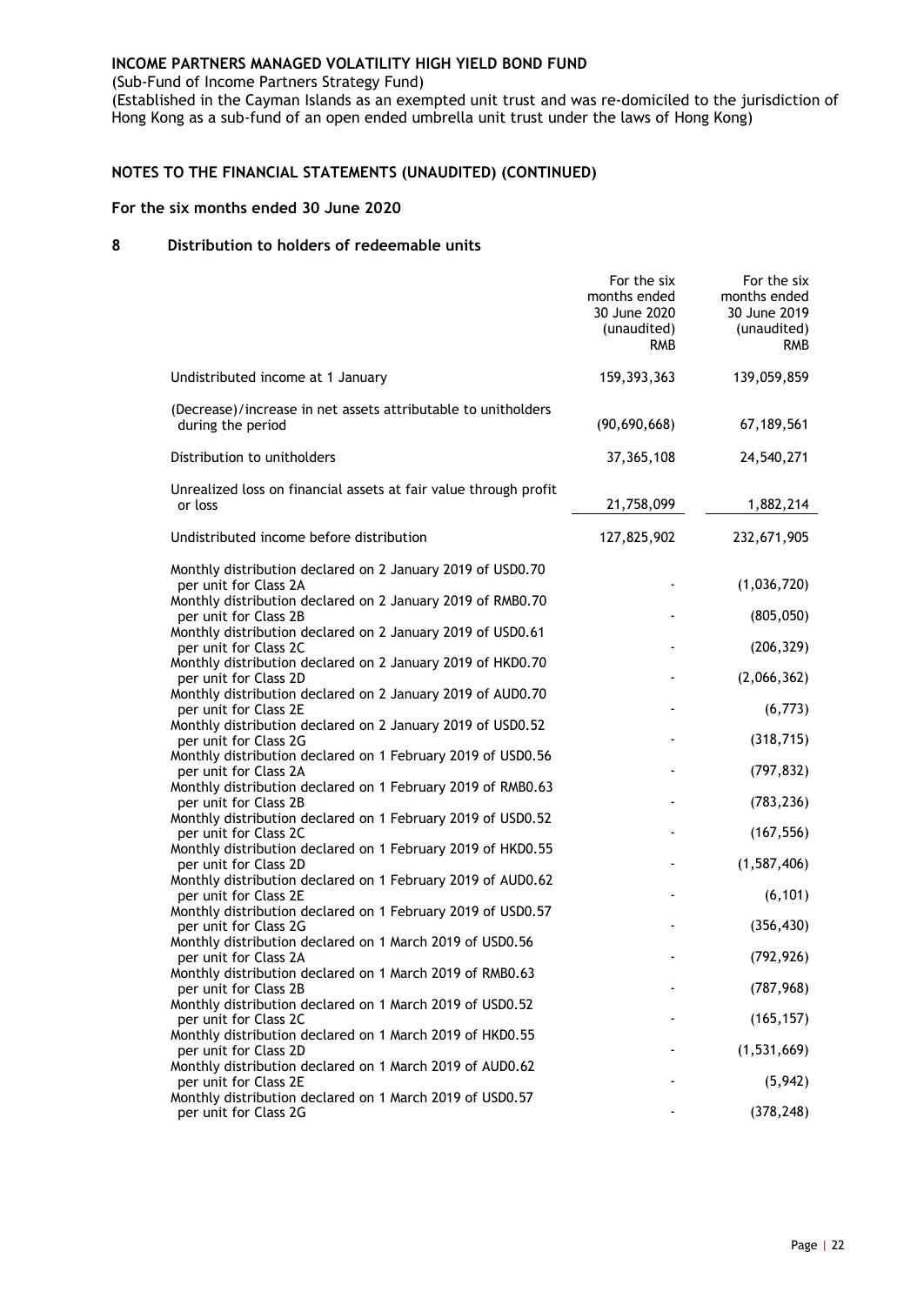# INCOME PARTNERS MANAGED VOLATILITY HIGH YIELD BOND FUND

(Sub-Fund of Income Partners Strategy Fund)

(Established in the Cayman Islands as an exempted unit trust and was re-domiciled to the jurisdiction of Hong Kong as a sub-fund of an open ended umbrella unit trust under the laws of Hong Kong)

## NOTES TO THE FINANCIAL STATEMENTS (UNAUDITED) (CONTINUED)

### For the six months ended 30 June 2020

### 8 Distribution to holders of redeemable units

| | For the six months ended 30 June 2020 (unaudited) RMB | For the six months ended 30 June 2019 (unaudited) RMB |
|---|---|---|
| Undistributed income at 1 January | 159,393,363 | 139,059,859 |
| (Decrease)/increase in net assets attributable to unitholders during the period | (90,690,668) | 67,189,561 |
| Distribution to unitholders | 37,365,108 | 24,540,271 |
| Unrealized loss on financial assets at fair value through profit or loss | 21,758,099 | 1,882,214 |
| Undistributed income before distribution | 127,825,902 | 232,671,905 |
| Monthly distribution declared on 2 January 2019 of USD0.70 per unit for Class 2A | - | (1,036,720) |
| Monthly distribution declared on 2 January 2019 of RMB0.70 per unit for Class 2B | - | (805,050) |
| Monthly distribution declared on 2 January 2019 of USD0.61 per unit for Class 2C | - | (206,329) |
| Monthly distribution declared on 2 January 2019 of HKD0.70 per unit for Class 2D | - | (2,066,362) |
| Monthly distribution declared on 2 January 2019 of AUD0.70 per unit for Class 2E | - | (6,773) |
| Monthly distribution declared on 2 January 2019 of USD0.52 per unit for Class 2G | - | (318,715) |
| Monthly distribution declared on 1 February 2019 of USD0.56 per unit for Class 2A | - | (797,832) |
| Monthly distribution declared on 1 February 2019 of RMB0.63 per unit for Class 2B | - | (783,236) |
| Monthly distribution declared on 1 February 2019 of USD0.52 per unit for Class 2C | - | (167,556) |
| Monthly distribution declared on 1 February 2019 of HKD0.55 per unit for Class 2D | - | (1,587,406) |
| Monthly distribution declared on 1 February 2019 of AUD0.62 per unit for Class 2E | - | (6,101) |
| Monthly distribution declared on 1 February 2019 of USD0.57 per unit for Class 2G | - | (356,430) |
| Monthly distribution declared on 1 March 2019 of USD0.56 per unit for Class 2A | - | (792,926) |
| Monthly distribution declared on 1 March 2019 of RMB0.63 per unit for Class 2B | - | (787,968) |
| Monthly distribution declared on 1 March 2019 of USD0.52 per unit for Class 2C | - | (165,157) |
| Monthly distribution declared on 1 March 2019 of HKD0.55 per unit for Class 2D | - | (1,531,669) |
| Monthly distribution declared on 1 March 2019 of AUD0.62 per unit for Class 2E | - | (5,942) |
| Monthly distribution declared on 1 March 2019 of USD0.57 per unit for Class 2G | - | (378,248) |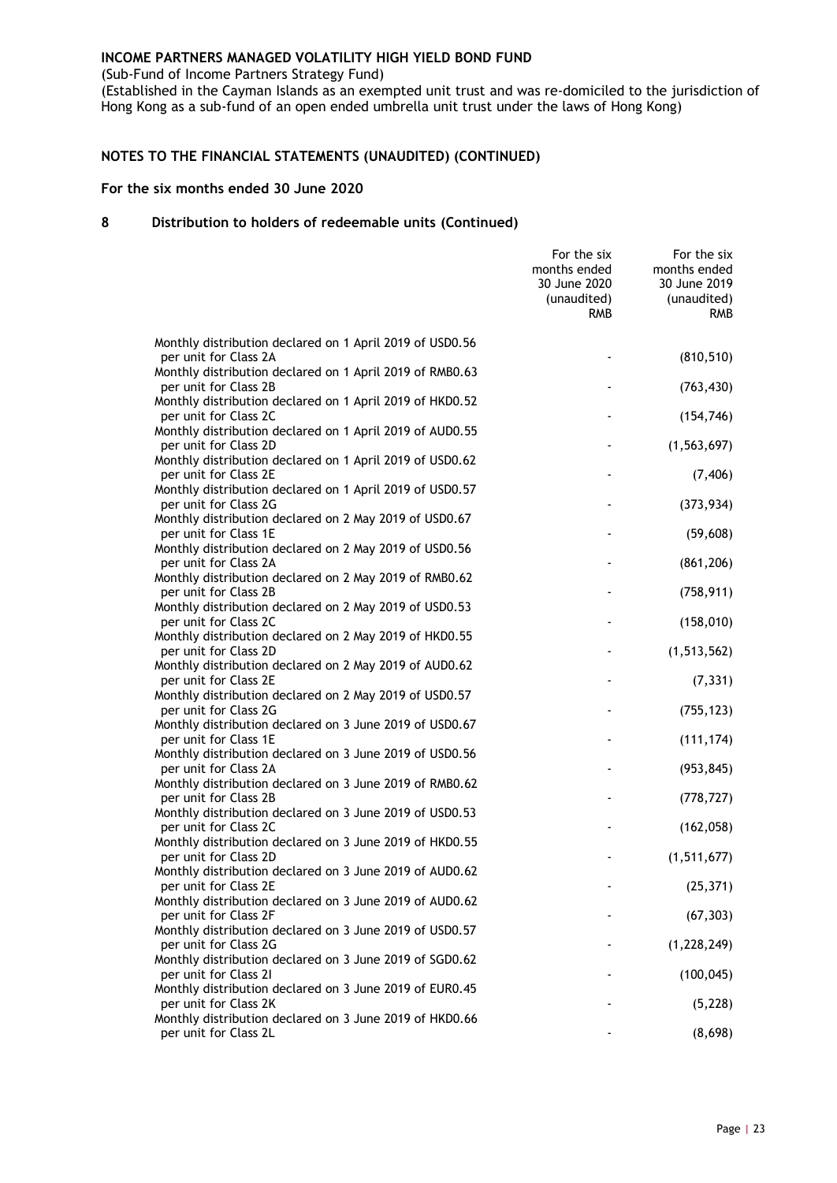**INCOME PARTNERS MANAGED VOLATILITY HIGH YIELD BOND FUND**

(Sub-Fund of Income Partners Strategy Fund)

(Established in the Cayman Islands as an exempted unit trust and was re-domiciled to the jurisdiction of Hong Kong as a sub-fund of an open ended umbrella unit trust under the laws of Hong Kong)

## NOTES TO THE FINANCIAL STATEMENTS (UNAUDITED) (CONTINUED)

### For the six months ended 30 June 2020

### 8 Distribution to holders of redeemable units (Continued)

| | For the six months ended 30 June 2020 (unaudited) RMB | For the six months ended 30 June 2019 (unaudited) RMB |
|---|---|---|
| Monthly distribution declared on 1 April 2019 of USD0.56 per unit for Class 2A | - | (810,510) |
| Monthly distribution declared on 1 April 2019 of RMB0.63 per unit for Class 2B | - | (763,430) |
| Monthly distribution declared on 1 April 2019 of HKD0.52 per unit for Class 2C | - | (154,746) |
| Monthly distribution declared on 1 April 2019 of AUD0.55 per unit for Class 2D | - | (1,563,697) |
| Monthly distribution declared on 1 April 2019 of USD0.62 per unit for Class 2E | - | (7,406) |
| Monthly distribution declared on 1 April 2019 of USD0.57 per unit for Class 2G | - | (373,934) |
| Monthly distribution declared on 2 May 2019 of USD0.67 per unit for Class 1E | - | (59,608) |
| Monthly distribution declared on 2 May 2019 of USD0.56 per unit for Class 2A | - | (861,206) |
| Monthly distribution declared on 2 May 2019 of RMB0.62 per unit for Class 2B | - | (758,911) |
| Monthly distribution declared on 2 May 2019 of USD0.53 per unit for Class 2C | - | (158,010) |
| Monthly distribution declared on 2 May 2019 of HKD0.55 per unit for Class 2D | - | (1,513,562) |
| Monthly distribution declared on 2 May 2019 of AUD0.62 per unit for Class 2E | - | (7,331) |
| Monthly distribution declared on 2 May 2019 of USD0.57 per unit for Class 2G | - | (755,123) |
| Monthly distribution declared on 3 June 2019 of USD0.67 per unit for Class 1E | - | (111,174) |
| Monthly distribution declared on 3 June 2019 of USD0.56 per unit for Class 2A | - | (953,845) |
| Monthly distribution declared on 3 June 2019 of RMB0.62 per unit for Class 2B | - | (778,727) |
| Monthly distribution declared on 3 June 2019 of USD0.53 per unit for Class 2C | - | (162,058) |
| Monthly distribution declared on 3 June 2019 of HKD0.55 per unit for Class 2D | - | (1,511,677) |
| Monthly distribution declared on 3 June 2019 of AUD0.62 per unit for Class 2E | - | (25,371) |
| Monthly distribution declared on 3 June 2019 of AUD0.62 per unit for Class 2F | - | (67,303) |
| Monthly distribution declared on 3 June 2019 of USD0.57 per unit for Class 2G | - | (1,228,249) |
| Monthly distribution declared on 3 June 2019 of SGD0.62 per unit for Class 2I | - | (100,045) |
| Monthly distribution declared on 3 June 2019 of EUR0.45 per unit for Class 2K | - | (5,228) |
| Monthly distribution declared on 3 June 2019 of HKD0.66 per unit for Class 2L | - | (8,698) |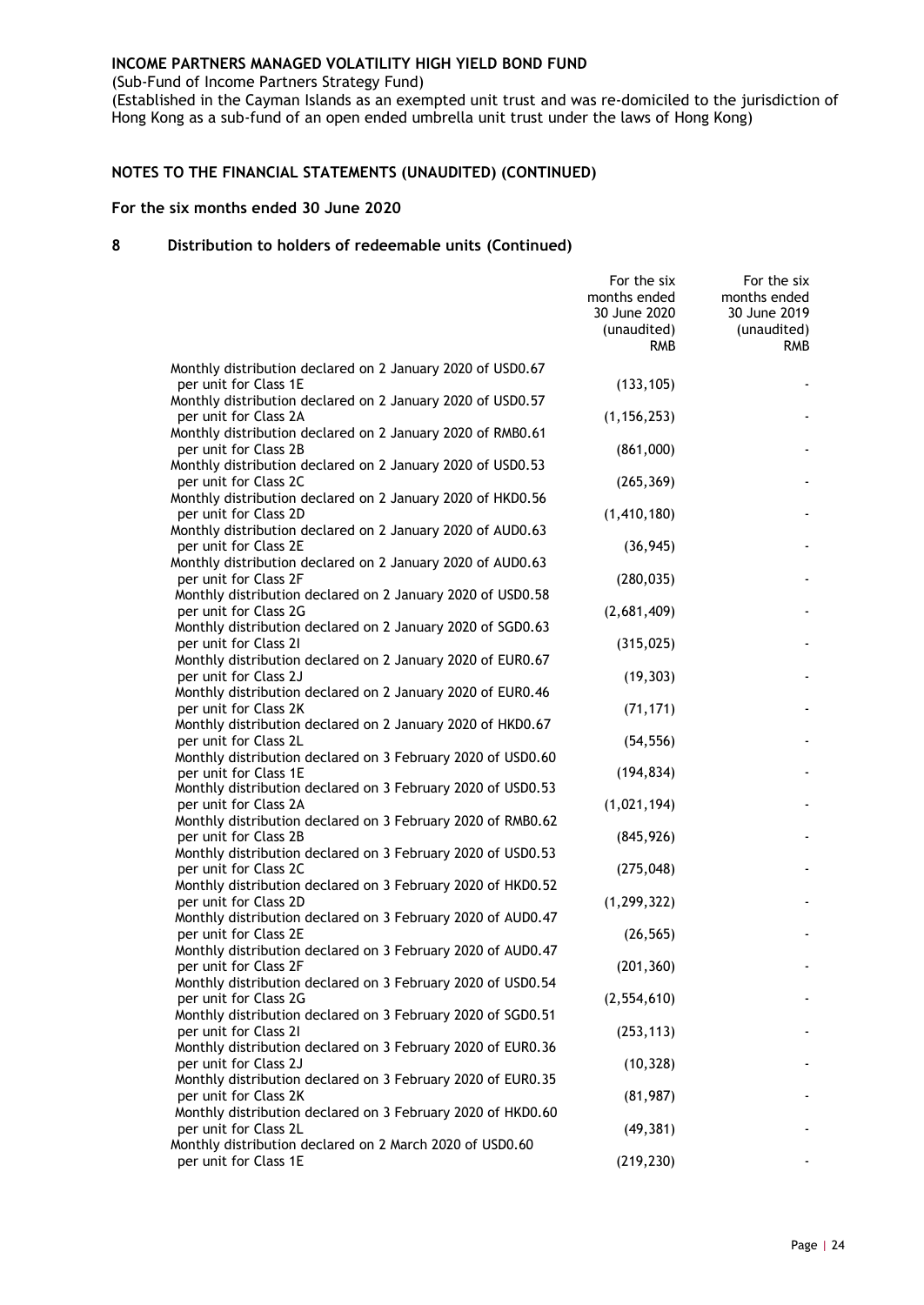**INCOME PARTNERS MANAGED VOLATILITY HIGH YIELD BOND FUND**

(Sub-Fund of Income Partners Strategy Fund)

(Established in the Cayman Islands as an exempted unit trust and was re-domiciled to the jurisdiction of Hong Kong as a sub-fund of an open ended umbrella unit trust under the laws of Hong Kong)

**NOTES TO THE FINANCIAL STATEMENTS (UNAUDITED) (CONTINUED)**

**For the six months ended 30 June 2020**

**8 Distribution to holders of redeemable units (Continued)**

| | For the six months ended 30 June 2020 (unaudited) RMB | For the six months ended 30 June 2019 (unaudited) RMB |
|---|---|---|
| Monthly distribution declared on 2 January 2020 of USD0.67 per unit for Class 1E | (133,105) | - |
| Monthly distribution declared on 2 January 2020 of USD0.57 per unit for Class 2A | (1,156,253) | - |
| Monthly distribution declared on 2 January 2020 of RMB0.61 per unit for Class 2B | (861,000) | - |
| Monthly distribution declared on 2 January 2020 of USD0.53 per unit for Class 2C | (265,369) | - |
| Monthly distribution declared on 2 January 2020 of HKD0.56 per unit for Class 2D | (1,410,180) | - |
| Monthly distribution declared on 2 January 2020 of AUD0.63 per unit for Class 2E | (36,945) | - |
| Monthly distribution declared on 2 January 2020 of AUD0.63 per unit for Class 2F | (280,035) | - |
| Monthly distribution declared on 2 January 2020 of USD0.58 per unit for Class 2G | (2,681,409) | - |
| Monthly distribution declared on 2 January 2020 of SGD0.63 per unit for Class 2I | (315,025) | - |
| Monthly distribution declared on 2 January 2020 of EUR0.67 per unit for Class 2J | (19,303) | - |
| Monthly distribution declared on 2 January 2020 of EUR0.46 per unit for Class 2K | (71,171) | - |
| Monthly distribution declared on 2 January 2020 of HKD0.67 per unit for Class 2L | (54,556) | - |
| Monthly distribution declared on 3 February 2020 of USD0.60 per unit for Class 1E | (194,834) | - |
| Monthly distribution declared on 3 February 2020 of USD0.53 per unit for Class 2A | (1,021,194) | - |
| Monthly distribution declared on 3 February 2020 of RMB0.62 per unit for Class 2B | (845,926) | - |
| Monthly distribution declared on 3 February 2020 of USD0.53 per unit for Class 2C | (275,048) | - |
| Monthly distribution declared on 3 February 2020 of HKD0.52 per unit for Class 2D | (1,299,322) | - |
| Monthly distribution declared on 3 February 2020 of AUD0.47 per unit for Class 2E | (26,565) | - |
| Monthly distribution declared on 3 February 2020 of AUD0.47 per unit for Class 2F | (201,360) | - |
| Monthly distribution declared on 3 February 2020 of USD0.54 per unit for Class 2G | (2,554,610) | - |
| Monthly distribution declared on 3 February 2020 of SGD0.51 per unit for Class 2I | (253,113) | - |
| Monthly distribution declared on 3 February 2020 of EUR0.36 per unit for Class 2J | (10,328) | - |
| Monthly distribution declared on 3 February 2020 of EUR0.35 per unit for Class 2K | (81,987) | - |
| Monthly distribution declared on 3 February 2020 of HKD0.60 per unit for Class 2L | (49,381) | - |
| Monthly distribution declared on 2 March 2020 of USD0.60 per unit for Class 1E | (219,230) | - |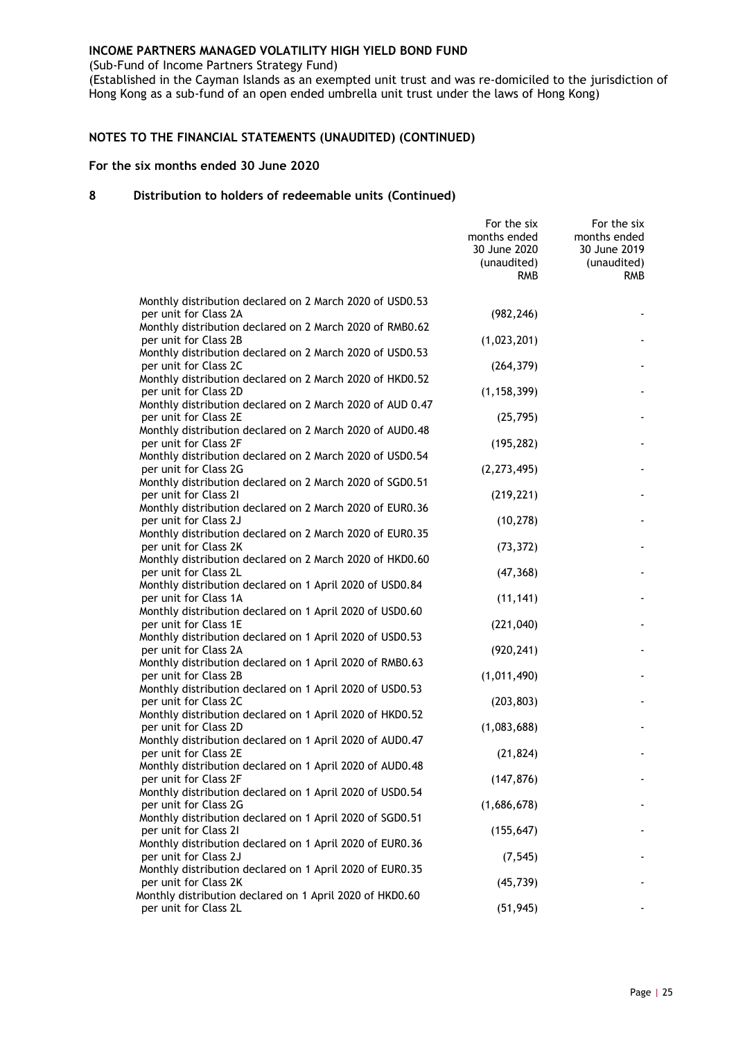**INCOME PARTNERS MANAGED VOLATILITY HIGH YIELD BOND FUND**

(Sub-Fund of Income Partners Strategy Fund)

(Established in the Cayman Islands as an exempted unit trust and was re-domiciled to the jurisdiction of Hong Kong as a sub-fund of an open ended umbrella unit trust under the laws of Hong Kong)

**NOTES TO THE FINANCIAL STATEMENTS (UNAUDITED) (CONTINUED)**

**For the six months ended 30 June 2020**

**8 Distribution to holders of redeemable units (Continued)**

| | For the six months ended 30 June 2020 (unaudited) RMB | For the six months ended 30 June 2019 (unaudited) RMB |
|---|---|---|
| Monthly distribution declared on 2 March 2020 of USD0.53 per unit for Class 2A | (982,246) | - |
| Monthly distribution declared on 2 March 2020 of RMB0.62 per unit for Class 2B | (1,023,201) | - |
| Monthly distribution declared on 2 March 2020 of USD0.53 per unit for Class 2C | (264,379) | - |
| Monthly distribution declared on 2 March 2020 of HKD0.52 per unit for Class 2D | (1,158,399) | - |
| Monthly distribution declared on 2 March 2020 of AUD 0.47 per unit for Class 2E | (25,795) | - |
| Monthly distribution declared on 2 March 2020 of AUD0.48 per unit for Class 2F | (195,282) | - |
| Monthly distribution declared on 2 March 2020 of USD0.54 per unit for Class 2G | (2,273,495) | - |
| Monthly distribution declared on 2 March 2020 of SGD0.51 per unit for Class 2I | (219,221) | - |
| Monthly distribution declared on 2 March 2020 of EUR0.36 per unit for Class 2J | (10,278) | - |
| Monthly distribution declared on 2 March 2020 of EUR0.35 per unit for Class 2K | (73,372) | - |
| Monthly distribution declared on 2 March 2020 of HKD0.60 per unit for Class 2L | (47,368) | - |
| Monthly distribution declared on 1 April 2020 of USD0.84 per unit for Class 1A | (11,141) | - |
| Monthly distribution declared on 1 April 2020 of USD0.60 per unit for Class 1E | (221,040) | - |
| Monthly distribution declared on 1 April 2020 of USD0.53 per unit for Class 2A | (920,241) | - |
| Monthly distribution declared on 1 April 2020 of RMB0.63 per unit for Class 2B | (1,011,490) | - |
| Monthly distribution declared on 1 April 2020 of USD0.53 per unit for Class 2C | (203,803) | - |
| Monthly distribution declared on 1 April 2020 of HKD0.52 per unit for Class 2D | (1,083,688) | - |
| Monthly distribution declared on 1 April 2020 of AUD0.47 per unit for Class 2E | (21,824) | - |
| Monthly distribution declared on 1 April 2020 of AUD0.48 per unit for Class 2F | (147,876) | - |
| Monthly distribution declared on 1 April 2020 of USD0.54 per unit for Class 2G | (1,686,678) | - |
| Monthly distribution declared on 1 April 2020 of SGD0.51 per unit for Class 2I | (155,647) | - |
| Monthly distribution declared on 1 April 2020 of EUR0.36 per unit for Class 2J | (7,545) | - |
| Monthly distribution declared on 1 April 2020 of EUR0.35 per unit for Class 2K | (45,739) | - |
| Monthly distribution declared on 1 April 2020 of HKD0.60 per unit for Class 2L | (51,945) | - |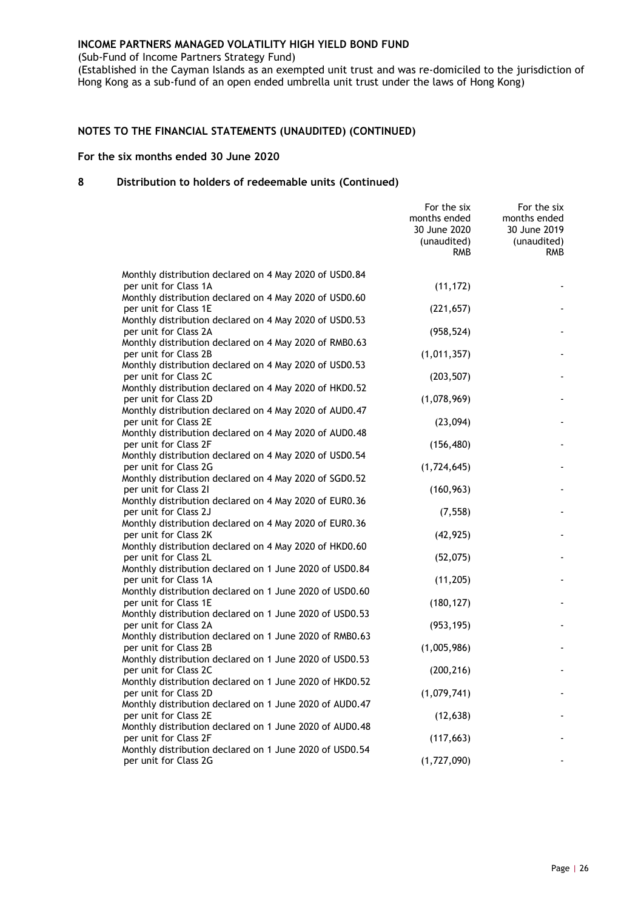# INCOME PARTNERS MANAGED VOLATILITY HIGH YIELD BOND FUND

(Sub-Fund of Income Partners Strategy Fund)

(Established in the Cayman Islands as an exempted unit trust and was re-domiciled to the jurisdiction of Hong Kong as a sub-fund of an open ended umbrella unit trust under the laws of Hong Kong)

## NOTES TO THE FINANCIAL STATEMENTS (UNAUDITED) (CONTINUED)

### For the six months ended 30 June 2020

### 8 Distribution to holders of redeemable units (Continued)

| | For the six months ended 30 June 2020 (unaudited) RMB | For the six months ended 30 June 2019 (unaudited) RMB |
|---|---|---|
| Monthly distribution declared on 4 May 2020 of USD0.84 per unit for Class 1A | (11,172) | - |
| Monthly distribution declared on 4 May 2020 of USD0.60 per unit for Class 1E | (221,657) | - |
| Monthly distribution declared on 4 May 2020 of USD0.53 per unit for Class 2A | (958,524) | - |
| Monthly distribution declared on 4 May 2020 of RMB0.63 per unit for Class 2B | (1,011,357) | - |
| Monthly distribution declared on 4 May 2020 of USD0.53 per unit for Class 2C | (203,507) | - |
| Monthly distribution declared on 4 May 2020 of HKD0.52 per unit for Class 2D | (1,078,969) | - |
| Monthly distribution declared on 4 May 2020 of AUD0.47 per unit for Class 2E | (23,094) | - |
| Monthly distribution declared on 4 May 2020 of AUD0.48 per unit for Class 2F | (156,480) | - |
| Monthly distribution declared on 4 May 2020 of USD0.54 per unit for Class 2G | (1,724,645) | - |
| Monthly distribution declared on 4 May 2020 of SGD0.52 per unit for Class 2I | (160,963) | - |
| Monthly distribution declared on 4 May 2020 of EUR0.36 per unit for Class 2J | (7,558) | - |
| Monthly distribution declared on 4 May 2020 of EUR0.36 per unit for Class 2K | (42,925) | - |
| Monthly distribution declared on 4 May 2020 of HKD0.60 per unit for Class 2L | (52,075) | - |
| Monthly distribution declared on 1 June 2020 of USD0.84 per unit for Class 1A | (11,205) | - |
| Monthly distribution declared on 1 June 2020 of USD0.60 per unit for Class 1E | (180,127) | - |
| Monthly distribution declared on 1 June 2020 of USD0.53 per unit for Class 2A | (953,195) | - |
| Monthly distribution declared on 1 June 2020 of RMB0.63 per unit for Class 2B | (1,005,986) | - |
| Monthly distribution declared on 1 June 2020 of USD0.53 per unit for Class 2C | (200,216) | - |
| Monthly distribution declared on 1 June 2020 of HKD0.52 per unit for Class 2D | (1,079,741) | - |
| Monthly distribution declared on 1 June 2020 of AUD0.47 per unit for Class 2E | (12,638) | - |
| Monthly distribution declared on 1 June 2020 of AUD0.48 per unit for Class 2F | (117,663) | - |
| Monthly distribution declared on 1 June 2020 of USD0.54 per unit for Class 2G | (1,727,090) | - |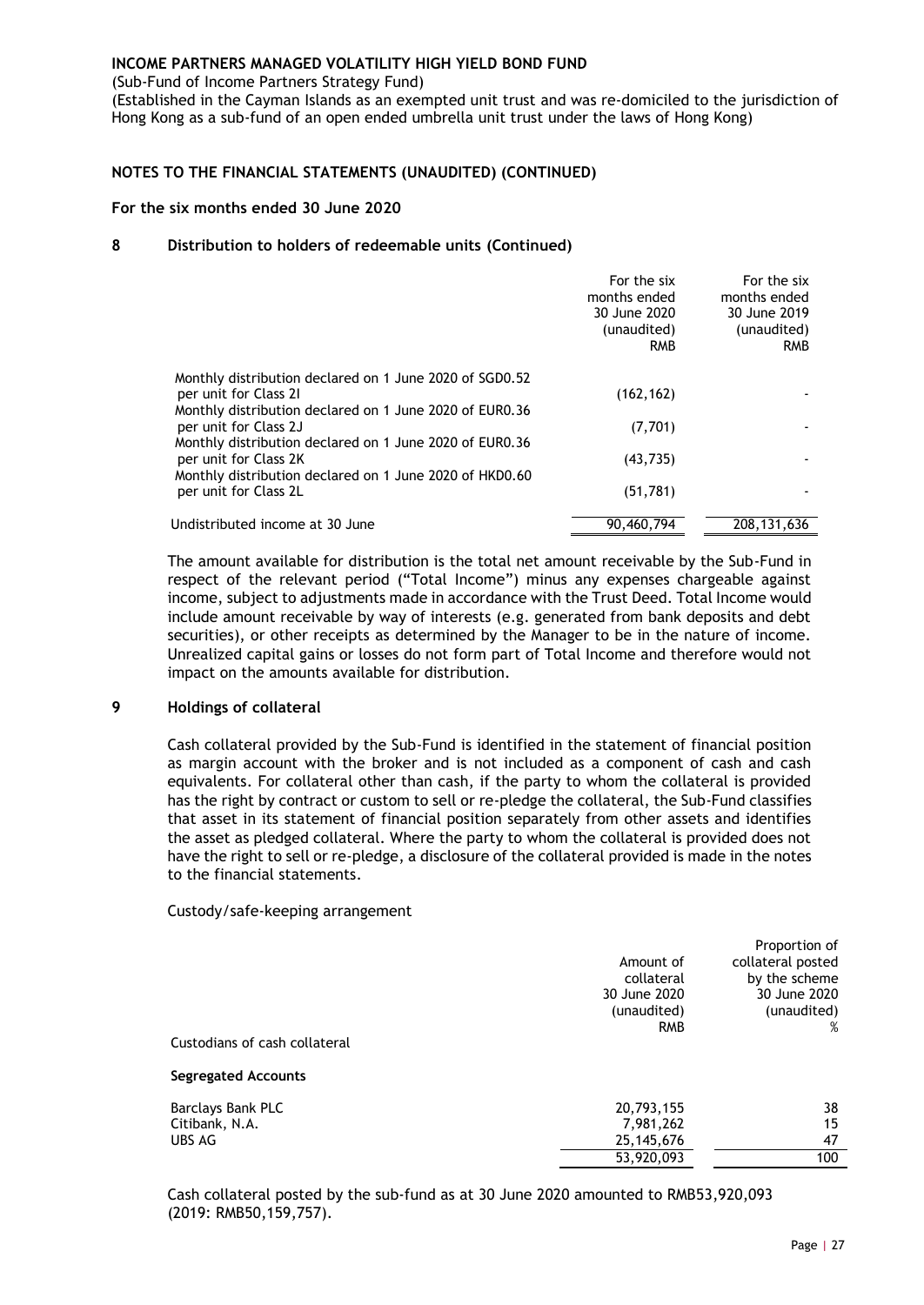**INCOME PARTNERS MANAGED VOLATILITY HIGH YIELD BOND FUND**

(Sub-Fund of Income Partners Strategy Fund)

(Established in the Cayman Islands as an exempted unit trust and was re-domiciled to the jurisdiction of Hong Kong as a sub-fund of an open ended umbrella unit trust under the laws of Hong Kong)

**NOTES TO THE FINANCIAL STATEMENTS (UNAUDITED) (CONTINUED)**

**For the six months ended 30 June 2020**

## 8 Distribution to holders of redeemable units (Continued)

| | For the six months ended 30 June 2020 (unaudited) RMB | For the six months ended 30 June 2019 (unaudited) RMB |
|---|---|---|
| Monthly distribution declared on 1 June 2020 of SGD0.52 per unit for Class 2I | (162,162) | - |
| Monthly distribution declared on 1 June 2020 of EUR0.36 per unit for Class 2J | (7,701) | - |
| Monthly distribution declared on 1 June 2020 of EUR0.36 per unit for Class 2K | (43,735) | - |
| Monthly distribution declared on 1 June 2020 of HKD0.60 per unit for Class 2L | (51,781) | - |
| Undistributed income at 30 June | 90,460,794 | 208,131,636 |

The amount available for distribution is the total net amount receivable by the Sub-Fund in respect of the relevant period ("Total Income") minus any expenses chargeable against income, subject to adjustments made in accordance with the Trust Deed. Total Income would include amount receivable by way of interests (e.g. generated from bank deposits and debt securities), or other receipts as determined by the Manager to be in the nature of income. Unrealized capital gains or losses do not form part of Total Income and therefore would not impact on the amounts available for distribution.

## 9 Holdings of collateral

Cash collateral provided by the Sub-Fund is identified in the statement of financial position as margin account with the broker and is not included as a component of cash and cash equivalents. For collateral other than cash, if the party to whom the collateral is provided has the right by contract or custom to sell or re-pledge the collateral, the Sub-Fund classifies that asset in its statement of financial position separately from other assets and identifies the asset as pledged collateral. Where the party to whom the collateral is provided does not have the right to sell or re-pledge, a disclosure of the collateral provided is made in the notes to the financial statements.

Custody/safe-keeping arrangement

| Custodians of cash collateral | Amount of collateral 30 June 2020 (unaudited) RMB | Proportion of collateral posted by the scheme 30 June 2020 (unaudited) % |
|---|---|---|
| **Segregated Accounts** | | |
| Barclays Bank PLC | 20,793,155 | 38 |
| Citibank, N.A. | 7,981,262 | 15 |
| UBS AG | 25,145,676 | 47 |
| | 53,920,093 | 100 |

Cash collateral posted by the sub-fund as at 30 June 2020 amounted to RMB53,920,093 (2019: RMB50,159,757).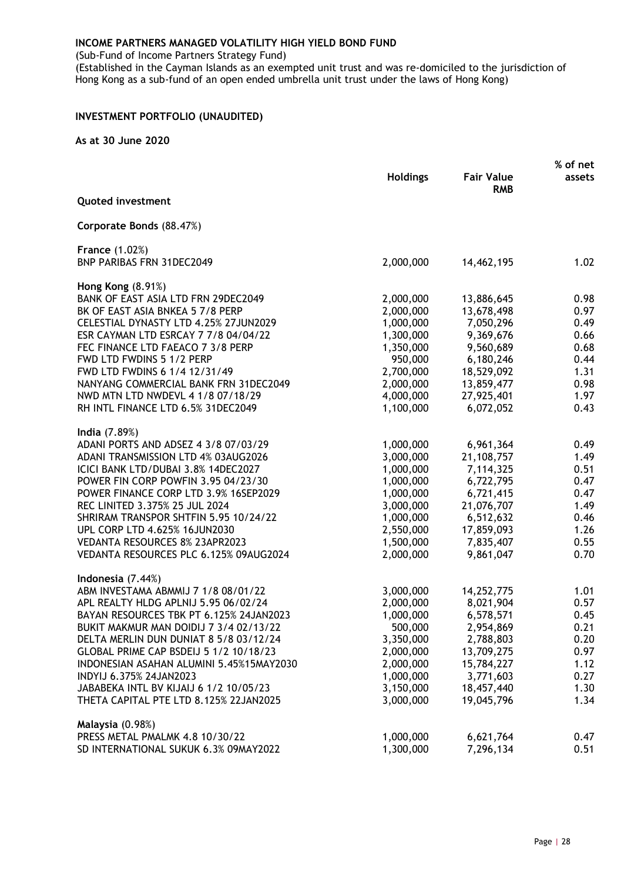**INCOME PARTNERS MANAGED VOLATILITY HIGH YIELD BOND FUND**

(Sub-Fund of Income Partners Strategy Fund)

(Established in the Cayman Islands as an exempted unit trust and was re-domiciled to the jurisdiction of Hong Kong as a sub-fund of an open ended umbrella unit trust under the laws of Hong Kong)

**INVESTMENT PORTFOLIO (UNAUDITED)**

**As at 30 June 2020**

| | Holdings | Fair Value RMB | % of net assets |
|---|---|---|---|
| **Quoted investment** | | | |
| **Corporate Bonds** (88.47%) | | | |
| **France** (1.02%) | | | |
| BNP PARIBAS FRN 31DEC2049 | 2,000,000 | 14,462,195 | 1.02 |
| **Hong Kong** (8.91%) | | | |
| BANK OF EAST ASIA LTD FRN 29DEC2049 | 2,000,000 | 13,886,645 | 0.98 |
| BK OF EAST ASIA BNKEA 5 7/8 PERP | 2,000,000 | 13,678,498 | 0.97 |
| CELESTIAL DYNASTY LTD 4.25% 27JUN2029 | 1,000,000 | 7,050,296 | 0.49 |
| ESR CAYMAN LTD ESRCAY 7 7/8 04/04/22 | 1,300,000 | 9,369,676 | 0.66 |
| FEC FINANCE LTD FAEACO 7 3/8 PERP | 1,350,000 | 9,560,689 | 0.68 |
| FWD LTD FWDINS 5 1/2 PERP | 950,000 | 6,180,246 | 0.44 |
| FWD LTD FWDINS 6 1/4 12/31/49 | 2,700,000 | 18,529,092 | 1.31 |
| NANYANG COMMERCIAL BANK FRN 31DEC2049 | 2,000,000 | 13,859,477 | 0.98 |
| NWD MTN LTD NWDEVL 4 1/8 07/18/29 | 4,000,000 | 27,925,401 | 1.97 |
| RH INTL FINANCE LTD 6.5% 31DEC2049 | 1,100,000 | 6,072,052 | 0.43 |
| **India** (7.89%) | | | |
| ADANI PORTS AND ADSEZ 4 3/8 07/03/29 | 1,000,000 | 6,961,364 | 0.49 |
| ADANI TRANSMISSION LTD 4% 03AUG2026 | 3,000,000 | 21,108,757 | 1.49 |
| ICICI BANK LTD/DUBAI 3.8% 14DEC2027 | 1,000,000 | 7,114,325 | 0.51 |
| POWER FIN CORP POWFIN 3.95 04/23/30 | 1,000,000 | 6,722,795 | 0.47 |
| POWER FINANCE CORP LTD 3.9% 16SEP2029 | 1,000,000 | 6,721,415 | 0.47 |
| REC LINITED 3.375% 25 JUL 2024 | 3,000,000 | 21,076,707 | 1.49 |
| SHRIRAM TRANSPOR SHTFIN 5.95 10/24/22 | 1,000,000 | 6,512,632 | 0.46 |
| UPL CORP LTD 4.625% 16JUN2030 | 2,550,000 | 17,859,093 | 1.26 |
| VEDANTA RESOURCES 8% 23APR2023 | 1,500,000 | 7,835,407 | 0.55 |
| VEDANTA RESOURCES PLC 6.125% 09AUG2024 | 2,000,000 | 9,861,047 | 0.70 |
| **Indonesia** (7.44%) | | | |
| ABM INVESTAMA ABMMIJ 7 1/8 08/01/22 | 3,000,000 | 14,252,775 | 1.01 |
| APL REALTY HLDG APLNIJ 5.95 06/02/24 | 2,000,000 | 8,021,904 | 0.57 |
| BAYAN RESOURCES TBK PT 6.125% 24JAN2023 | 1,000,000 | 6,578,571 | 0.45 |
| BUKIT MAKMUR MAN DOIDIJ 7 3/4 02/13/22 | 500,000 | 2,954,869 | 0.21 |
| DELTA MERLIN DUN DUNIAT 8 5/8 03/12/24 | 3,350,000 | 2,788,803 | 0.20 |
| GLOBAL PRIME CAP BSDEIJ 5 1/2 10/18/23 | 2,000,000 | 13,709,275 | 0.97 |
| INDONESIAN ASAHAN ALUMINI 5.45%15MAY2030 | 2,000,000 | 15,784,227 | 1.12 |
| INDYIJ 6.375% 24JAN2023 | 1,000,000 | 3,771,603 | 0.27 |
| JABABEKA INTL BV KIJAIJ 6 1/2 10/05/23 | 3,150,000 | 18,457,440 | 1.30 |
| THETA CAPITAL PTE LTD 8.125% 22JAN2025 | 3,000,000 | 19,045,796 | 1.34 |
| **Malaysia** (0.98%) | | | |
| PRESS METAL PMALMK 4.8 10/30/22 | 1,000,000 | 6,621,764 | 0.47 |
| SD INTERNATIONAL SUKUK 6.3% 09MAY2022 | 1,300,000 | 7,296,134 | 0.51 |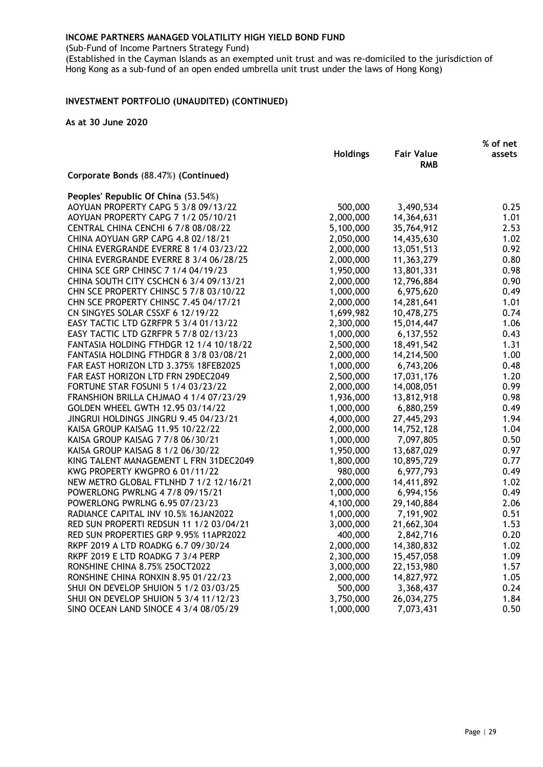**INCOME PARTNERS MANAGED VOLATILITY HIGH YIELD BOND FUND**

(Sub-Fund of Income Partners Strategy Fund)

(Established in the Cayman Islands as an exempted unit trust and was re-domiciled to the jurisdiction of Hong Kong as a sub-fund of an open ended umbrella unit trust under the laws of Hong Kong)

**INVESTMENT PORTFOLIO (UNAUDITED) (CONTINUED)**

**As at 30 June 2020**

| | Holdings | Fair Value RMB | % of net assets |
|---|---|---|---|
| **Corporate Bonds** (88.47%) **(Continued)** | | | |
| | | | |
| **Peoples' Republic Of China** (53.54%) | | | |
| AOYUAN PROPERTY CAPG 5 3/8 09/13/22 | 500,000 | 3,490,534 | 0.25 |
| AOYUAN PROPERTY CAPG 7 1/2 05/10/21 | 2,000,000 | 14,364,631 | 1.01 |
| CENTRAL CHINA CENCHI 6 7/8 08/08/22 | 5,100,000 | 35,764,912 | 2.53 |
| CHINA AOYUAN GRP CAPG 4.8 02/18/21 | 2,050,000 | 14,435,630 | 1.02 |
| CHINA EVERGRANDE EVERRE 8 1/4 03/23/22 | 2,000,000 | 13,051,513 | 0.92 |
| CHINA EVERGRANDE EVERRE 8 3/4 06/28/25 | 2,000,000 | 11,363,279 | 0.80 |
| CHINA SCE GRP CHINSC 7 1/4 04/19/23 | 1,950,000 | 13,801,331 | 0.98 |
| CHINA SOUTH CITY CSCHCN 6 3/4 09/13/21 | 2,000,000 | 12,796,884 | 0.90 |
| CHN SCE PROPERTY CHINSC 5 7/8 03/10/22 | 1,000,000 | 6,975,620 | 0.49 |
| CHN SCE PROPERTY CHINSC 7.45 04/17/21 | 2,000,000 | 14,281,641 | 1.01 |
| CN SINGYES SOLAR CSSXF 6 12/19/22 | 1,699,982 | 10,478,275 | 0.74 |
| EASY TACTIC LTD GZRFPR 5 3/4 01/13/22 | 2,300,000 | 15,014,447 | 1.06 |
| EASY TACTIC LTD GZRFPR 5 7/8 02/13/23 | 1,000,000 | 6,137,552 | 0.43 |
| FANTASIA HOLDING FTHDGR 12 1/4 10/18/22 | 2,500,000 | 18,491,542 | 1.31 |
| FANTASIA HOLDING FTHDGR 8 3/8 03/08/21 | 2,000,000 | 14,214,500 | 1.00 |
| FAR EAST HORIZON LTD 3.375% 18FEB2025 | 1,000,000 | 6,743,206 | 0.48 |
| FAR EAST HORIZON LTD FRN 29DEC2049 | 2,500,000 | 17,031,176 | 1.20 |
| FORTUNE STAR FOSUNI 5 1/4 03/23/22 | 2,000,000 | 14,008,051 | 0.99 |
| FRANSHION BRILLA CHJMAO 4 1/4 07/23/29 | 1,936,000 | 13,812,918 | 0.98 |
| GOLDEN WHEEL GWTH 12.95 03/14/22 | 1,000,000 | 6,880,259 | 0.49 |
| JINGRUI HOLDINGS JINGRU 9.45 04/23/21 | 4,000,000 | 27,445,293 | 1.94 |
| KAISA GROUP KAISAG 11.95 10/22/22 | 2,000,000 | 14,752,128 | 1.04 |
| KAISA GROUP KAISAG 7 7/8 06/30/21 | 1,000,000 | 7,097,805 | 0.50 |
| KAISA GROUP KAISAG 8 1/2 06/30/22 | 1,950,000 | 13,687,029 | 0.97 |
| KING TALENT MANAGEMENT L FRN 31DEC2049 | 1,800,000 | 10,895,729 | 0.77 |
| KWG PROPERTY KWGPRO 6 01/11/22 | 980,000 | 6,977,793 | 0.49 |
| NEW METRO GLOBAL FTLNHD 7 1/2 12/16/21 | 2,000,000 | 14,411,892 | 1.02 |
| POWERLONG PWRLNG 4 7/8 09/15/21 | 1,000,000 | 6,994,156 | 0.49 |
| POWERLONG PWRLNG 6.95 07/23/23 | 4,100,000 | 29,140,884 | 2.06 |
| RADIANCE CAPITAL INV 10.5% 16JAN2022 | 1,000,000 | 7,191,902 | 0.51 |
| RED SUN PROPERTI REDSUN 11 1/2 03/04/21 | 3,000,000 | 21,662,304 | 1.53 |
| RED SUN PROPERTIES GRP 9.95% 11APR2022 | 400,000 | 2,842,716 | 0.20 |
| RKPF 2019 A LTD ROADKG 6.7 09/30/24 | 2,000,000 | 14,380,832 | 1.02 |
| RKPF 2019 E LTD ROADKG 7 3/4 PERP | 2,300,000 | 15,457,058 | 1.09 |
| RONSHINE CHINA 8.75% 25OCT2022 | 3,000,000 | 22,153,980 | 1.57 |
| RONSHINE CHINA RONXIN 8.95 01/22/23 | 2,000,000 | 14,827,972 | 1.05 |
| SHUI ON DEVELOP SHUION 5 1/2 03/03/25 | 500,000 | 3,368,437 | 0.24 |
| SHUI ON DEVELOP SHUION 5 3/4 11/12/23 | 3,750,000 | 26,034,275 | 1.84 |
| SINO OCEAN LAND SINOCE 4 3/4 08/05/29 | 1,000,000 | 7,073,431 | 0.50 |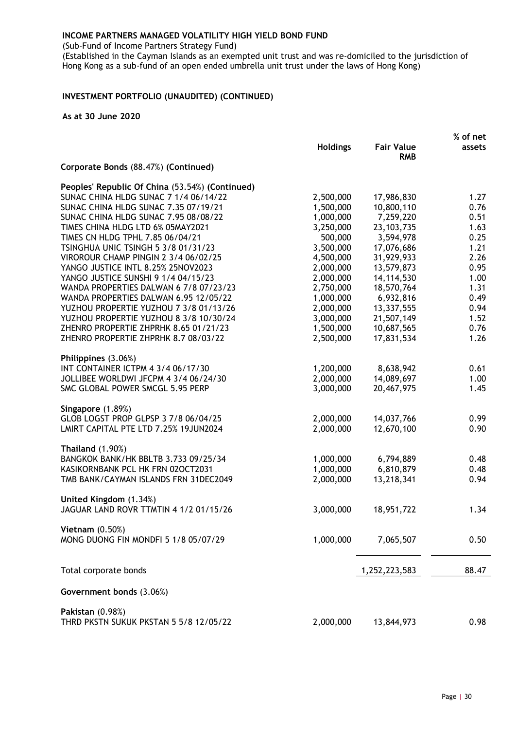**INCOME PARTNERS MANAGED VOLATILITY HIGH YIELD BOND FUND**

(Sub-Fund of Income Partners Strategy Fund)

(Established in the Cayman Islands as an exempted unit trust and was re-domiciled to the jurisdiction of Hong Kong as a sub-fund of an open ended umbrella unit trust under the laws of Hong Kong)

**INVESTMENT PORTFOLIO (UNAUDITED) (CONTINUED)**

**As at 30 June 2020**

| | Holdings | Fair Value RMB | % of net assets |
|---|---|---|---|
| **Corporate Bonds** (88.47%) **(Continued)** | | | |
| **Peoples' Republic Of China** (53.54%) **(Continued)** | | | |
| SUNAC CHINA HLDG SUNAC 7 1/4 06/14/22 | 2,500,000 | 17,986,830 | 1.27 |
| SUNAC CHINA HLDG SUNAC 7.35 07/19/21 | 1,500,000 | 10,800,110 | 0.76 |
| SUNAC CHINA HLDG SUNAC 7.95 08/08/22 | 1,000,000 | 7,259,220 | 0.51 |
| TIMES CHINA HLDG LTD 6% 05MAY2021 | 3,250,000 | 23,103,735 | 1.63 |
| TIMES CN HLDG TPHL 7.85 06/04/21 | 500,000 | 3,594,978 | 0.25 |
| TSINGHUA UNIC TSINGH 5 3/8 01/31/23 | 3,500,000 | 17,076,686 | 1.21 |
| VIROROUR CHAMP PINGIN 2 3/4 06/02/25 | 4,500,000 | 31,929,933 | 2.26 |
| YANGO JUSTICE INTL 8.25% 25NOV2023 | 2,000,000 | 13,579,873 | 0.95 |
| YANGO JUSTICE SUNSHI 9 1/4 04/15/23 | 2,000,000 | 14,114,530 | 1.00 |
| WANDA PROPERTIES DALWAN 6 7/8 07/23/23 | 2,750,000 | 18,570,764 | 1.31 |
| WANDA PROPERTIES DALWAN 6.95 12/05/22 | 1,000,000 | 6,932,816 | 0.49 |
| YUZHOU PROPERTIE YUZHOU 7 3/8 01/13/26 | 2,000,000 | 13,337,555 | 0.94 |
| YUZHOU PROPERTIE YUZHOU 8 3/8 10/30/24 | 3,000,000 | 21,507,149 | 1.52 |
| ZHENRO PROPERTIE ZHPRHK 8.65 01/21/23 | 1,500,000 | 10,687,565 | 0.76 |
| ZHENRO PROPERTIE ZHPRHK 8.7 08/03/22 | 2,500,000 | 17,831,534 | 1.26 |
| **Philippines** (3.06%) | | | |
| INT CONTAINER ICTPM 4 3/4 06/17/30 | 1,200,000 | 8,638,942 | 0.61 |
| JOLLIBEE WORLDWI JFCPM 4 3/4 06/24/30 | 2,000,000 | 14,089,697 | 1.00 |
| SMC GLOBAL POWER SMCGL 5.95 PERP | 3,000,000 | 20,467,975 | 1.45 |
| **Singapore** (1.89%) | | | |
| GLOB LOGST PROP GLPSP 3 7/8 06/04/25 | 2,000,000 | 14,037,766 | 0.99 |
| LMIRT CAPITAL PTE LTD 7.25% 19JUN2024 | 2,000,000 | 12,670,100 | 0.90 |
| **Thailand** (1.90%) | | | |
| BANGKOK BANK/HK BBLTB 3.733 09/25/34 | 1,000,000 | 6,794,889 | 0.48 |
| KASIKORNBANK PCL HK FRN 02OCT2031 | 1,000,000 | 6,810,879 | 0.48 |
| TMB BANK/CAYMAN ISLANDS FRN 31DEC2049 | 2,000,000 | 13,218,341 | 0.94 |
| **United Kingdom** (1.34%) | | | |
| JAGUAR LAND ROVR TTMTIN 4 1/2 01/15/26 | 3,000,000 | 18,951,722 | 1.34 |
| **Vietnam** (0.50%) | | | |
| MONG DUONG FIN MONDFI 5 1/8 05/07/29 | 1,000,000 | 7,065,507 | 0.50 |
| Total corporate bonds | | 1,252,223,583 | 88.47 |
| **Government bonds** (3.06%) | | | |
| **Pakistan** (0.98%) | | | |
| THRD PKSTN SUKUK PKSTAN 5 5/8 12/05/22 | 2,000,000 | 13,844,973 | 0.98 |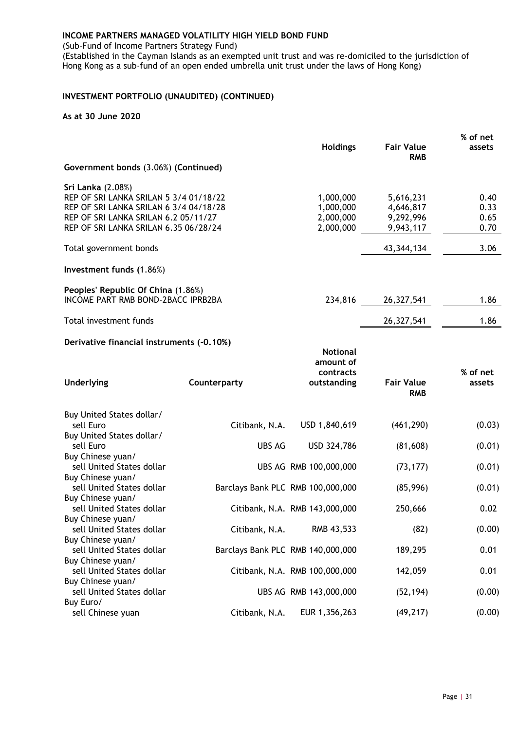**INCOME PARTNERS MANAGED VOLATILITY HIGH YIELD BOND FUND**

(Sub-Fund of Income Partners Strategy Fund)

(Established in the Cayman Islands as an exempted unit trust and was re-domiciled to the jurisdiction of Hong Kong as a sub-fund of an open ended umbrella unit trust under the laws of Hong Kong)

## INVESTMENT PORTFOLIO (UNAUDITED) (CONTINUED)

**As at 30 June 2020**

| | Holdings | Fair Value RMB | % of net assets |
|---|---|---|---|
| **Government bonds** (3.06%) **(Continued)** | | | |
| **Sri Lanka** (2.08%) | | | |
| REP OF SRI LANKA SRILAN 5 3/4 01/18/22 | 1,000,000 | 5,616,231 | 0.40 |
| REP OF SRI LANKA SRILAN 6 3/4 04/18/28 | 1,000,000 | 4,646,817 | 0.33 |
| REP OF SRI LANKA SRILAN 6.2 05/11/27 | 2,000,000 | 9,292,996 | 0.65 |
| REP OF SRI LANKA SRILAN 6.35 06/28/24 | 2,000,000 | 9,943,117 | 0.70 |
| Total government bonds | | 43,344,134 | 3.06 |
| **Investment funds (**1.86%) | | | |
| **Peoples' Republic Of China** (1.86%) | | | |
| INCOME PART RMB BOND-2BACC IPRB2BA | 234,816 | 26,327,541 | 1.86 |
| Total investment funds | | 26,327,541 | 1.86 |

**Derivative financial instruments (-0.10%)**

| Underlying | Counterparty | Notional amount of contracts outstanding | Fair Value RMB | % of net assets |
|---|---|---|---|---|
| Buy United States dollar/ sell Euro | Citibank, N.A. | USD 1,840,619 | (461,290) | (0.03) |
| Buy United States dollar/ sell Euro | UBS AG | USD 324,786 | (81,608) | (0.01) |
| Buy Chinese yuan/ sell United States dollar | UBS AG | RMB 100,000,000 | (73,177) | (0.01) |
| Buy Chinese yuan/ sell United States dollar | Barclays Bank PLC | RMB 100,000,000 | (85,996) | (0.01) |
| Buy Chinese yuan/ sell United States dollar | Citibank, N.A. | RMB 143,000,000 | 250,666 | 0.02 |
| Buy Chinese yuan/ sell United States dollar | Citibank, N.A. | RMB 43,533 | (82) | (0.00) |
| Buy Chinese yuan/ sell United States dollar | Barclays Bank PLC | RMB 140,000,000 | 189,295 | 0.01 |
| Buy Chinese yuan/ sell United States dollar | Citibank, N.A. | RMB 100,000,000 | 142,059 | 0.01 |
| Buy Chinese yuan/ sell United States dollar | UBS AG | RMB 143,000,000 | (52,194) | (0.00) |
| Buy Euro/ sell Chinese yuan | Citibank, N.A. | EUR 1,356,263 | (49,217) | (0.00) |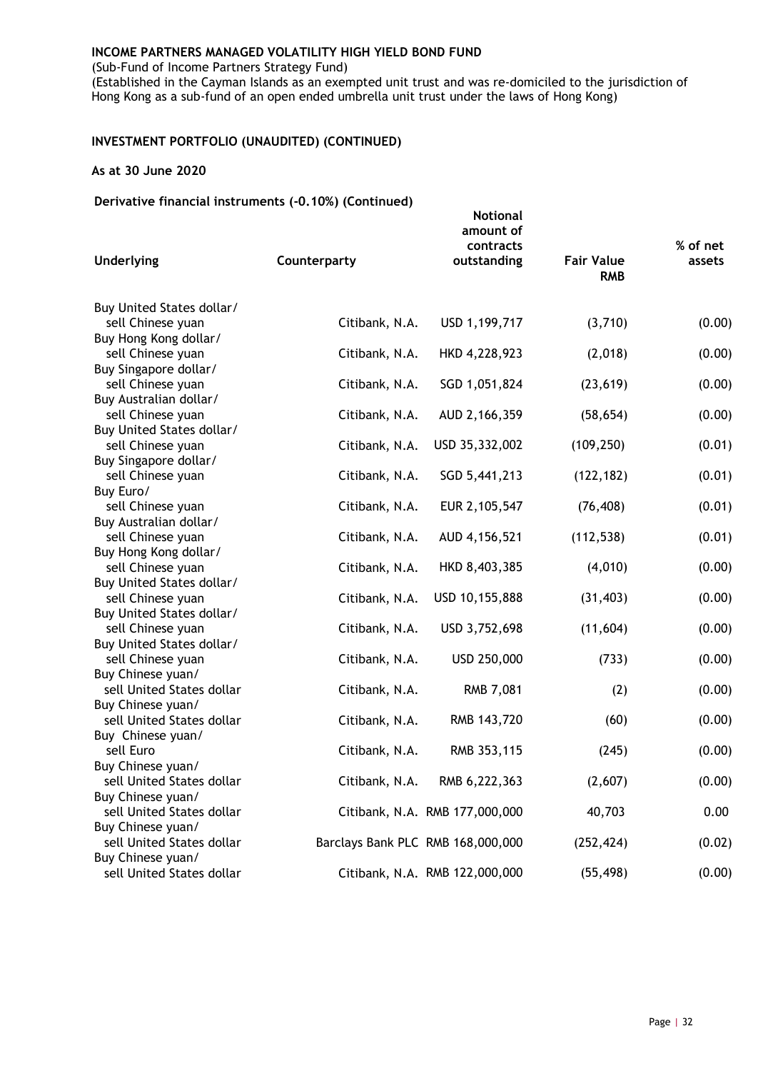**INCOME PARTNERS MANAGED VOLATILITY HIGH YIELD BOND FUND**

(Sub-Fund of Income Partners Strategy Fund)

(Established in the Cayman Islands as an exempted unit trust and was re-domiciled to the jurisdiction of Hong Kong as a sub-fund of an open ended umbrella unit trust under the laws of Hong Kong)

**INVESTMENT PORTFOLIO (UNAUDITED) (CONTINUED)**

**As at 30 June 2020**

**Derivative financial instruments (-0.10%) (Continued)**

| Underlying | Counterparty | Notional amount of contracts outstanding | Fair Value RMB | % of net assets |
|---|---|---|---|---|
| Buy United States dollar/ sell Chinese yuan | Citibank, N.A. | USD 1,199,717 | (3,710) | (0.00) |
| Buy Hong Kong dollar/ sell Chinese yuan | Citibank, N.A. | HKD 4,228,923 | (2,018) | (0.00) |
| Buy Singapore dollar/ sell Chinese yuan | Citibank, N.A. | SGD 1,051,824 | (23,619) | (0.00) |
| Buy Australian dollar/ sell Chinese yuan | Citibank, N.A. | AUD 2,166,359 | (58,654) | (0.00) |
| Buy United States dollar/ sell Chinese yuan | Citibank, N.A. | USD 35,332,002 | (109,250) | (0.01) |
| Buy Singapore dollar/ sell Chinese yuan | Citibank, N.A. | SGD 5,441,213 | (122,182) | (0.01) |
| Buy Euro/ sell Chinese yuan | Citibank, N.A. | EUR 2,105,547 | (76,408) | (0.01) |
| Buy Australian dollar/ sell Chinese yuan | Citibank, N.A. | AUD 4,156,521 | (112,538) | (0.01) |
| Buy Hong Kong dollar/ sell Chinese yuan | Citibank, N.A. | HKD 8,403,385 | (4,010) | (0.00) |
| Buy United States dollar/ sell Chinese yuan | Citibank, N.A. | USD 10,155,888 | (31,403) | (0.00) |
| Buy United States dollar/ sell Chinese yuan | Citibank, N.A. | USD 3,752,698 | (11,604) | (0.00) |
| Buy United States dollar/ sell Chinese yuan | Citibank, N.A. | USD 250,000 | (733) | (0.00) |
| Buy Chinese yuan/ sell United States dollar | Citibank, N.A. | RMB 7,081 | (2) | (0.00) |
| Buy Chinese yuan/ sell United States dollar | Citibank, N.A. | RMB 143,720 | (60) | (0.00) |
| Buy Chinese yuan/ sell Euro | Citibank, N.A. | RMB 353,115 | (245) | (0.00) |
| Buy Chinese yuan/ sell United States dollar | Citibank, N.A. | RMB 6,222,363 | (2,607) | (0.00) |
| Buy Chinese yuan/ sell United States dollar | Citibank, N.A. | RMB 177,000,000 | 40,703 | 0.00 |
| Buy Chinese yuan/ sell United States dollar | Barclays Bank PLC | RMB 168,000,000 | (252,424) | (0.02) |
| Buy Chinese yuan/ sell United States dollar | Citibank, N.A. | RMB 122,000,000 | (55,498) | (0.00) |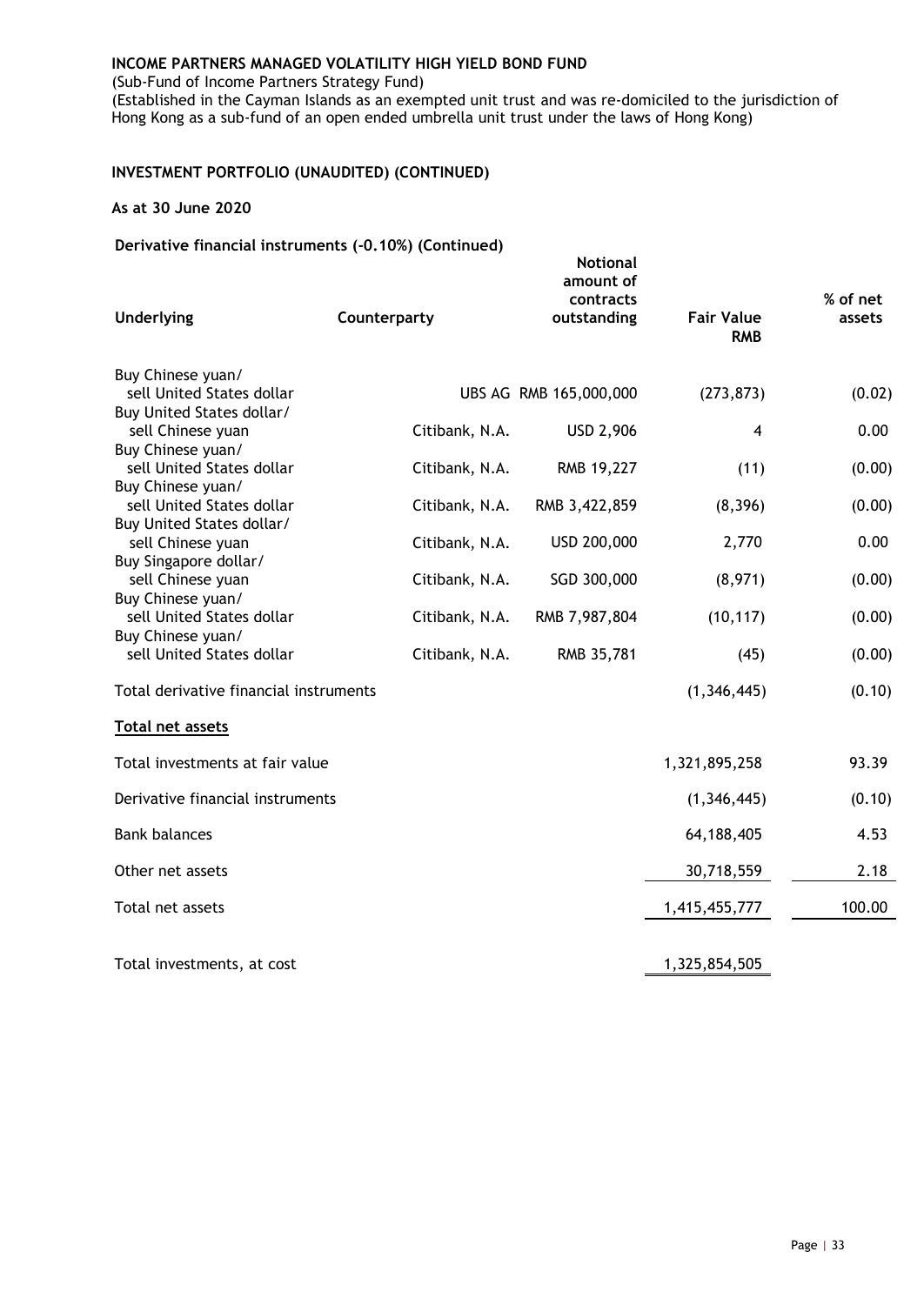**INCOME PARTNERS MANAGED VOLATILITY HIGH YIELD BOND FUND**

(Sub-Fund of Income Partners Strategy Fund)

(Established in the Cayman Islands as an exempted unit trust and was re-domiciled to the jurisdiction of Hong Kong as a sub-fund of an open ended umbrella unit trust under the laws of Hong Kong)

## INVESTMENT PORTFOLIO (UNAUDITED) (CONTINUED)

**As at 30 June 2020**

**Derivative financial instruments (-0.10%) (Continued)**

| Underlying | Counterparty | Notional amount of contracts outstanding | Fair Value RMB | % of net assets |
|---|---|---|---|---|
| Buy Chinese yuan/ sell United States dollar | UBS AG | RMB 165,000,000 | (273,873) | (0.02) |
| Buy United States dollar/ sell Chinese yuan | Citibank, N.A. | USD 2,906 | 4 | 0.00 |
| Buy Chinese yuan/ sell United States dollar | Citibank, N.A. | RMB 19,227 | (11) | (0.00) |
| Buy Chinese yuan/ sell United States dollar | Citibank, N.A. | RMB 3,422,859 | (8,396) | (0.00) |
| Buy United States dollar/ sell Chinese yuan | Citibank, N.A. | USD 200,000 | 2,770 | 0.00 |
| Buy Singapore dollar/ sell Chinese yuan | Citibank, N.A. | SGD 300,000 | (8,971) | (0.00) |
| Buy Chinese yuan/ sell United States dollar | Citibank, N.A. | RMB 7,987,804 | (10,117) | (0.00) |
| Buy Chinese yuan/ sell United States dollar | Citibank, N.A. | RMB 35,781 | (45) | (0.00) |
| Total derivative financial instruments | | | (1,346,445) | (0.10) |

**Total net assets**

| | | |
|---|---|---|
| Total investments at fair value | 1,321,895,258 | 93.39 |
| Derivative financial instruments | (1,346,445) | (0.10) |
| Bank balances | 64,188,405 | 4.53 |
| Other net assets | 30,718,559 | 2.18 |
| Total net assets | 1,415,455,777 | 100.00 |
| | | |
| Total investments, at cost | 1,325,854,505 | |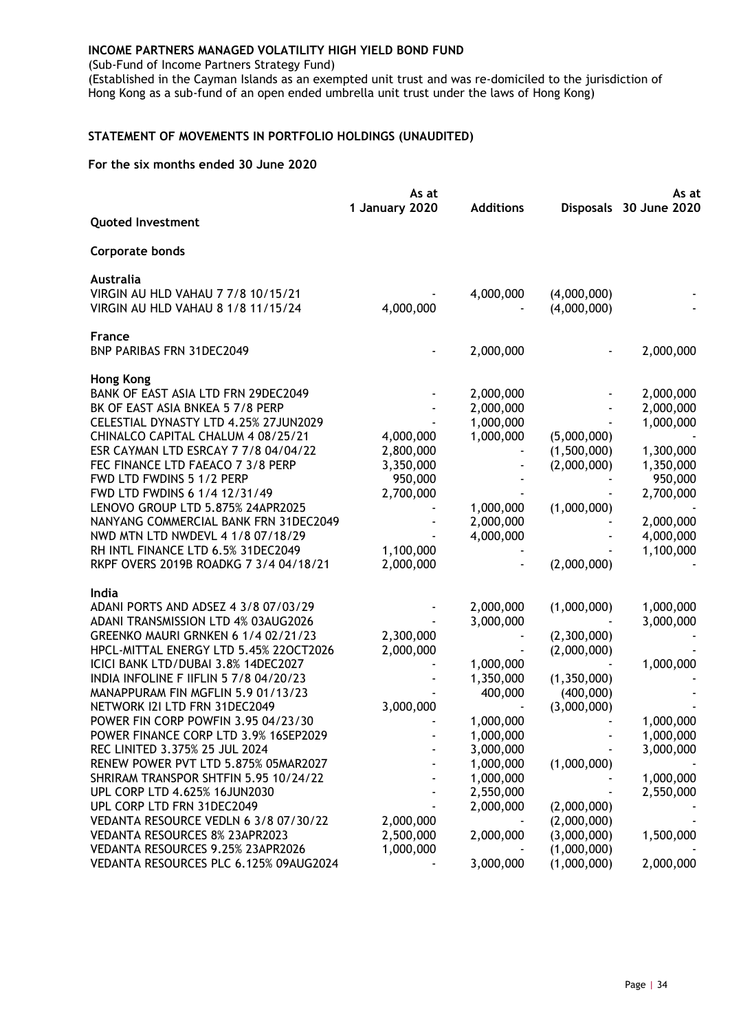# INCOME PARTNERS MANAGED VOLATILITY HIGH YIELD BOND FUND

(Sub-Fund of Income Partners Strategy Fund)
(Established in the Cayman Islands as an exempted unit trust and was re-domiciled to the jurisdiction of Hong Kong as a sub-fund of an open ended umbrella unit trust under the laws of Hong Kong)

## STATEMENT OF MOVEMENTS IN PORTFOLIO HOLDINGS (UNAUDITED)

**For the six months ended 30 June 2020**

| | As at 1 January 2020 | Additions | Disposals | As at 30 June 2020 |
|---|---|---|---|---|
| **Quoted Investment** | | | | |
| **Corporate bonds** | | | | |
| **Australia** | | | | |
| VIRGIN AU HLD VAHAU 7 7/8 10/15/21 | - | 4,000,000 | (4,000,000) | - |
| VIRGIN AU HLD VAHAU 8 1/8 11/15/24 | 4,000,000 | - | (4,000,000) | - |
| **France** | | | | |
| BNP PARIBAS FRN 31DEC2049 | - | 2,000,000 | - | 2,000,000 |
| **Hong Kong** | | | | |
| BANK OF EAST ASIA LTD FRN 29DEC2049 | - | 2,000,000 | - | 2,000,000 |
| BK OF EAST ASIA BNKEA 5 7/8 PERP | - | 2,000,000 | - | 2,000,000 |
| CELESTIAL DYNASTY LTD 4.25% 27JUN2029 | - | 1,000,000 | - | 1,000,000 |
| CHINALCO CAPITAL CHALUM 4 08/25/21 | 4,000,000 | 1,000,000 | (5,000,000) | - |
| ESR CAYMAN LTD ESRCAY 7 7/8 04/04/22 | 2,800,000 | - | (1,500,000) | 1,300,000 |
| FEC FINANCE LTD FAEACO 7 3/8 PERP | 3,350,000 | - | (2,000,000) | 1,350,000 |
| FWD LTD FWDINS 5 1/2 PERP | 950,000 | - | - | 950,000 |
| FWD LTD FWDINS 6 1/4 12/31/49 | 2,700,000 | - | - | 2,700,000 |
| LENOVO GROUP LTD 5.875% 24APR2025 | - | 1,000,000 | (1,000,000) | - |
| NANYANG COMMERCIAL BANK FRN 31DEC2049 | - | 2,000,000 | - | 2,000,000 |
| NWD MTN LTD NWDEVL 4 1/8 07/18/29 | - | 4,000,000 | - | 4,000,000 |
| RH INTL FINANCE LTD 6.5% 31DEC2049 | 1,100,000 | - | - | 1,100,000 |
| RKPF OVERS 2019B ROADKG 7 3/4 04/18/21 | 2,000,000 | - | (2,000,000) | - |
| **India** | | | | |
| ADANI PORTS AND ADSEZ 4 3/8 07/03/29 | - | 2,000,000 | (1,000,000) | 1,000,000 |
| ADANI TRANSMISSION LTD 4% 03AUG2026 | - | 3,000,000 | - | 3,000,000 |
| GREENKO MAURI GRNKEN 6 1/4 02/21/23 | 2,300,000 | - | (2,300,000) | - |
| HPCL-MITTAL ENERGY LTD 5.45% 22OCT2026 | 2,000,000 | - | (2,000,000) | - |
| ICICI BANK LTD/DUBAI 3.8% 14DEC2027 | - | 1,000,000 | - | 1,000,000 |
| INDIA INFOLINE F IIFLIN 5 7/8 04/20/23 | - | 1,350,000 | (1,350,000) | - |
| MANAPPURAM FIN MGFLIN 5.9 01/13/23 | - | 400,000 | (400,000) | - |
| NETWORK I2I LTD FRN 31DEC2049 | 3,000,000 | - | (3,000,000) | - |
| POWER FIN CORP POWFIN 3.95 04/23/30 | - | 1,000,000 | - | 1,000,000 |
| POWER FINANCE CORP LTD 3.9% 16SEP2029 | - | 1,000,000 | - | 1,000,000 |
| REC LIMITED 3.375% 25 JUL 2024 | - | 3,000,000 | - | 3,000,000 |
| RENEW POWER PVT LTD 5.875% 05MAR2027 | - | 1,000,000 | (1,000,000) | - |
| SHRIRAM TRANSPOR SHTFIN 5.95 10/24/22 | - | 1,000,000 | - | 1,000,000 |
| UPL CORP LTD 4.625% 16JUN2030 | - | 2,550,000 | - | 2,550,000 |
| UPL CORP LTD FRN 31DEC2049 | - | 2,000,000 | (2,000,000) | - |
| VEDANTA RESOURCE VEDLN 6 3/8 07/30/22 | 2,000,000 | - | (2,000,000) | - |
| VEDANTA RESOURCES 8% 23APR2023 | 2,500,000 | 2,000,000 | (3,000,000) | 1,500,000 |
| VEDANTA RESOURCES 9.25% 23APR2026 | 1,000,000 | - | (1,000,000) | - |
| VEDANTA RESOURCES PLC 6.125% 09AUG2024 | - | 3,000,000 | (1,000,000) | 2,000,000 |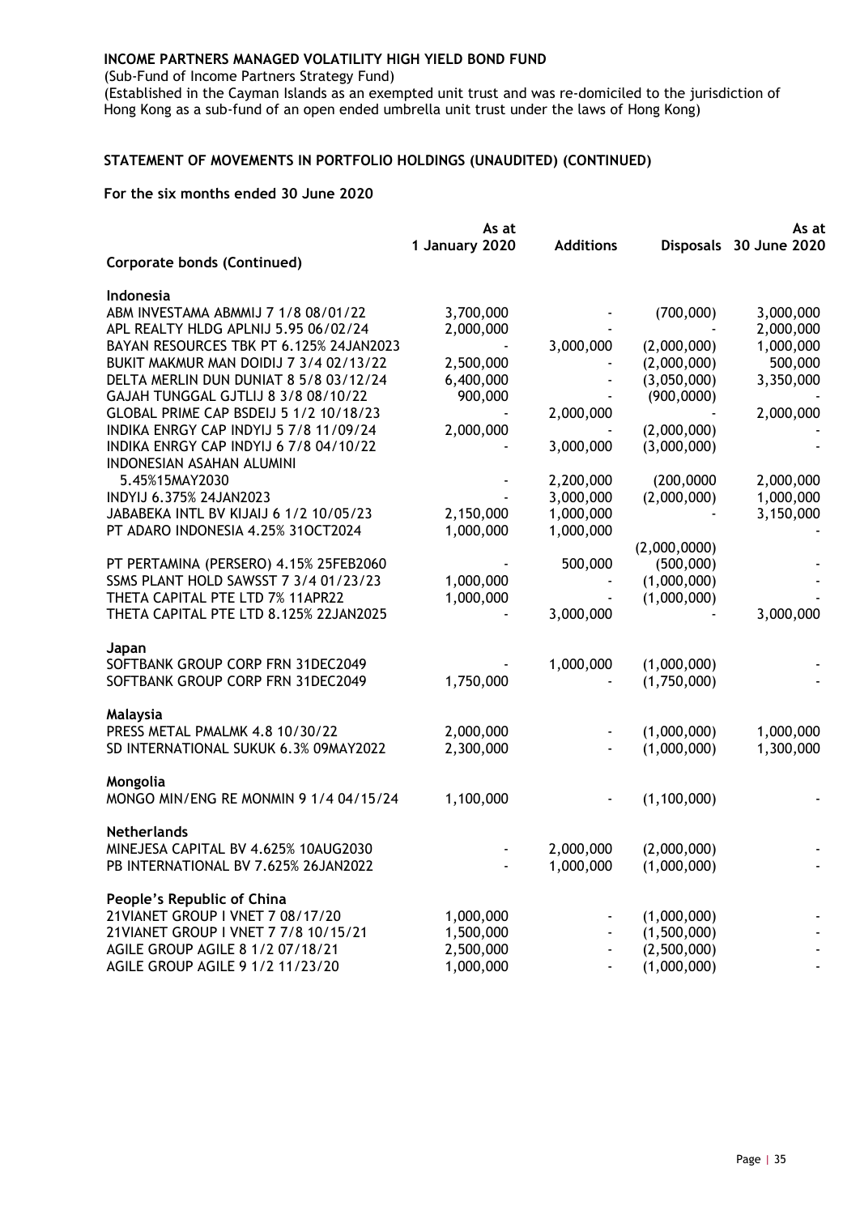**INCOME PARTNERS MANAGED VOLATILITY HIGH YIELD BOND FUND**

(Sub-Fund of Income Partners Strategy Fund)

(Established in the Cayman Islands as an exempted unit trust and was re-domiciled to the jurisdiction of Hong Kong as a sub-fund of an open ended umbrella unit trust under the laws of Hong Kong)

**STATEMENT OF MOVEMENTS IN PORTFOLIO HOLDINGS (UNAUDITED) (CONTINUED)**

**For the six months ended 30 June 2020**

| | As at 1 January 2020 | Additions | Disposals | As at 30 June 2020 |
|---|---|---|---|---|
| **Corporate bonds (Continued)** | | | | |
| **Indonesia** | | | | |
| ABM INVESTAMA ABMMIJ 7 1/8 08/01/22 | 3,700,000 | - | (700,000) | 3,000,000 |
| APL REALTY HLDG APLNIJ 5.95 06/02/24 | 2,000,000 | - | - | 2,000,000 |
| BAYAN RESOURCES TBK PT 6.125% 24JAN2023 | - | 3,000,000 | (2,000,000) | 1,000,000 |
| BUKIT MAKMUR MAN DOIDIJ 7 3/4 02/13/22 | 2,500,000 | - | (2,000,000) | 500,000 |
| DELTA MERLIN DUN DUNIAT 8 5/8 03/12/24 | 6,400,000 | - | (3,050,000) | 3,350,000 |
| GAJAH TUNGGAL GJTLIJ 8 3/8 08/10/22 | 900,000 | - | (900,0000) | - |
| GLOBAL PRIME CAP BSDEIJ 5 1/2 10/18/23 | - | 2,000,000 | - | 2,000,000 |
| INDIKA ENRGY CAP INDYIJ 5 7/8 11/09/24 | 2,000,000 | - | (2,000,000) | - |
| INDIKA ENRGY CAP INDYIJ 6 7/8 04/10/22 | - | 3,000,000 | (3,000,000) | - |
| INDONESIAN ASAHAN ALUMINI 5.45%15MAY2030 | - | 2,200,000 | (200,0000 | 2,000,000 |
| INDYIJ 6.375% 24JAN2023 | - | 3,000,000 | (2,000,000) | 1,000,000 |
| JABABEKA INTL BV KIJAIJ 6 1/2 10/05/23 | 2,150,000 | 1,000,000 | - | 3,150,000 |
| PT ADARO INDONESIA 4.25% 31OCT2024 | 1,000,000 | 1,000,000 | (2,000,0000) | - |
| PT PERTAMINA (PERSERO) 4.15% 25FEB2060 | - | 500,000 | (500,000) | - |
| SSMS PLANT HOLD SAWSST 7 3/4 01/23/23 | 1,000,000 | - | (1,000,000) | - |
| THETA CAPITAL PTE LTD 7% 11APR22 | 1,000,000 | - | (1,000,000) | - |
| THETA CAPITAL PTE LTD 8.125% 22JAN2025 | - | 3,000,000 | - | 3,000,000 |
| **Japan** | | | | |
| SOFTBANK GROUP CORP FRN 31DEC2049 | - | 1,000,000 | (1,000,000) | - |
| SOFTBANK GROUP CORP FRN 31DEC2049 | 1,750,000 | - | (1,750,000) | - |
| **Malaysia** | | | | |
| PRESS METAL PMALMK 4.8 10/30/22 | 2,000,000 | - | (1,000,000) | 1,000,000 |
| SD INTERNATIONAL SUKUK 6.3% 09MAY2022 | 2,300,000 | - | (1,000,000) | 1,300,000 |
| **Mongolia** | | | | |
| MONGO MIN/ENG RE MONMIN 9 1/4 04/15/24 | 1,100,000 | - | (1,100,000) | - |
| **Netherlands** | | | | |
| MINEJESA CAPITAL BV 4.625% 10AUG2030 | - | 2,000,000 | (2,000,000) | - |
| PB INTERNATIONAL BV 7.625% 26JAN2022 | - | 1,000,000 | (1,000,000) | - |
| **People's Republic of China** | | | | |
| 21VIANET GROUP I VNET 7 08/17/20 | 1,000,000 | - | (1,000,000) | - |
| 21VIANET GROUP I VNET 7 7/8 10/15/21 | 1,500,000 | - | (1,500,000) | - |
| AGILE GROUP AGILE 8 1/2 07/18/21 | 2,500,000 | - | (2,500,000) | - |
| AGILE GROUP AGILE 9 1/2 11/23/20 | 1,000,000 | - | (1,000,000) | - |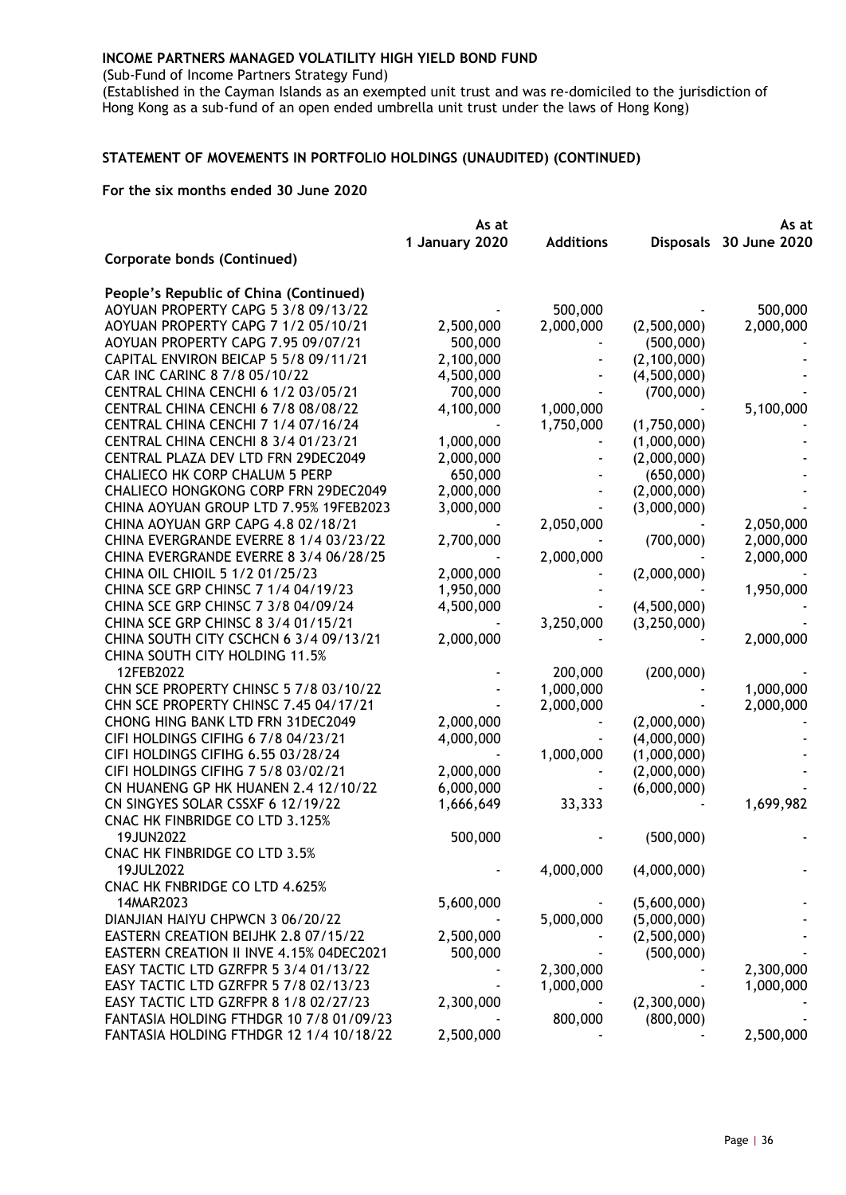**INCOME PARTNERS MANAGED VOLATILITY HIGH YIELD BOND FUND**

(Sub-Fund of Income Partners Strategy Fund)

(Established in the Cayman Islands as an exempted unit trust and was re-domiciled to the jurisdiction of Hong Kong as a sub-fund of an open ended umbrella unit trust under the laws of Hong Kong)

**STATEMENT OF MOVEMENTS IN PORTFOLIO HOLDINGS (UNAUDITED) (CONTINUED)**

**For the six months ended 30 June 2020**

| | As at 1 January 2020 | Additions | Disposals | As at 30 June 2020 |
|---|---|---|---|---|
| **Corporate bonds (Continued)** | | | | |
| | | | | |
| **People's Republic of China (Continued)** | | | | |
| AOYUAN PROPERTY CAPG 5 3/8 09/13/22 | - | 500,000 | - | 500,000 |
| AOYUAN PROPERTY CAPG 7 1/2 05/10/21 | 2,500,000 | 2,000,000 | (2,500,000) | 2,000,000 |
| AOYUAN PROPERTY CAPG 7.95 09/07/21 | 500,000 | - | (500,000) | - |
| CAPITAL ENVIRON BEICAP 5 5/8 09/11/21 | 2,100,000 | - | (2,100,000) | - |
| CAR INC CARINC 8 7/8 05/10/22 | 4,500,000 | - | (4,500,000) | - |
| CENTRAL CHINA CENCHI 6 1/2 03/05/21 | 700,000 | - | (700,000) | - |
| CENTRAL CHINA CENCHI 6 7/8 08/08/22 | 4,100,000 | 1,000,000 | - | 5,100,000 |
| CENTRAL CHINA CENCHI 7 1/4 07/16/24 | - | 1,750,000 | (1,750,000) | - |
| CENTRAL CHINA CENCHI 8 3/4 01/23/21 | 1,000,000 | - | (1,000,000) | - |
| CENTRAL PLAZA DEV LTD FRN 29DEC2049 | 2,000,000 | - | (2,000,000) | - |
| CHALIECO HK CORP CHALUM 5 PERP | 650,000 | - | (650,000) | - |
| CHALIECO HONGKONG CORP FRN 29DEC2049 | 2,000,000 | - | (2,000,000) | - |
| CHINA AOYUAN GROUP LTD 7.95% 19FEB2023 | 3,000,000 | - | (3,000,000) | - |
| CHINA AOYUAN GRP CAPG 4.8 02/18/21 | - | 2,050,000 | - | 2,050,000 |
| CHINA EVERGRANDE EVERRE 8 1/4 03/23/22 | 2,700,000 | - | (700,000) | 2,000,000 |
| CHINA EVERGRANDE EVERRE 8 3/4 06/28/25 | - | 2,000,000 | - | 2,000,000 |
| CHINA OIL CHIOIL 5 1/2 01/25/23 | 2,000,000 | - | (2,000,000) | - |
| CHINA SCE GRP CHINSC 7 1/4 04/19/23 | 1,950,000 | - | - | 1,950,000 |
| CHINA SCE GRP CHINSC 7 3/8 04/09/24 | 4,500,000 | - | (4,500,000) | - |
| CHINA SCE GRP CHINSC 8 3/4 01/15/21 | - | 3,250,000 | (3,250,000) | - |
| CHINA SOUTH CITY CSCHCN 6 3/4 09/13/21 | 2,000,000 | - | - | 2,000,000 |
| CHINA SOUTH CITY HOLDING 11.5% 12FEB2022 | - | 200,000 | (200,000) | - |
| CHN SCE PROPERTY CHINSC 5 7/8 03/10/22 | - | 1,000,000 | - | 1,000,000 |
| CHN SCE PROPERTY CHINSC 7.45 04/17/21 | - | 2,000,000 | - | 2,000,000 |
| CHONG HING BANK LTD FRN 31DEC2049 | 2,000,000 | - | (2,000,000) | - |
| CIFI HOLDINGS CIFIHG 6 7/8 04/23/21 | 4,000,000 | - | (4,000,000) | - |
| CIFI HOLDINGS CIFIHG 6.55 03/28/24 | - | 1,000,000 | (1,000,000) | - |
| CIFI HOLDINGS CIFIHG 7 5/8 03/02/21 | 2,000,000 | - | (2,000,000) | - |
| CN HUANENG GP HK HUANEN 2.4 12/10/22 | 6,000,000 | - | (6,000,000) | - |
| CN SINGYES SOLAR CSSXF 6 12/19/22 | 1,666,649 | 33,333 | - | 1,699,982 |
| CNAC HK FINBRIDGE CO LTD 3.125% 19JUN2022 | 500,000 | - | (500,000) | - |
| CNAC HK FINBRIDGE CO LTD 3.5% 19JUL2022 | - | 4,000,000 | (4,000,000) | - |
| CNAC HK FNBRIDGE CO LTD 4.625% 14MAR2023 | 5,600,000 | - | (5,600,000) | - |
| DIANJIAN HAIYU CHPWCN 3 06/20/22 | - | 5,000,000 | (5,000,000) | - |
| EASTERN CREATION BEIJHK 2.8 07/15/22 | 2,500,000 | - | (2,500,000) | - |
| EASTERN CREATION II INVE 4.15% 04DEC2021 | 500,000 | - | (500,000) | - |
| EASY TACTIC LTD GZRFPR 5 3/4 01/13/22 | - | 2,300,000 | - | 2,300,000 |
| EASY TACTIC LTD GZRFPR 5 7/8 02/13/23 | - | 1,000,000 | - | 1,000,000 |
| EASY TACTIC LTD GZRFPR 8 1/8 02/27/23 | 2,300,000 | - | (2,300,000) | - |
| FANTASIA HOLDING FTHDGR 10 7/8 01/09/23 | - | 800,000 | (800,000) | - |
| FANTASIA HOLDING FTHDGR 12 1/4 10/18/22 | 2,500,000 | - | - | 2,500,000 |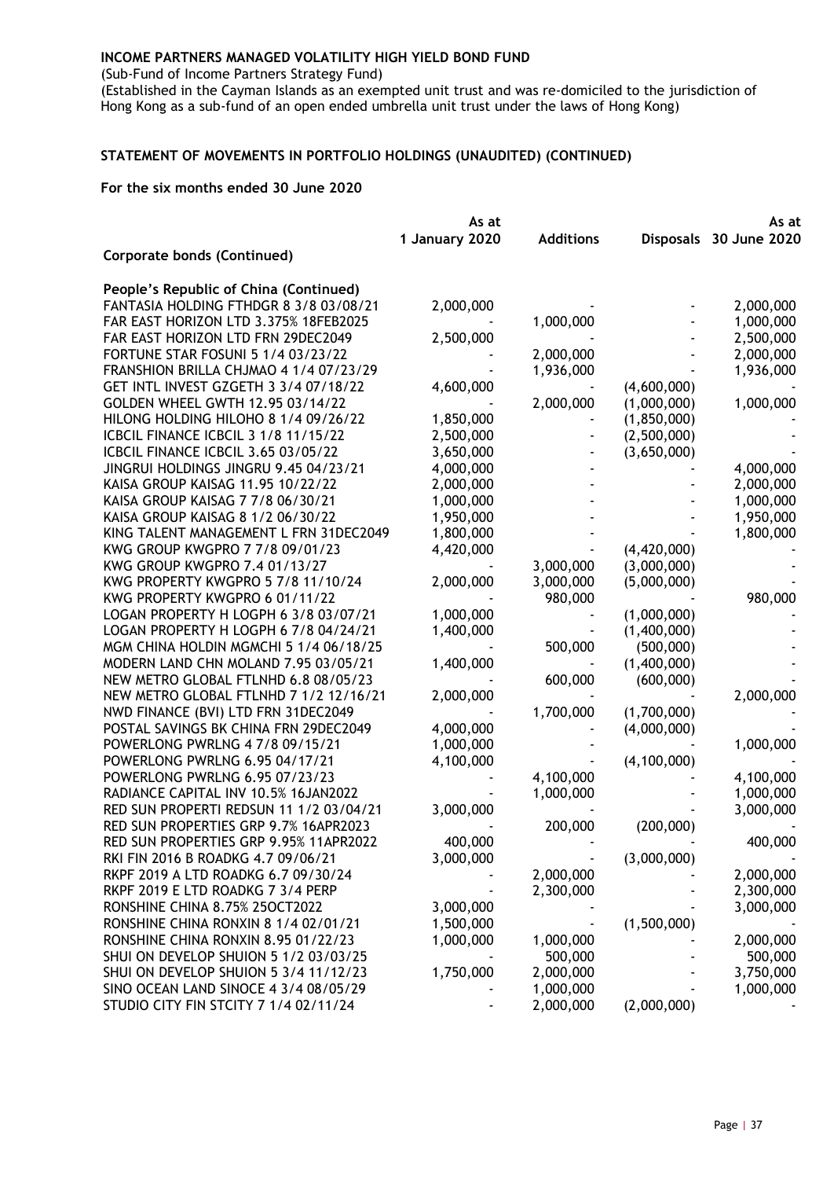**INCOME PARTNERS MANAGED VOLATILITY HIGH YIELD BOND FUND**

(Sub-Fund of Income Partners Strategy Fund)
(Established in the Cayman Islands as an exempted unit trust and was re-domiciled to the jurisdiction of Hong Kong as a sub-fund of an open ended umbrella unit trust under the laws of Hong Kong)

**STATEMENT OF MOVEMENTS IN PORTFOLIO HOLDINGS (UNAUDITED) (CONTINUED)**

**For the six months ended 30 June 2020**

| | As at 1 January 2020 | Additions | Disposals | As at 30 June 2020 |
|---|---|---|---|---|
| **Corporate bonds (Continued)** | | | | |
| **People's Republic of China (Continued)** | | | | |
| FANTASIA HOLDING FTHDGR 8 3/8 03/08/21 | 2,000,000 | - | - | 2,000,000 |
| FAR EAST HORIZON LTD 3.375% 18FEB2025 | - | 1,000,000 | - | 1,000,000 |
| FAR EAST HORIZON LTD FRN 29DEC2049 | 2,500,000 | - | - | 2,500,000 |
| FORTUNE STAR FOSUNI 5 1/4 03/23/22 | - | 2,000,000 | - | 2,000,000 |
| FRANSHION BRILLA CHJMAO 4 1/4 07/23/29 | - | 1,936,000 | - | 1,936,000 |
| GET INTL INVEST GZGETH 3 3/4 07/18/22 | 4,600,000 | - | (4,600,000) | - |
| GOLDEN WHEEL GWTH 12.95 03/14/22 | - | 2,000,000 | (1,000,000) | 1,000,000 |
| HILONG HOLDING HILOHO 8 1/4 09/26/22 | 1,850,000 | - | (1,850,000) | - |
| ICBCIL FINANCE ICBCIL 3 1/8 11/15/22 | 2,500,000 | - | (2,500,000) | - |
| ICBCIL FINANCE ICBCIL 3.65 03/05/22 | 3,650,000 | - | (3,650,000) | - |
| JINGRUI HOLDINGS JINGRU 9.45 04/23/21 | 4,000,000 | - | - | 4,000,000 |
| KAISA GROUP KAISAG 11.95 10/22/22 | 2,000,000 | - | - | 2,000,000 |
| KAISA GROUP KAISAG 7 7/8 06/30/21 | 1,000,000 | - | - | 1,000,000 |
| KAISA GROUP KAISAG 8 1/2 06/30/22 | 1,950,000 | - | - | 1,950,000 |
| KING TALENT MANAGEMENT L FRN 31DEC2049 | 1,800,000 | - | - | 1,800,000 |
| KWG GROUP KWGPRO 7 7/8 09/01/23 | 4,420,000 | - | (4,420,000) | - |
| KWG GROUP KWGPRO 7.4 01/13/27 | - | 3,000,000 | (3,000,000) | - |
| KWG PROPERTY KWGPRO 5 7/8 11/10/24 | 2,000,000 | 3,000,000 | (5,000,000) | - |
| KWG PROPERTY KWGPRO 6 01/11/22 | - | 980,000 | - | 980,000 |
| LOGAN PROPERTY H LOGPH 6 3/8 03/07/21 | 1,000,000 | - | (1,000,000) | - |
| LOGAN PROPERTY H LOGPH 6 7/8 04/24/21 | 1,400,000 | - | (1,400,000) | - |
| MGM CHINA HOLDIN MGMCHI 5 1/4 06/18/25 | - | 500,000 | (500,000) | - |
| MODERN LAND CHN MOLAND 7.95 03/05/21 | 1,400,000 | - | (1,400,000) | - |
| NEW METRO GLOBAL FTLNHD 6.8 08/05/23 | - | 600,000 | (600,000) | - |
| NEW METRO GLOBAL FTLNHD 7 1/2 12/16/21 | 2,000,000 | - | - | 2,000,000 |
| NWD FINANCE (BVI) LTD FRN 31DEC2049 | - | 1,700,000 | (1,700,000) | - |
| POSTAL SAVINGS BK CHINA FRN 29DEC2049 | 4,000,000 | - | (4,000,000) | - |
| POWERLONG PWRLNG 4 7/8 09/15/21 | 1,000,000 | - | - | 1,000,000 |
| POWERLONG PWRLNG 6.95 04/17/21 | 4,100,000 | - | (4,100,000) | - |
| POWERLONG PWRLNG 6.95 07/23/23 | - | 4,100,000 | - | 4,100,000 |
| RADIANCE CAPITAL INV 10.5% 16JAN2022 | - | 1,000,000 | - | 1,000,000 |
| RED SUN PROPERTI REDSUN 11 1/2 03/04/21 | 3,000,000 | - | - | 3,000,000 |
| RED SUN PROPERTIES GRP 9.7% 16APR2023 | - | 200,000 | (200,000) | - |
| RED SUN PROPERTIES GRP 9.95% 11APR2022 | 400,000 | - | - | 400,000 |
| RKI FIN 2016 B ROADKG 4.7 09/06/21 | 3,000,000 | - | (3,000,000) | - |
| RKPF 2019 A LTD ROADKG 6.7 09/30/24 | - | 2,000,000 | - | 2,000,000 |
| RKPF 2019 E LTD ROADKG 7 3/4 PERP | - | 2,300,000 | - | 2,300,000 |
| RONSHINE CHINA 8.75% 25OCT2022 | 3,000,000 | - | - | 3,000,000 |
| RONSHINE CHINA RONXIN 8 1/4 02/01/21 | 1,500,000 | - | (1,500,000) | - |
| RONSHINE CHINA RONXIN 8.95 01/22/23 | 1,000,000 | 1,000,000 | - | 2,000,000 |
| SHUI ON DEVELOP SHUION 5 1/2 03/03/25 | - | 500,000 | - | 500,000 |
| SHUI ON DEVELOP SHUION 5 3/4 11/12/23 | 1,750,000 | 2,000,000 | - | 3,750,000 |
| SINO OCEAN LAND SINOCE 4 3/4 08/05/29 | - | 1,000,000 | - | 1,000,000 |
| STUDIO CITY FIN STCITY 7 1/4 02/11/24 | - | 2,000,000 | (2,000,000) | - |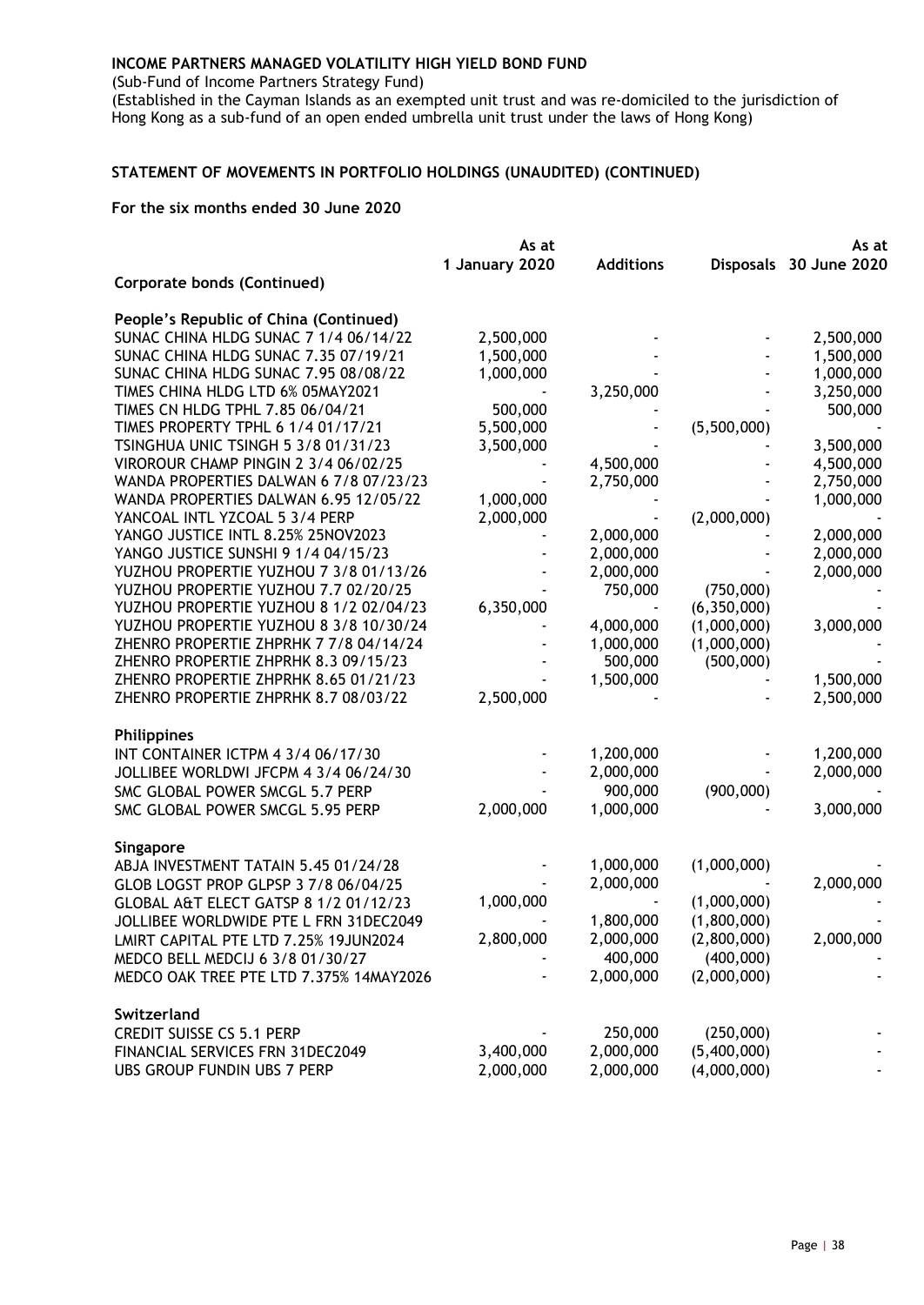**INCOME PARTNERS MANAGED VOLATILITY HIGH YIELD BOND FUND**

(Sub-Fund of Income Partners Strategy Fund)

(Established in the Cayman Islands as an exempted unit trust and was re-domiciled to the jurisdiction of Hong Kong as a sub-fund of an open ended umbrella unit trust under the laws of Hong Kong)

**STATEMENT OF MOVEMENTS IN PORTFOLIO HOLDINGS (UNAUDITED) (CONTINUED)**

**For the six months ended 30 June 2020**

| | As at 1 January 2020 | Additions | Disposals | As at 30 June 2020 |
|---|---|---|---|---|
| **Corporate bonds (Continued)** | | | | |
| **People's Republic of China (Continued)** | | | | |
| SUNAC CHINA HLDG SUNAC 7 1/4 06/14/22 | 2,500,000 | - | - | 2,500,000 |
| SUNAC CHINA HLDG SUNAC 7.35 07/19/21 | 1,500,000 | - | - | 1,500,000 |
| SUNAC CHINA HLDG SUNAC 7.95 08/08/22 | 1,000,000 | - | - | 1,000,000 |
| TIMES CHINA HLDG LTD 6% 05MAY2021 | - | 3,250,000 | - | 3,250,000 |
| TIMES CN HLDG TPHL 7.85 06/04/21 | 500,000 | - | - | 500,000 |
| TIMES PROPERTY TPHL 6 1/4 01/17/21 | 5,500,000 | - | (5,500,000) | - |
| TSINGHUA UNIC TSINGH 5 3/8 01/31/23 | 3,500,000 | - | - | 3,500,000 |
| VIROROUR CHAMP PINGIN 2 3/4 06/02/25 | - | 4,500,000 | - | 4,500,000 |
| WANDA PROPERTIES DALWAN 6 7/8 07/23/23 | - | 2,750,000 | - | 2,750,000 |
| WANDA PROPERTIES DALWAN 6.95 12/05/22 | 1,000,000 | - | - | 1,000,000 |
| YANCOAL INTL YZCOAL 5 3/4 PERP | 2,000,000 | - | (2,000,000) | - |
| YANGO JUSTICE INTL 8.25% 25NOV2023 | - | 2,000,000 | - | 2,000,000 |
| YANGO JUSTICE SUNSHI 9 1/4 04/15/23 | - | 2,000,000 | - | 2,000,000 |
| YUZHOU PROPERTIE YUZHOU 7 3/8 01/13/26 | - | 2,000,000 | - | 2,000,000 |
| YUZHOU PROPERTIE YUZHOU 7.7 02/20/25 | - | 750,000 | (750,000) | - |
| YUZHOU PROPERTIE YUZHOU 8 1/2 02/04/23 | 6,350,000 | - | (6,350,000) | - |
| YUZHOU PROPERTIE YUZHOU 8 3/8 10/30/24 | - | 4,000,000 | (1,000,000) | 3,000,000 |
| ZHENRO PROPERTIE ZHPRHK 7 7/8 04/14/24 | - | 1,000,000 | (1,000,000) | - |
| ZHENRO PROPERTIE ZHPRHK 8.3 09/15/23 | - | 500,000 | (500,000) | - |
| ZHENRO PROPERTIE ZHPRHK 8.65 01/21/23 | - | 1,500,000 | - | 1,500,000 |
| ZHENRO PROPERTIE ZHPRHK 8.7 08/03/22 | 2,500,000 | - | - | 2,500,000 |
| **Philippines** | | | | |
| INT CONTAINER ICTPM 4 3/4 06/17/30 | - | 1,200,000 | - | 1,200,000 |
| JOLLIBEE WORLDWI JFCPM 4 3/4 06/24/30 | - | 2,000,000 | - | 2,000,000 |
| SMC GLOBAL POWER SMCGL 5.7 PERP | - | 900,000 | (900,000) | - |
| SMC GLOBAL POWER SMCGL 5.95 PERP | 2,000,000 | 1,000,000 | - | 3,000,000 |
| **Singapore** | | | | |
| ABJA INVESTMENT TATAIN 5.45 01/24/28 | - | 1,000,000 | (1,000,000) | - |
| GLOB LOGST PROP GLPSP 3 7/8 06/04/25 | - | 2,000,000 | - | 2,000,000 |
| GLOBAL A&T ELECT GATSP 8 1/2 01/12/23 | 1,000,000 | - | (1,000,000) | - |
| JOLLIBEE WORLDWIDE PTE L FRN 31DEC2049 | - | 1,800,000 | (1,800,000) | - |
| LMIRT CAPITAL PTE LTD 7.25% 19JUN2024 | 2,800,000 | 2,000,000 | (2,800,000) | 2,000,000 |
| MEDCO BELL MEDCIJ 6 3/8 01/30/27 | - | 400,000 | (400,000) | - |
| MEDCO OAK TREE PTE LTD 7.375% 14MAY2026 | - | 2,000,000 | (2,000,000) | - |
| **Switzerland** | | | | |
| CREDIT SUISSE CS 5.1 PERP | - | 250,000 | (250,000) | - |
| FINANCIAL SERVICES FRN 31DEC2049 | 3,400,000 | 2,000,000 | (5,400,000) | - |
| UBS GROUP FUNDIN UBS 7 PERP | 2,000,000 | 2,000,000 | (4,000,000) | - |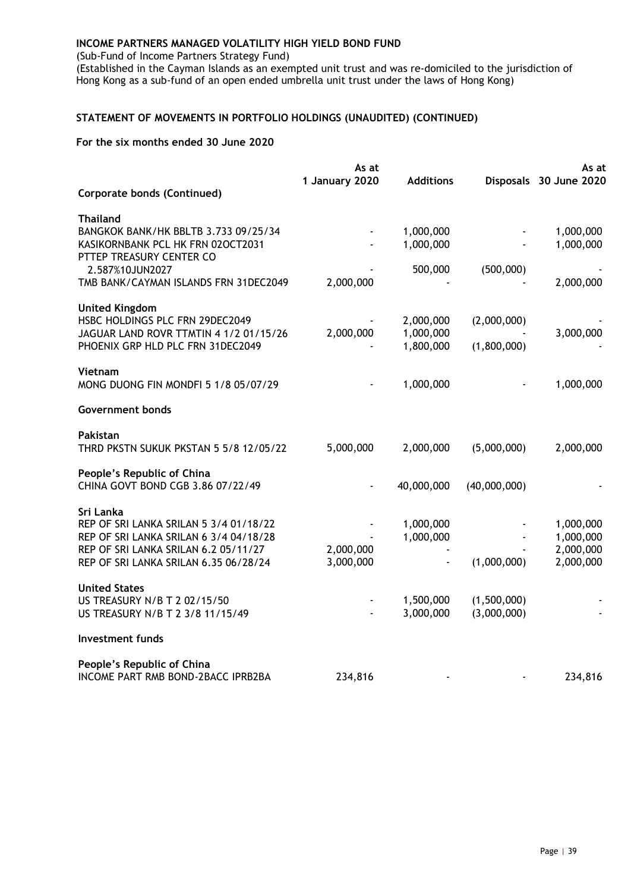**INCOME PARTNERS MANAGED VOLATILITY HIGH YIELD BOND FUND**

(Sub-Fund of Income Partners Strategy Fund)

(Established in the Cayman Islands as an exempted unit trust and was re-domiciled to the jurisdiction of Hong Kong as a sub-fund of an open ended umbrella unit trust under the laws of Hong Kong)

**STATEMENT OF MOVEMENTS IN PORTFOLIO HOLDINGS (UNAUDITED) (CONTINUED)**

**For the six months ended 30 June 2020**

| | As at 1 January 2020 | Additions | Disposals | As at 30 June 2020 |
|---|---|---|---|---|
| **Corporate bonds (Continued)** | | | | |
| **Thailand** | | | | |
| BANGKOK BANK/HK BBLTB 3.733 09/25/34 | - | 1,000,000 | - | 1,000,000 |
| KASIKORNBANK PCL HK FRN 02OCT2031 | - | 1,000,000 | - | 1,000,000 |
| PTTEP TREASURY CENTER CO 2.587%10JUN2027 | - | 500,000 | (500,000) | - |
| TMB BANK/CAYMAN ISLANDS FRN 31DEC2049 | 2,000,000 | - | - | 2,000,000 |
| **United Kingdom** | | | | |
| HSBC HOLDINGS PLC FRN 29DEC2049 | - | 2,000,000 | (2,000,000) | - |
| JAGUAR LAND ROVR TTMTIN 4 1/2 01/15/26 | 2,000,000 | 1,000,000 | - | 3,000,000 |
| PHOENIX GRP HLD PLC FRN 31DEC2049 | - | 1,800,000 | (1,800,000) | - |
| **Vietnam** | | | | |
| MONG DUONG FIN MONDFI 5 1/8 05/07/29 | - | 1,000,000 | - | 1,000,000 |
| **Government bonds** | | | | |
| **Pakistan** | | | | |
| THRD PKSTN SUKUK PKSTAN 5 5/8 12/05/22 | 5,000,000 | 2,000,000 | (5,000,000) | 2,000,000 |
| **People's Republic of China** | | | | |
| CHINA GOVT BOND CGB 3.86 07/22/49 | - | 40,000,000 | (40,000,000) | - |
| **Sri Lanka** | | | | |
| REP OF SRI LANKA SRILAN 5 3/4 01/18/22 | - | 1,000,000 | - | 1,000,000 |
| REP OF SRI LANKA SRILAN 6 3/4 04/18/28 | - | 1,000,000 | - | 1,000,000 |
| REP OF SRI LANKA SRILAN 6.2 05/11/27 | 2,000,000 | - | - | 2,000,000 |
| REP OF SRI LANKA SRILAN 6.35 06/28/24 | 3,000,000 | - | (1,000,000) | 2,000,000 |
| **United States** | | | | |
| US TREASURY N/B T 2 02/15/50 | - | 1,500,000 | (1,500,000) | - |
| US TREASURY N/B T 2 3/8 11/15/49 | - | 3,000,000 | (3,000,000) | - |
| **Investment funds** | | | | |
| **People's Republic of China** | | | | |
| INCOME PART RMB BOND-2BACC IPRB2BA | 234,816 | - | - | 234,816 |